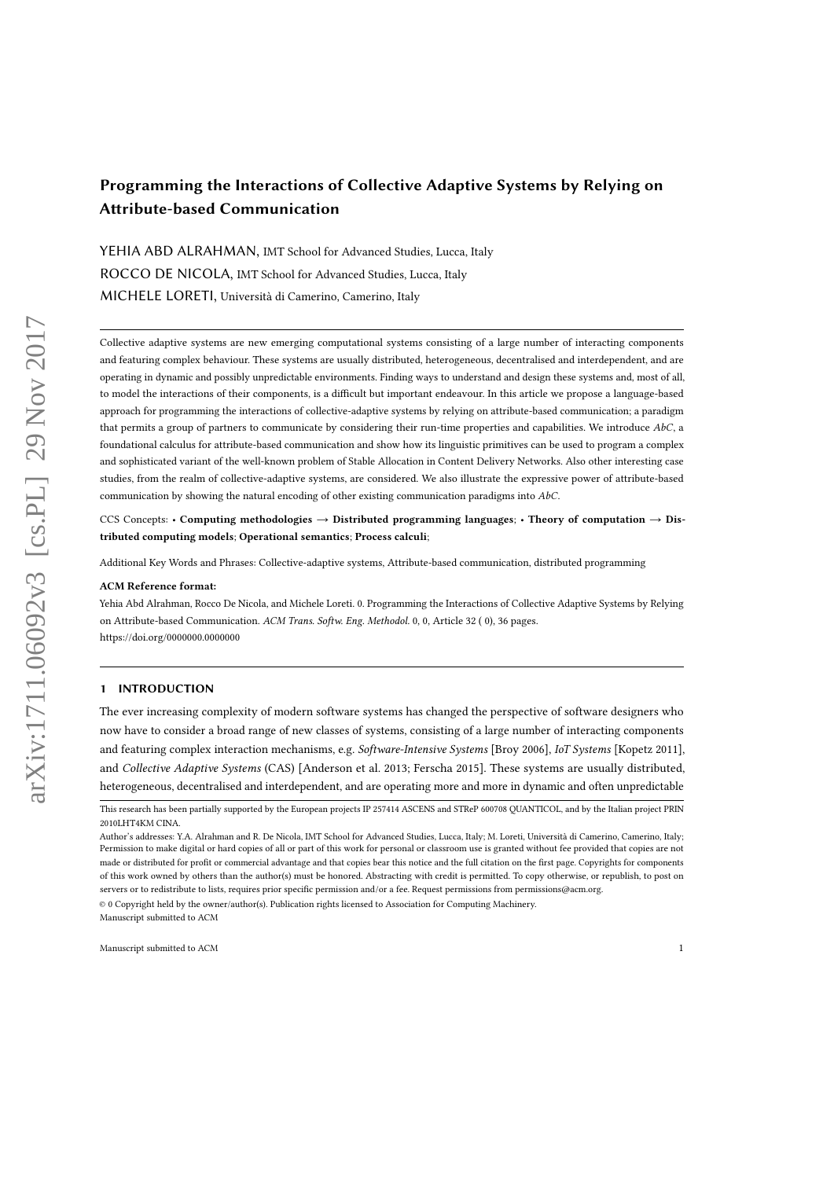# Programming the Interactions of Collective Adaptive Systems by Relying on Attribute-based Communication

YEHIA ABD ALRAHMAN, IMT School for Advanced Studies, Lucca, Italy

ROCCO DE NICOLA, IMT School for Advanced Studies, Lucca, Italy

MICHELE LORETI, Università di Camerino, Camerino, Italy

Collective adaptive systems are new emerging computational systems consisting of a large number of interacting components and featuring complex behaviour. These systems are usually distributed, heterogeneous, decentralised and interdependent, and are operating in dynamic and possibly unpredictable environments. Finding ways to understand and design these systems and, most of all, to model the interactions of their components, is a difficult but important endeavour. In this article we propose a language-based approach for programming the interactions of collective-adaptive systems by relying on attribute-based communication; a paradigm that permits a group of partners to communicate by considering their run-time properties and capabilities. We introduce *AbC*, a foundational calculus for attribute-based communication and show how its linguistic primitives can be used to program a complex and sophisticated variant of the well-known problem of Stable Allocation in Content Delivery Networks. Also other interesting case studies, from the realm of collective-adaptive systems, are considered. We also illustrate the expressive power of attribute-based communication by showing the natural encoding of other existing communication paradigms into *AbC*.

CCS Concepts: • **Computing methodologies** → **Distributed programming languages**; • **Theory of computation** → **Distributed computing models**; **Operational semantics**; **Process calculi**;

Additional Key Words and Phrases: Collective-adaptive systems, Attribute-based communication, distributed programming

**ACM Reference format:**

Yehia Abd Alrahman, Rocco De Nicola, and Michele Loreti. 0. Programming the Interactions of Collective Adaptive Systems by Relying on Attribute-based Communication. *ACM Trans. Softw. Eng. Methodol.* 0, 0, Article 32 ( 0), 36 pages.
https://doi.org/0000000.0000000

## 1 INTRODUCTION

The ever increasing complexity of modern software systems has changed the perspective of software designers who now have to consider a broad range of new classes of systems, consisting of a large number of interacting components and featuring complex interaction mechanisms, e.g. *Software-Intensive Systems* [Broy 2006], *IoT Systems* [Kopetz 2011], and *Collective Adaptive Systems* (CAS) [Anderson et al. 2013; Ferscha 2015]. These systems are usually distributed, heterogeneous, decentralised and interdependent, and are operating more and more in dynamic and often unpredictable

This research has been partially supported by the European projects IP 257414 ASCENS and STReP 600708 QUANTICOL, and by the Italian project PRIN 2010LHT4KM CINA.

Author's addresses: Y.A. Alrahman and R. De Nicola, IMT School for Advanced Studies, Lucca, Italy; M. Loreti, Università di Camerino, Camerino, Italy; Permission to make digital or hard copies of all or part of this work for personal or classroom use is granted without fee provided that copies are not made or distributed for profit or commercial advantage and that copies bear this notice and the full citation on the first page. Copyrights for components of this work owned by others than the author(s) must be honored. Abstracting with credit is permitted. To copy otherwise, or republish, to post on servers or to redistribute to lists, requires prior specific permission and/or a fee. Request permissions from permissions@acm.org.

© 0 Copyright held by the owner/author(s). Publication rights licensed to Association for Computing Machinery.

Manuscript submitted to ACM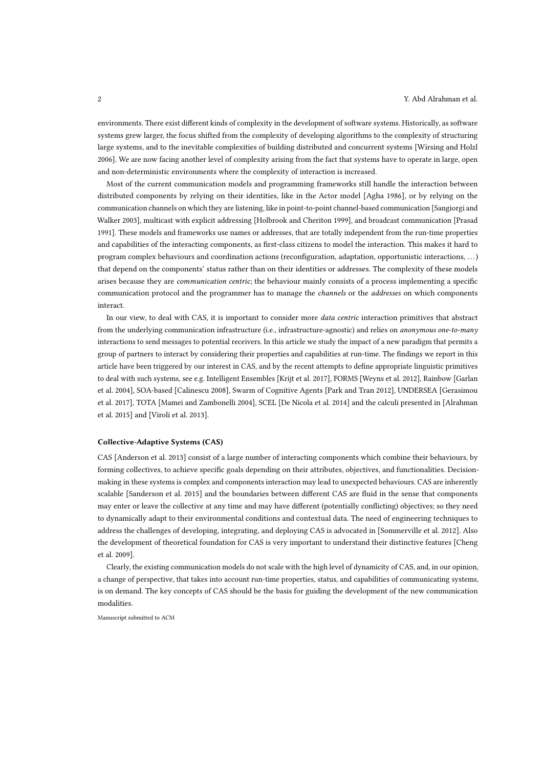environments. There exist different kinds of complexity in the development of software systems. Historically, as software systems grew larger, the focus shifted from the complexity of developing algorithms to the complexity of structuring large systems, and to the inevitable complexities of building distributed and concurrent systems [Wirsing and Holzl 2006]. We are now facing another level of complexity arising from the fact that systems have to operate in large, open and non-deterministic environments where the complexity of interaction is increased.

Most of the current communication models and programming frameworks still handle the interaction between distributed components by relying on their identities, like in the Actor model [Agha 1986], or by relying on the communication channels on which they are listening, like in point-to-point channel-based communication [Sangiorgi and Walker 2003], multicast with explicit addressing [Holbrook and Cheriton 1999], and broadcast communication [Prasad 1991]. These models and frameworks use names or addresses, that are totally independent from the run-time properties and capabilities of the interacting components, as first-class citizens to model the interaction. This makes it hard to program complex behaviours and coordination actions (reconfiguration, adaptation, opportunistic interactions, ...) that depend on the components' status rather than on their identities or addresses. The complexity of these models arises because they are *communication centric*; the behaviour mainly consists of a process implementing a specific communication protocol and the programmer has to manage the *channels* or the *addresses* on which components interact.

In our view, to deal with CAS, it is important to consider more *data centric* interaction primitives that abstract from the underlying communication infrastructure (i.e., infrastructure-agnostic) and relies on *anonymous one-to-many* interactions to send messages to potential receivers. In this article we study the impact of a new paradigm that permits a group of partners to interact by considering their properties and capabilities at run-time. The findings we report in this article have been triggered by our interest in CAS, and by the recent attempts to define appropriate linguistic primitives to deal with such systems, see e.g. Intelligent Ensembles [Krijt et al. 2017], FORMS [Weyns et al. 2012], Rainbow [Garlan et al. 2004], SOA-based [Calinescu 2008], Swarm of Cognitive Agents [Park and Tran 2012], UNDERSEA [Gerasimou et al. 2017], TOTA [Mamei and Zambonelli 2004], SCEL [De Nicola et al. 2014] and the calculi presented in [Alrahman et al. 2015] and [Viroli et al. 2013].

#### Collective-Adaptive Systems (CAS)

CAS [Anderson et al. 2013] consist of a large number of interacting components which combine their behaviours, by forming collectives, to achieve specific goals depending on their attributes, objectives, and functionalities. Decision-making in these systems is complex and components interaction may lead to unexpected behaviours. CAS are inherently scalable [Sanderson et al. 2015] and the boundaries between different CAS are fluid in the sense that components may enter or leave the collective at any time and may have different (potentially conflicting) objectives; so they need to dynamically adapt to their environmental conditions and contextual data. The need of engineering techniques to address the challenges of developing, integrating, and deploying CAS is advocated in [Sommerville et al. 2012]. Also the development of theoretical foundation for CAS is very important to understand their distinctive features [Cheng et al. 2009].

Clearly, the existing communication models do not scale with the high level of dynamicity of CAS, and, in our opinion, a change of perspective, that takes into account run-time properties, status, and capabilities of communicating systems, is on demand. The key concepts of CAS should be the basis for guiding the development of the new communication modalities.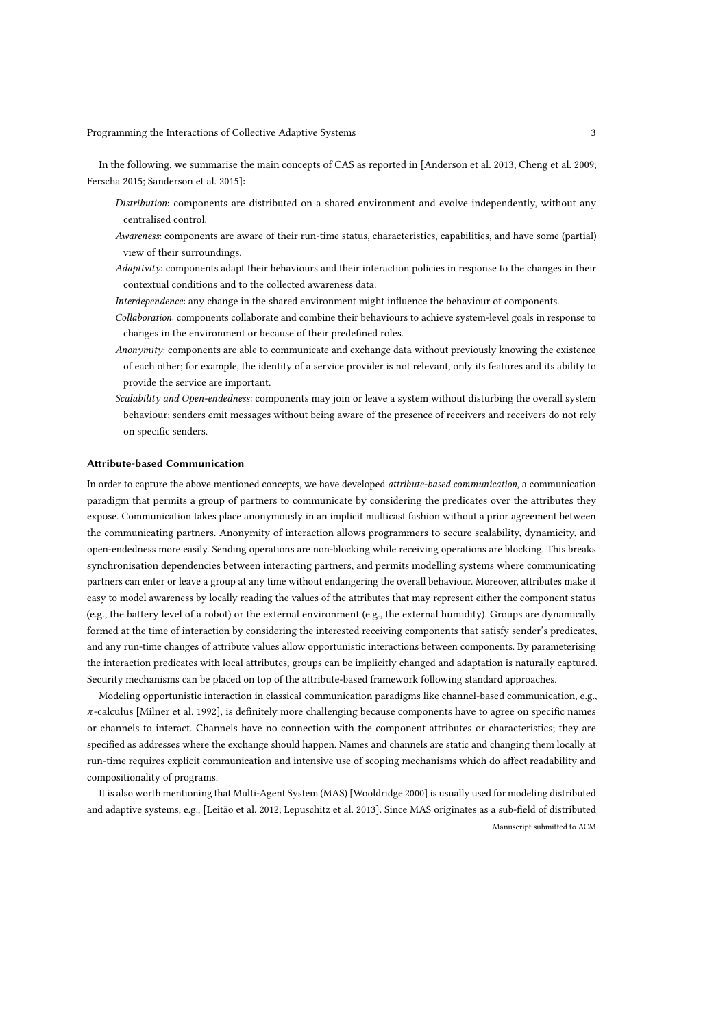In the following, we summarise the main concepts of CAS as reported in [Anderson et al. 2013; Cheng et al. 2009; Ferscha 2015; Sanderson et al. 2015]:

*Distribution*: components are distributed on a shared environment and evolve independently, without any centralised control.

*Awareness*: components are aware of their run-time status, characteristics, capabilities, and have some (partial) view of their surroundings.

*Adaptivity*: components adapt their behaviours and their interaction policies in response to the changes in their contextual conditions and to the collected awareness data.

*Interdependence*: any change in the shared environment might influence the behaviour of components.

*Collaboration*: components collaborate and combine their behaviours to achieve system-level goals in response to changes in the environment or because of their predefined roles.

*Anonymity*: components are able to communicate and exchange data without previously knowing the existence of each other; for example, the identity of a service provider is not relevant, only its features and its ability to provide the service are important.

*Scalability and Open-endedness*: components may join or leave a system without disturbing the overall system behaviour; senders emit messages without being aware of the presence of receivers and receivers do not rely on specific senders.

#### Attribute-based Communication

In order to capture the above mentioned concepts, we have developed *attribute-based communication*, a communication paradigm that permits a group of partners to communicate by considering the predicates over the attributes they expose. Communication takes place anonymously in an implicit multicast fashion without a prior agreement between the communicating partners. Anonymity of interaction allows programmers to secure scalability, dynamicity, and open-endedness more easily. Sending operations are non-blocking while receiving operations are blocking. This breaks synchronisation dependencies between interacting partners, and permits modelling systems where communicating partners can enter or leave a group at any time without endangering the overall behaviour. Moreover, attributes make it easy to model awareness by locally reading the values of the attributes that may represent either the component status (e.g., the battery level of a robot) or the external environment (e.g., the external humidity). Groups are dynamically formed at the time of interaction by considering the interested receiving components that satisfy sender's predicates, and any run-time changes of attribute values allow opportunistic interactions between components. By parameterising the interaction predicates with local attributes, groups can be implicitly changed and adaptation is naturally captured. Security mechanisms can be placed on top of the attribute-based framework following standard approaches.

Modeling opportunistic interaction in classical communication paradigms like channel-based communication, e.g., $\pi$-calculus [Milner et al. 1992], is definitely more challenging because components have to agree on specific names or channels to interact. Channels have no connection with the component attributes or characteristics; they are specified as addresses where the exchange should happen. Names and channels are static and changing them locally at run-time requires explicit communication and intensive use of scoping mechanisms which do affect readability and compositionality of programs.

It is also worth mentioning that Multi-Agent System (MAS) [Wooldridge 2000] is usually used for modeling distributed and adaptive systems, e.g., [Leitão et al. 2012; Lepuschitz et al. 2013]. Since MAS originates as a sub-field of distributed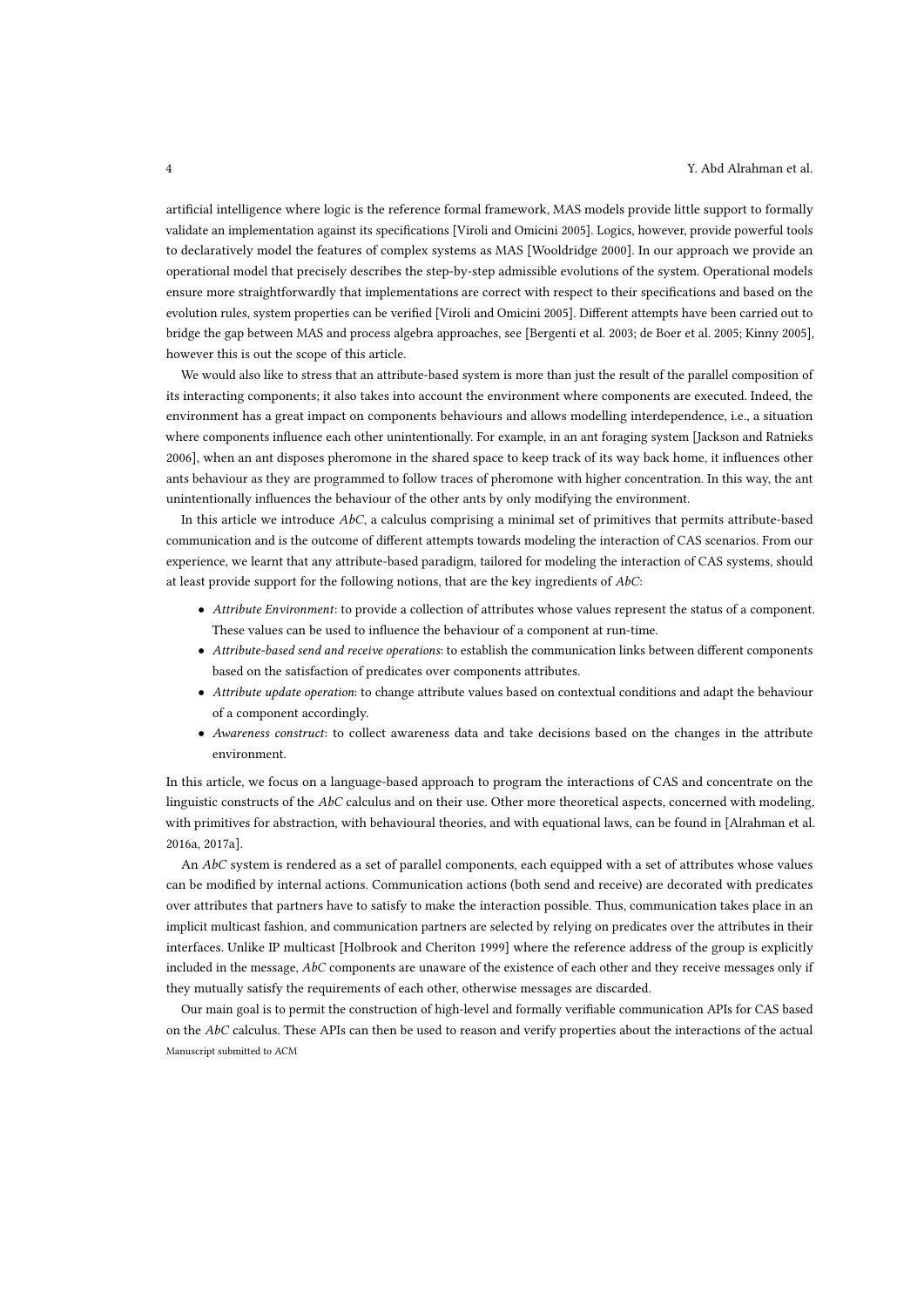artificial intelligence where logic is the reference formal framework, MAS models provide little support to formally validate an implementation against its specifications [Viroli and Omicini 2005]. Logics, however, provide powerful tools to declaratively model the features of complex systems as MAS [Wooldridge 2000]. In our approach we provide an operational model that precisely describes the step-by-step admissible evolutions of the system. Operational models ensure more straightforwardly that implementations are correct with respect to their specifications and based on the evolution rules, system properties can be verified [Viroli and Omicini 2005]. Different attempts have been carried out to bridge the gap between MAS and process algebra approaches, see [Bergenti et al. 2003; de Boer et al. 2005; Kinny 2005], however this is out the scope of this article.

We would also like to stress that an attribute-based system is more than just the result of the parallel composition of its interacting components; it also takes into account the environment where components are executed. Indeed, the environment has a great impact on components behaviours and allows modelling interdependence, i.e., a situation where components influence each other unintentionally. For example, in an ant foraging system [Jackson and Ratnieks 2006], when an ant disposes pheromone in the shared space to keep track of its way back home, it influences other ants behaviour as they are programmed to follow traces of pheromone with higher concentration. In this way, the ant unintentionally influences the behaviour of the other ants by only modifying the environment.

In this article we introduce *AbC*, a calculus comprising a minimal set of primitives that permits attribute-based communication and is the outcome of different attempts towards modeling the interaction of CAS scenarios. From our experience, we learnt that any attribute-based paradigm, tailored for modeling the interaction of CAS systems, should at least provide support for the following notions, that are the key ingredients of *AbC*:

- *Attribute Environment*: to provide a collection of attributes whose values represent the status of a component. These values can be used to influence the behaviour of a component at run-time.
- *Attribute-based send and receive operations*: to establish the communication links between different components based on the satisfaction of predicates over components attributes.
- *Attribute update operation*: to change attribute values based on contextual conditions and adapt the behaviour of a component accordingly.
- *Awareness construct*: to collect awareness data and take decisions based on the changes in the attribute environment.

In this article, we focus on a language-based approach to program the interactions of CAS and concentrate on the linguistic constructs of the *AbC* calculus and on their use. Other more theoretical aspects, concerned with modeling, with primitives for abstraction, with behavioural theories, and with equational laws, can be found in [Alrahman et al. 2016a, 2017a].

An *AbC* system is rendered as a set of parallel components, each equipped with a set of attributes whose values can be modified by internal actions. Communication actions (both send and receive) are decorated with predicates over attributes that partners have to satisfy to make the interaction possible. Thus, communication takes place in an implicit multicast fashion, and communication partners are selected by relying on predicates over the attributes in their interfaces. Unlike IP multicast [Holbrook and Cheriton 1999] where the reference address of the group is explicitly included in the message, *AbC* components are unaware of the existence of each other and they receive messages only if they mutually satisfy the requirements of each other, otherwise messages are discarded.

Our main goal is to permit the construction of high-level and formally verifiable communication APIs for CAS based on the *AbC* calculus. These APIs can then be used to reason and verify properties about the interactions of the actual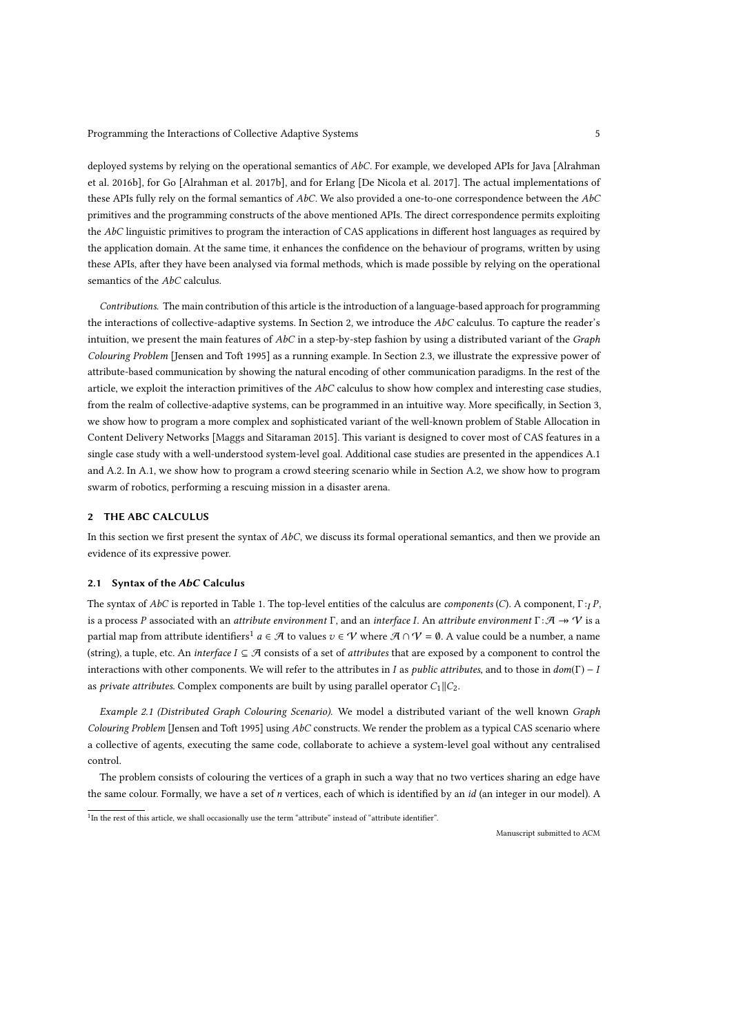deployed systems by relying on the operational semantics of *AbC*. For example, we developed APIs for Java [Alrahman et al. 2016b], for Go [Alrahman et al. 2017b], and for Erlang [De Nicola et al. 2017]. The actual implementations of these APIs fully rely on the formal semantics of *AbC*. We also provided a one-to-one correspondence between the *AbC* primitives and the programming constructs of the above mentioned APIs. The direct correspondence permits exploiting the *AbC* linguistic primitives to program the interaction of CAS applications in different host languages as required by the application domain. At the same time, it enhances the confidence on the behaviour of programs, written by using these APIs, after they have been analysed via formal methods, which is made possible by relying on the operational semantics of the *AbC* calculus.

*Contributions.* The main contribution of this article is the introduction of a language-based approach for programming the interactions of collective-adaptive systems. In Section 2, we introduce the *AbC* calculus. To capture the reader's intuition, we present the main features of *AbC* in a step-by-step fashion by using a distributed variant of the *Graph Colouring Problem* [Jensen and Toft 1995] as a running example. In Section 2.3, we illustrate the expressive power of attribute-based communication by showing the natural encoding of other communication paradigms. In the rest of the article, we exploit the interaction primitives of the *AbC* calculus to show how complex and interesting case studies, from the realm of collective-adaptive systems, can be programmed in an intuitive way. More specifically, in Section 3, we show how to program a more complex and sophisticated variant of the well-known problem of Stable Allocation in Content Delivery Networks [Maggs and Sitaraman 2015]. This variant is designed to cover most of CAS features in a single case study with a well-understood system-level goal. Additional case studies are presented in the appendices A.1 and A.2. In A.1, we show how to program a crowd steering scenario while in Section A.2, we show how to program swarm of robotics, performing a rescuing mission in a disaster arena.

## 2 THE ABC CALCULUS

In this section we first present the syntax of *AbC*, we discuss its formal operational semantics, and then we provide an evidence of its expressive power.

### 2.1 Syntax of the *AbC* Calculus

The syntax of *AbC* is reported in Table 1. The top-level entities of the calculus are *components* ($C$). A component, $\Gamma :_I P$, is a process $P$ associated with an *attribute environment* $\Gamma$, and an *interface* $I$. An *attribute environment* $\Gamma : \mathcal{A} \rightharpoonup \mathcal{V}$ is a partial map from attribute identifiers[1] $a \in \mathcal{A}$ to values $v \in \mathcal{V}$ where $\mathcal{A} \cap \mathcal{V} = \emptyset$. A value could be a number, a name (string), a tuple, etc. An *interface* $I \subseteq \mathcal{A}$ consists of a set of *attributes* that are exposed by a component to control the interactions with other components. We will refer to the attributes in $I$ as *public attributes*, and to those in $dom(\Gamma) - I$ as *private attributes*. Complex components are built by using parallel operator $C_1 \| C_2$.

*Example 2.1 (Distributed Graph Colouring Scenario).* We model a distributed variant of the well known *Graph Colouring Problem* [Jensen and Toft 1995] using *AbC* constructs. We render the problem as a typical CAS scenario where a collective of agents, executing the same code, collaborate to achieve a system-level goal without any centralised control.

The problem consists of colouring the vertices of a graph in such a way that no two vertices sharing an edge have the same colour. Formally, we have a set of $n$ vertices, each of which is identified by an *id* (an integer in our model). A

[1] In the rest of this article, we shall occasionally use the term "attribute" instead of "attribute identifier".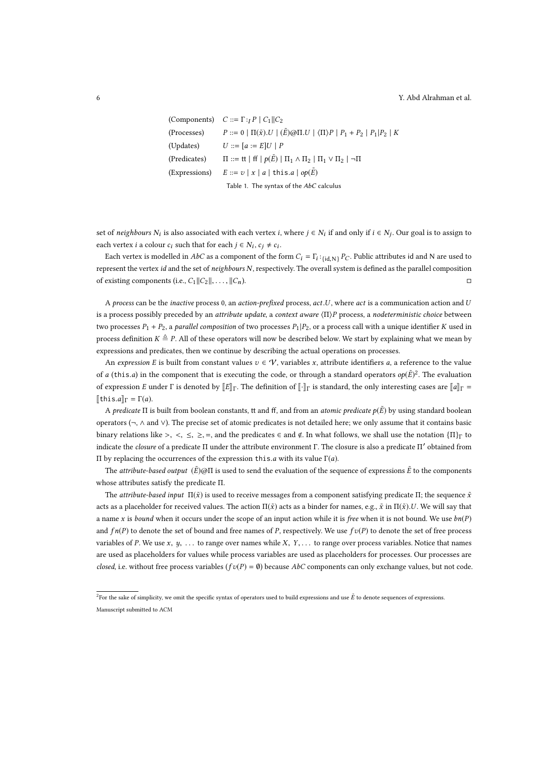| | |
|---|---|
| (Components) | $C ::= \Gamma :_I P \mid C_1 \| C_2$ |
| (Processes) | $P ::= 0 \mid \Pi(\tilde{x}).U \mid (\tilde{E})@\Pi.U \mid \langle \Pi \rangle P \mid P_1 + P_2 \mid P_1 \vert P_2 \mid K$ |
| (Updates) | $U ::= [a := E]U \mid P$ |
| (Predicates) | $\Pi ::= \mathsf{tt} \mid \mathsf{ff} \mid p(\tilde{E}) \mid \Pi_1 \wedge \Pi_2 \mid \Pi_1 \vee \Pi_2 \mid \neg \Pi$ |
| (Expressions) | $E ::= v \mid x \mid a \mid \mathtt{this}.a \mid op(\tilde{E})$ |

Table 1. The syntax of the *AbC* calculus

set of *neighbours* $N_i$ is also associated with each vertex $i$, where $j \in N_i$ if and only if $i \in N_j$. Our goal is to assign to each vertex $i$ a colour $c_i$ such that for each $j \in N_i$, $c_j \neq c_i$.

Each vertex is modelled in *AbC* as a component of the form $C_i = \Gamma_i :_{\{\mathsf{id},\mathsf{N}\}} P_C$. Public attributes id and N are used to represent the vertex *id* and the set of *neighbours* $N$, respectively. The overall system is defined as the parallel composition of existing components (i.e., $C_1 \| C_2 \|, \ldots, \| C_n$). □

A *process* can be the *inactive* process 0, an *action-prefixed* process, $act.U$, where $act$ is a communication action and $U$ is a process possibly preceded by an *attribute update*, a *context aware* $\langle \Pi \rangle P$ process, a *nodeterministic choice* between two processes $P_1 + P_2$, a *parallel composition* of two processes $P_1 \vert P_2$, or a process call with a unique identifier $K$ used in process definition $K \triangleq P$. All of these operators will now be described below. We start by explaining what we mean by expressions and predicates, then we continue by describing the actual operations on processes.

An *expression* $E$ is built from constant values $v \in \mathcal{V}$, variables $x$, attribute identifiers $a$, a reference to the value of $a$ ($\mathtt{this}.a$) in the component that is executing the code, or through a standard operators $op(\tilde{E})$[2]. The evaluation of expression $E$ under $\Gamma$ is denoted by $[\![E]\!]_\Gamma$. The definition of $[\![\cdot]\!]_\Gamma$ is standard, the only interesting cases are $[\![a]\!]_\Gamma = [\![\mathtt{this}.a]\!]_\Gamma = \Gamma(a)$.

A *predicate* $\Pi$ is built from boolean constants, tt and ff, and from an *atomic predicate* $p(\tilde{E})$ by using standard boolean operators ($\neg$, $\wedge$ and $\vee$). The precise set of atomic predicates is not detailed here; we only assume that it contains basic binary relations like $>$, $<$, $\leq$, $\geq$, $=$, and the predicates $\in$ and $\notin$. In what follows, we shall use the notation $\{\Pi\}_\Gamma$ to indicate the *closure* of a predicate $\Pi$ under the attribute environment $\Gamma$. The closure is also a predicate $\Pi'$ obtained from $\Pi$ by replacing the occurrences of the expression $\mathtt{this}.a$ with its value $\Gamma(a)$.

The *attribute-based output* $(\tilde{E})@\Pi$ is used to send the evaluation of the sequence of expressions $\tilde{E}$ to the components whose attributes satisfy the predicate $\Pi$.

The *attribute-based input* $\Pi(\tilde{x})$ is used to receive messages from a component satisfying predicate $\Pi$; the sequence $\tilde{x}$ acts as a placeholder for received values. The action $\Pi(\tilde{x})$ acts as a binder for names, e.g., $\tilde{x}$ in $\Pi(\tilde{x}).U$. We will say that a name $x$ is *bound* when it occurs under the scope of an input action while it is *free* when it is not bound. We use $bn(P)$ and $fn(P)$ to denote the set of bound and free names of $P$, respectively. We use $fv(P)$ to denote the set of free process variables of $P$. We use $x$, $y$, ... to range over names while $X$, $Y$, ... to range over process variables. Notice that names are used as placeholders for values while process variables are used as placeholders for processes. Our processes are *closed*, i.e. without free process variables ($fv(P) = \emptyset$) because *AbC* components can only exchange values, but not code.

[2]For the sake of simplicity, we omit the specific syntax of operators used to build expressions and use $\tilde{E}$ to denote sequences of expressions.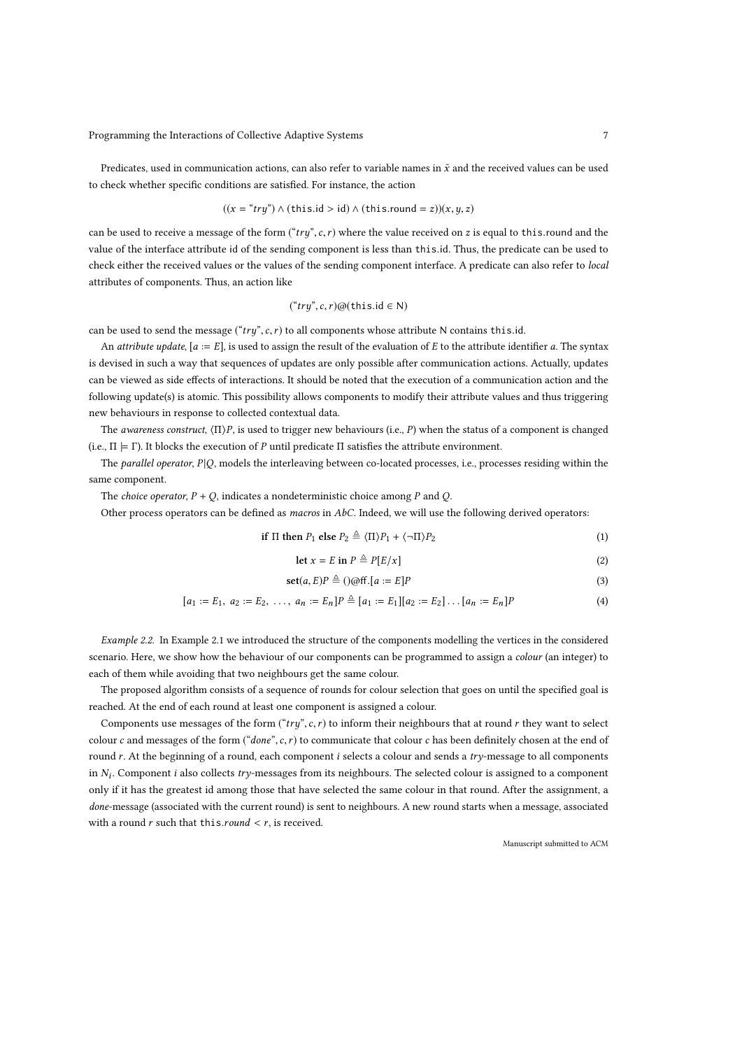Predicates, used in communication actions, can also refer to variable names in $\tilde{x}$ and the received values can be used to check whether specific conditions are satisfied. For instance, the action

$$((x = \text{“}try\text{”}) \land (\mathsf{this.id} > \mathsf{id}) \land (\mathsf{this.round} = z))(x, y, z)$$

can be used to receive a message of the form (“$try$”, $c$, $r$) where the value received on $z$ is equal to this.round and the value of the interface attribute id of the sending component is less than this.id. Thus, the predicate can be used to check either the received values or the values of the sending component interface. A predicate can also refer to *local* attributes of components. Thus, an action like

$$(\text{“}try\text{”}, c, r)@(\mathsf{this.id} \in \mathsf{N})$$

can be used to send the message (“$try$”, $c$, $r$) to all components whose attribute N contains this.id.

An *attribute update*, $[a := E]$, is used to assign the result of the evaluation of $E$ to the attribute identifier $a$. The syntax is devised in such a way that sequences of updates are only possible after communication actions. Actually, updates can be viewed as side effects of interactions. It should be noted that the execution of a communication action and the following update(s) is atomic. This possibility allows components to modify their attribute values and thus triggering new behaviours in response to collected contextual data.

The *awareness construct*, $\langle \Pi \rangle P$, is used to trigger new behaviours (i.e., $P$) when the status of a component is changed (i.e., $\Pi \models \Gamma$). It blocks the execution of $P$ until predicate $\Pi$ satisfies the attribute environment.

The *parallel operator*, $P|Q$, models the interleaving between co-located processes, i.e., processes residing within the same component.

The *choice operator*, $P + Q$, indicates a nondeterministic choice among $P$ and $Q$.

Other process operators can be defined as *macros* in *AbC*. Indeed, we will use the following derived operators:

$$\textbf{if } \Pi \textbf{ then } P_1 \textbf{ else } P_2 \triangleq \langle \Pi \rangle P_1 + \langle \neg \Pi \rangle P_2 \tag{1}$$

$$\textbf{let } x = E \textbf{ in } P \triangleq P[E/x] \tag{2}$$

$$\textbf{set}(a, E)P \triangleq ()@\mathsf{ff}.[a := E]P \tag{3}$$

$$[a_1 := E_1,\ a_2 := E_2,\ \ldots,\ a_n := E_n]P \triangleq [a_1 := E_1][a_2 := E_2]\ldots[a_n := E_n]P \tag{4}$$

*Example 2.2.* In Example 2.1 we introduced the structure of the components modelling the vertices in the considered scenario. Here, we show how the behaviour of our components can be programmed to assign a *colour* (an integer) to each of them while avoiding that two neighbours get the same colour.

The proposed algorithm consists of a sequence of rounds for colour selection that goes on until the specified goal is reached. At the end of each round at least one component is assigned a colour.

Components use messages of the form (“$try$”, $c$, $r$) to inform their neighbours that at round $r$ they want to select colour $c$ and messages of the form (“$done$”, $c$, $r$) to communicate that colour $c$ has been definitely chosen at the end of round $r$. At the beginning of a round, each component $i$ selects a colour and sends a *try*-message to all components in $N_i$. Component $i$ also collects *try*-messages from its neighbours. The selected colour is assigned to a component only if it has the greatest id among those that have selected the same colour in that round. After the assignment, a *done*-message (associated with the current round) is sent to neighbours. A new round starts when a message, associated with a round $r$ such that this.$round < r$, is received.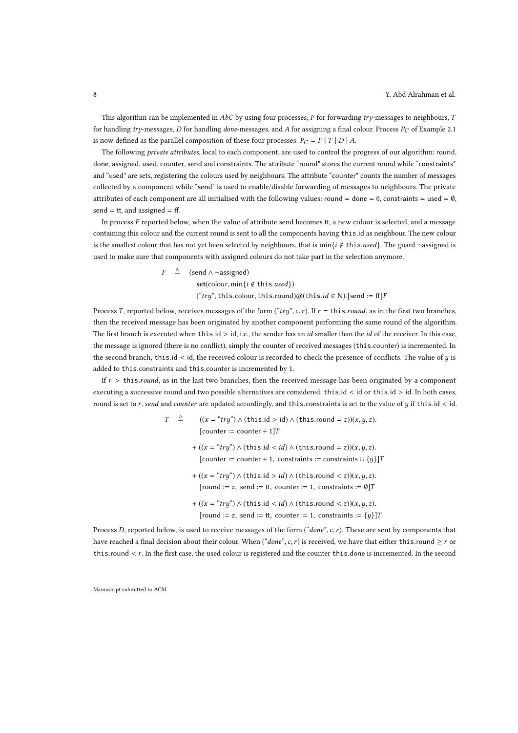This algorithm can be implemented in *AbC* by using four processes, $F$ for forwarding *try*-messages to neighbours, $T$ for handling *try*-messages, $D$ for handling *done*-messages, and $A$ for assigning a final colour. Process $P_C$ of Example 2.1 is now defined as the parallel composition of these four processes: $P_C = F \mid T \mid D \mid A$.

The following *private attributes*, local to each component, are used to control the progress of our algorithm: round, done, assigned, used, counter, send and constraints. The attribute "round" stores the current round while "constraints" and "used" are sets, registering the colours used by neighbours. The attribute "counter" counts the number of messages collected by a component while "send" is used to enable/disable forwarding of messages to neighbours. The private attributes of each component are all initialised with the following values: round = done = 0, constraints = used = $\emptyset$, send = tt, and assigned = ff.

In process $F$ reported below, when the value of attribute send becomes tt, a new colour is selected, and a message containing this colour and the current round is sent to all the components having this.id as neighbour. The new colour is the smallest colour that has not yet been selected by neighbours, that is $\min\{i \notin \mathsf{this}.used\}$. The guard $\neg$assigned is used to make sure that components with assigned colours do not take part in the selection anymore.

$$
\begin{aligned}
F \quad \triangleq \quad & \langle \text{send} \wedge \neg\text{assigned} \rangle \\
& \quad \mathbf{set}(\text{colour}, \min\{i \notin \mathsf{this}.used\}) \\
& \quad (\text{"}try\text{"}, \mathsf{this}.\text{colour}, \mathsf{this}.\text{round})@(\mathsf{this}.id \in \mathrm{N}).[\text{send} := \text{ff}]F
\end{aligned}
$$

Process $T$, reported below, receives messages of the form $(\text{"}try\text{"}, c, r)$. If $r = \mathsf{this}.round$, as in the first two branches, then the received message has been originated by another component performing the same round of the algorithm. The first branch is executed when this.id > id, i.e., the sender has an *id* smaller than the *id* of the receiver. In this case, the message is ignored (there is no conflict), simply the counter of received messages (this.counter) is incremented. In the second branch, this.id < id, the received colour is recorded to check the presence of conflicts. The value of $y$ is added to this.constraints and this.counter is incremented by 1.

If $r > \mathsf{this}.round$, as in the last two branches, then the received message has been originated by a component executing a successive round and two possible alternatives are considered, this.id < id or this.id > id. In both cases, round is set to $r$, *send* and *counter* are updated accordingly, and this.constraints is set to the value of $y$ if this.id < id.

$$
\begin{aligned}
T \quad \triangleq \quad & ((x = \text{"}try\text{"}) \wedge (\mathsf{this}.\text{id} > \text{id}) \wedge (\mathsf{this}.\text{round} = z))(x, y, z). \\
& [\text{counter} := \text{counter} + 1]T \\
& + ((x = \text{"}try\text{"}) \wedge (\mathsf{this}.id < id) \wedge (\mathsf{this}.\text{round} = z))(x, y, z). \\
& [\text{counter} := \text{counter} + 1,\ \text{constraints} := \text{constraints} \cup \{y\}]T \\
& + ((x = \text{"}try\text{"}) \wedge (\mathsf{this}.\text{id} > id) \wedge (\mathsf{this}.\text{round} < z))(x, y, z). \\
& [\text{round} := z,\ \text{send} := \text{tt},\ \text{counter} := 1,\ \text{constraints} := \emptyset]T \\
& + ((x = \text{"}try\text{"}) \wedge (\mathsf{this}.\text{id} < id) \wedge (\mathsf{this}.\text{round} < z))(x, y, z). \\
& [\text{round} := z,\ \text{send} := \text{tt},\ \text{counter} := 1,\ \text{constraints} := \{y\}]T
\end{aligned}
$$

Process $D$, reported below, is used to receive messages of the form $(\text{"}done\text{"}, c, r)$. These are sent by components that have reached a final decision about their colour. When $(\text{"}done\text{"}, c, r)$ is received, we have that either this.round $\geq r$ or this.round $< r$. In the first case, the used colour is registered and the counter this.done is incremented. In the second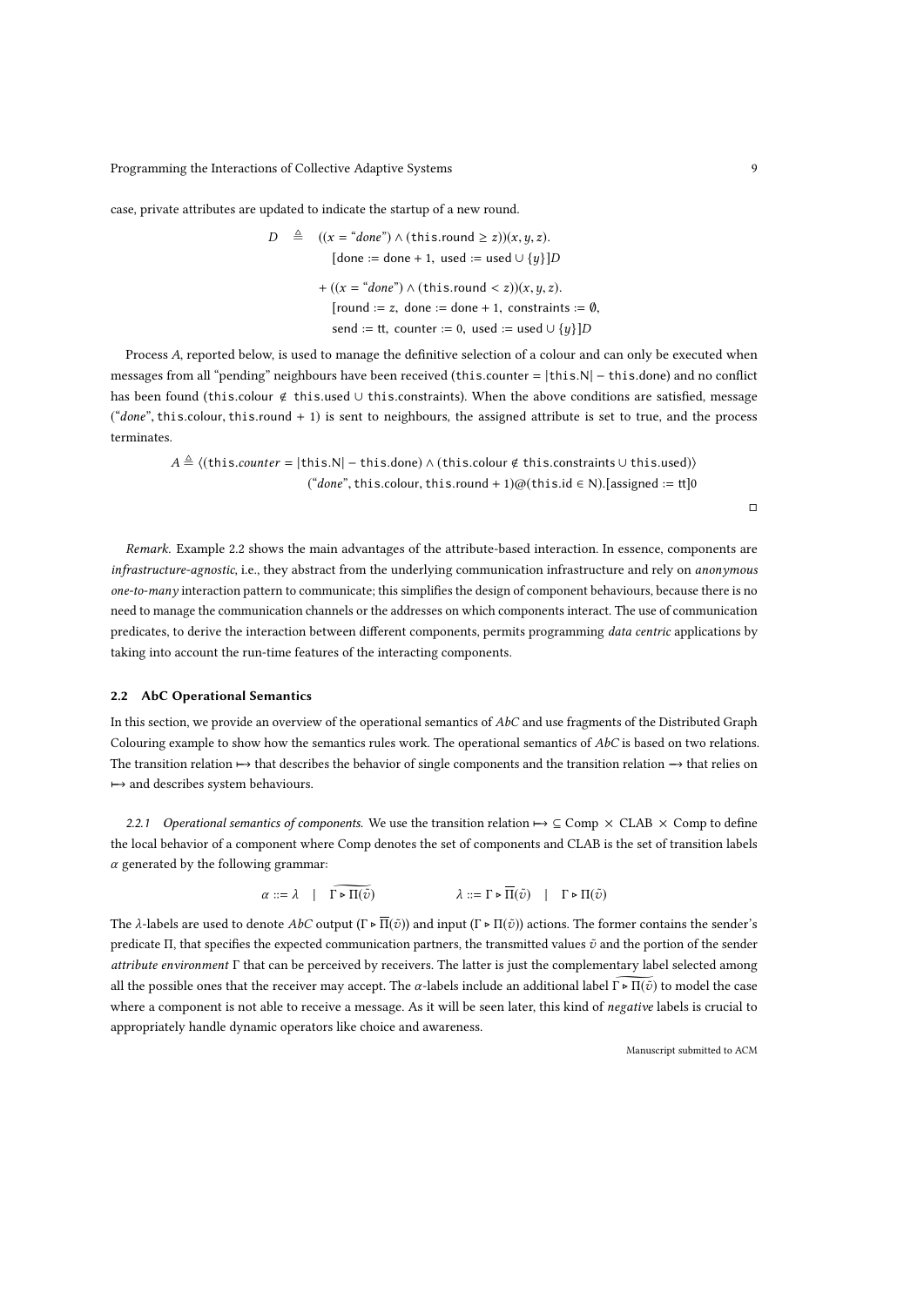case, private attributes are updated to indicate the startup of a new round.

$$
\begin{aligned}
D \;\triangleq\;\; & ((x = \text{“}done\text{”}) \wedge (\mathsf{this.round} \geq z))(x, y, z). \\
& \quad [\text{done} := \text{done} + 1,\ \text{used} := \text{used} \cup \{y\}]D \\
& + ((x = \text{“}done\text{”}) \wedge (\mathsf{this.round} < z))(x, y, z). \\
& \quad [\text{round} := z,\ \text{done} := \text{done} + 1,\ \text{constraints} := \emptyset, \\
& \quad \text{send} := \mathsf{tt},\ \text{counter} := 0,\ \text{used} := \text{used} \cup \{y\}]D
\end{aligned}
$$

Process $A$, reported below, is used to manage the definitive selection of a colour and can only be executed when messages from all “pending” neighbours have been received ($\mathsf{this.counter} = |\mathsf{this.N}| - \mathsf{this.done}$) and no conflict has been found ($\mathsf{this.colour} \notin \mathsf{this.used} \cup \mathsf{this.constraints}$). When the above conditions are satisfied, message (“*done*”, $\mathsf{this.colour}$, $\mathsf{this.round} + 1$) is sent to neighbours, the assigned attribute is set to true, and the process terminates.

$$
\begin{aligned}
A \triangleq\ & \langle(\mathsf{this}.counter = |\mathsf{this.N}| - \mathsf{this.done}) \wedge (\mathsf{this.colour} \notin \mathsf{this.constraints} \cup \mathsf{this.used})\rangle \\
& (\text{“}done\text{”}, \mathsf{this.colour}, \mathsf{this.round} + 1)@(\mathsf{this.id} \in \mathsf{N}).[\text{assigned} := \mathsf{tt}]0
\end{aligned}
$$

□

*Remark.* Example 2.2 shows the main advantages of the attribute-based interaction. In essence, components are *infrastructure-agnostic*, i.e., they abstract from the underlying communication infrastructure and rely on *anonymous one-to-many* interaction pattern to communicate; this simplifies the design of component behaviours, because there is no need to manage the communication channels or the addresses on which components interact. The use of communication predicates, to derive the interaction between different components, permits programming *data centric* applications by taking into account the run-time features of the interacting components.

### 2.2 AbC Operational Semantics

In this section, we provide an overview of the operational semantics of *AbC* and use fragments of the Distributed Graph Colouring example to show how the semantics rules work. The operational semantics of *AbC* is based on two relations. The transition relation $\mapsto$ that describes the behavior of single components and the transition relation $\rightarrow$ that relies on $\mapsto$ and describes system behaviours.

*2.2.1 Operational semantics of components.* We use the transition relation $\mapsto\ \subseteq \text{Comp} \times \text{CLAB} \times \text{Comp}$ to define the local behavior of a component where Comp denotes the set of components and CLAB is the set of transition labels $\alpha$ generated by the following grammar:

$$
\alpha ::= \lambda \quad | \quad \widetilde{\Gamma \triangleright \Pi(\tilde{v})} \qquad\qquad \lambda ::= \Gamma \triangleright \overline{\Pi}(\tilde{v}) \quad | \quad \Gamma \triangleright \Pi(\tilde{v})
$$

The $\lambda$-labels are used to denote *AbC* output ($\Gamma \triangleright \overline{\Pi}(\tilde{v})$) and input ($\Gamma \triangleright \Pi(\tilde{v})$) actions. The former contains the sender's predicate $\Pi$, that specifies the expected communication partners, the transmitted values $\tilde{v}$ and the portion of the sender *attribute environment* $\Gamma$ that can be perceived by receivers. The latter is just the complementary label selected among all the possible ones that the receiver may accept. The $\alpha$-labels include an additional label $\widetilde{\Gamma \triangleright \Pi(\tilde{v})}$ to model the case where a component is not able to receive a message. As it will be seen later, this kind of *negative* labels is crucial to appropriately handle dynamic operators like choice and awareness.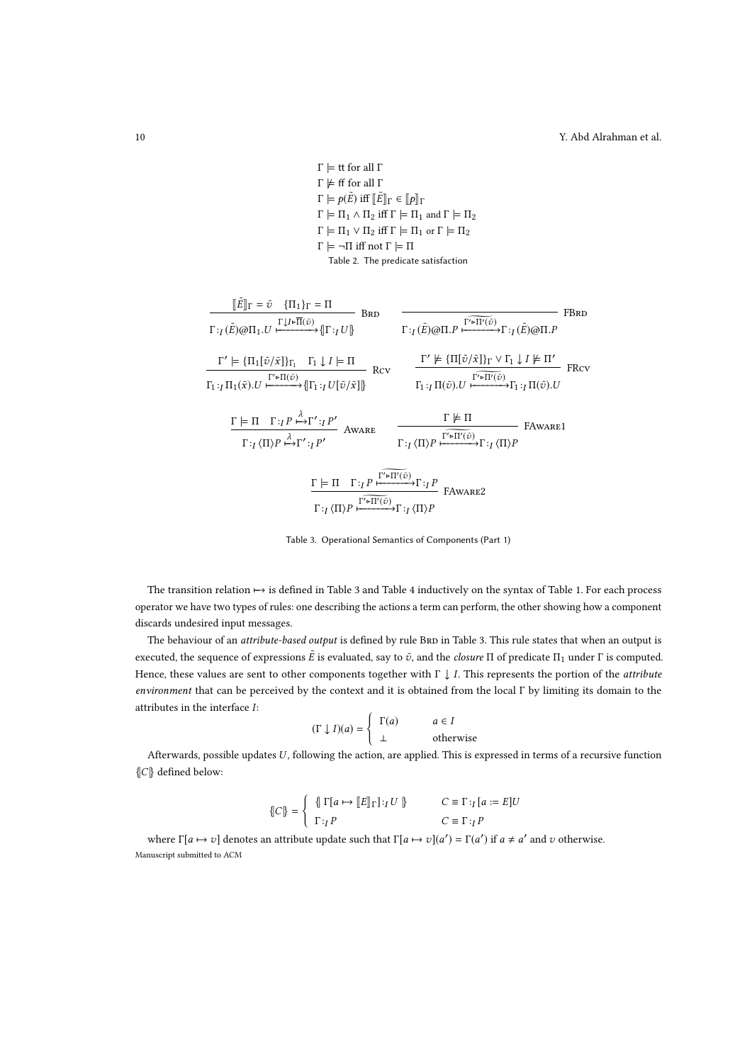$$\Gamma \models \mathsf{tt} \text{ for all } \Gamma$$
$$\Gamma \not\models \mathsf{ff} \text{ for all } \Gamma$$
$$\Gamma \models p(\tilde{E}) \text{ iff } [\![\tilde{E}]\!]_\Gamma \in [\![p]\!]_\Gamma$$
$$\Gamma \models \Pi_1 \wedge \Pi_2 \text{ iff } \Gamma \models \Pi_1 \text{ and } \Gamma \models \Pi_2$$
$$\Gamma \models \Pi_1 \vee \Pi_2 \text{ iff } \Gamma \models \Pi_1 \text{ or } \Gamma \models \Pi_2$$
$$\Gamma \models \neg\Pi \text{ iff not } \Gamma \models \Pi$$

Table 2. The predicate satisfaction

$$\frac{[\![\tilde{E}]\!]_\Gamma = \tilde{v} \quad \{\Pi_1\}_\Gamma = \Pi}{\Gamma :_I (\tilde{E})@\Pi_1.U \xmapsto{\Gamma\downarrow I \triangleright \overline{\Pi}(\tilde{v})} \{\!|\Gamma :_I U|\!\}}\ \textsc{Brd} \qquad \frac{}{\Gamma :_I (\tilde{E})@\Pi.P \xmapsto{\widetilde{\Gamma' \triangleright \Pi'(\tilde{v})}} \Gamma :_I (\tilde{E})@\Pi.P}\ \textsc{FBrd}$$

$$\frac{\Gamma' \models \{\Pi_1[\tilde{v}/\tilde{x}]\}_{\Gamma_1} \quad \Gamma_1 \downarrow I \models \Pi}{\Gamma_1 :_I \Pi_1(\tilde{x}).U \xmapsto{\Gamma' \triangleright \Pi(\tilde{v})} \{\!|\Gamma_1 :_I U[\tilde{v}/\tilde{x}]|\!\}}\ \textsc{Rcv} \qquad \frac{\Gamma' \not\models \{\Pi[\tilde{v}/\tilde{x}]\}_\Gamma \vee \Gamma_1 \downarrow I \not\models \Pi'}{\Gamma_1 :_I \Pi(\tilde{v}).U \xmapsto{\widetilde{\Gamma' \triangleright \Pi'(\tilde{v})}} \Gamma_1 :_I \Pi(\tilde{v}).U}\ \textsc{FRcv}$$

$$\frac{\Gamma \models \Pi \quad \Gamma :_I P \xmapsto{\lambda} \Gamma' :_I P'}{\Gamma :_I \langle\Pi\rangle P \xmapsto{\lambda} \Gamma' :_I P'}\ \textsc{Aware} \qquad \frac{\Gamma \not\models \Pi}{\Gamma :_I \langle\Pi\rangle P \xmapsto{\widetilde{\Gamma' \triangleright \Pi'(\tilde{v})}} \Gamma :_I \langle\Pi\rangle P}\ \textsc{FAware1}$$

$$\frac{\Gamma \models \Pi \quad \Gamma :_I P \xmapsto{\widetilde{\Gamma' \triangleright \Pi'(\tilde{v})}} \Gamma :_I P}{\Gamma :_I \langle\Pi\rangle P \xmapsto{\widetilde{\Gamma' \triangleright \Pi'(\tilde{v})}} \Gamma :_I \langle\Pi\rangle P}\ \textsc{FAware2}$$

Table 3. Operational Semantics of Components (Part 1)

The transition relation $\mapsto$ is defined in Table 3 and Table 4 inductively on the syntax of Table 1. For each process operator we have two types of rules: one describing the actions a term can perform, the other showing how a component discards undesired input messages.

The behaviour of an *attribute-based output* is defined by rule Brd in Table 3. This rule states that when an output is executed, the sequence of expressions $\tilde{E}$ is evaluated, say to $\tilde{v}$, and the *closure* $\Pi$ of predicate $\Pi_1$ under $\Gamma$ is computed. Hence, these values are sent to other components together with $\Gamma \downarrow I$. This represents the portion of the *attribute environment* that can be perceived by the context and it is obtained from the local $\Gamma$ by limiting its domain to the attributes in the interface $I$:

$$(\Gamma \downarrow I)(a) = \begin{cases} \Gamma(a) & a \in I \\ \bot & \text{otherwise} \end{cases}$$

Afterwards, possible updates $U$, following the action, are applied. This is expressed in terms of a recursive function $\{\!|C|\!\}$ defined below:

$$\{\!|C|\!\} = \begin{cases} \{\!|\,\Gamma[a \mapsto [\![E]\!]_\Gamma] :_I U\,|\!\} & C \equiv \Gamma :_I [a := E]U \\ \Gamma :_I P & C \equiv \Gamma :_I P \end{cases}$$

where $\Gamma[a \mapsto v]$ denotes an attribute update such that $\Gamma[a \mapsto v](a') = \Gamma(a')$ if $a \neq a'$ and $v$ otherwise.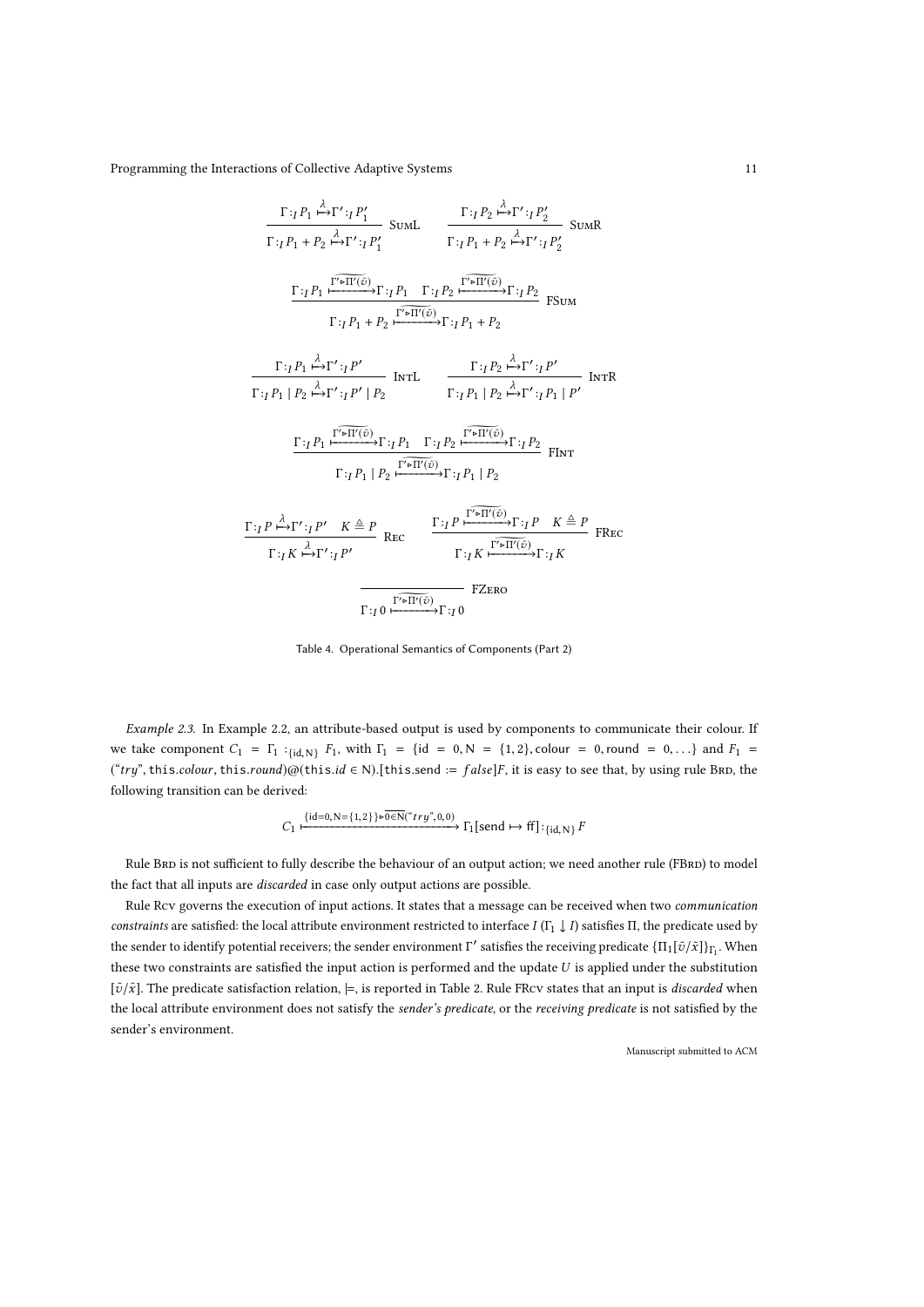$$\frac{\Gamma :_I P_1 \overset{\lambda}{\mapsto} \Gamma' :_I P_1'}{\Gamma :_I P_1 + P_2 \overset{\lambda}{\mapsto} \Gamma' :_I P_1'} \text{ SumL} \qquad \frac{\Gamma :_I P_2 \overset{\lambda}{\mapsto} \Gamma' :_I P_2'}{\Gamma :_I P_1 + P_2 \overset{\lambda}{\mapsto} \Gamma' :_I P_2'} \text{ SumR}$$

$$\frac{\Gamma :_I P_1 \xmapsto{\widetilde{\Gamma' \triangleright \Pi'(\tilde{v})}} \Gamma :_I P_1 \quad \Gamma :_I P_2 \xmapsto{\widetilde{\Gamma' \triangleright \Pi'(\tilde{v})}} \Gamma :_I P_2}{\Gamma :_I P_1 + P_2 \xmapsto{\widetilde{\Gamma' \triangleright \Pi'(\tilde{v})}} \Gamma :_I P_1 + P_2} \text{ FSum}$$

$$\frac{\Gamma :_I P_1 \overset{\lambda}{\mapsto} \Gamma' :_I P'}{\Gamma :_I P_1 \mid P_2 \overset{\lambda}{\mapsto} \Gamma' :_I P' \mid P_2} \text{ IntL} \qquad \frac{\Gamma :_I P_2 \overset{\lambda}{\mapsto} \Gamma' :_I P'}{\Gamma :_I P_1 \mid P_2 \overset{\lambda}{\mapsto} \Gamma' :_I P_1 \mid P'} \text{ IntR}$$

$$\frac{\Gamma :_I P_1 \xmapsto{\widetilde{\Gamma' \triangleright \Pi'(\tilde{v})}} \Gamma :_I P_1 \quad \Gamma :_I P_2 \xmapsto{\widetilde{\Gamma' \triangleright \Pi'(\tilde{v})}} \Gamma :_I P_2}{\Gamma :_I P_1 \mid P_2 \xmapsto{\widetilde{\Gamma' \triangleright \Pi'(\tilde{v})}} \Gamma :_I P_1 \mid P_2} \text{ FInt}$$

$$\frac{\Gamma :_I P \overset{\lambda}{\mapsto} \Gamma' :_I P' \quad K \triangleq P}{\Gamma :_I K \overset{\lambda}{\mapsto} \Gamma' :_I P'} \text{ Rec} \qquad \frac{\Gamma :_I P \xmapsto{\widetilde{\Gamma' \triangleright \Pi'(\tilde{v})}} \Gamma :_I P \quad K \triangleq P}{\Gamma :_I K \xmapsto{\widetilde{\Gamma' \triangleright \Pi'(\tilde{v})}} \Gamma :_I K} \text{ FRec}$$

$$\frac{}{\Gamma :_I 0 \xmapsto{\widetilde{\Gamma' \triangleright \Pi'(\tilde{v})}} \Gamma :_I 0} \text{ FZero}$$

Table 4. Operational Semantics of Components (Part 2)

*Example 2.3.* In Example 2.2, an attribute-based output is used by components to communicate their colour. If we take component $C_1 = \Gamma_1 :_{\{\mathsf{id},\mathsf{N}\}} F_1$, with $\Gamma_1 = \{\mathsf{id} = 0, \mathsf{N} = \{1,2\}, \mathsf{colour} = 0, \mathsf{round} = 0, \ldots\}$ and $F_1 =$ $(\text{"}try\text{"}, \mathsf{this}.colour, \mathsf{this}.round)@(\mathsf{this}.id \in \mathsf{N}).[\mathsf{this}.\mathsf{send} := false]F$, it is easy to see that, by using rule Brd, the following transition can be derived:

$$C_1 \xmapsto{\{\mathsf{id}=0,\mathsf{N}=\{1,2\}\} \triangleright \overline{0 \in \mathsf{N}}(\text{"}try\text{"},0,0)} \Gamma_1[\mathsf{send} \mapsto \mathsf{ff}] :_{\{\mathsf{id},\mathsf{N}\}} F$$

Rule Brd is not sufficient to fully describe the behaviour of an output action; we need another rule (FBrd) to model the fact that all inputs are *discarded* in case only output actions are possible.

Rule Rcv governs the execution of input actions. It states that a message can be received when two *communication constraints* are satisfied: the local attribute environment restricted to interface $I$ ($\Gamma_1 \downarrow I$) satisfies $\Pi$, the predicate used by the sender to identify potential receivers; the sender environment $\Gamma'$ satisfies the receiving predicate $\{\Pi_1[\tilde{v}/\tilde{x}]\}_{\Gamma_1}$. When these two constraints are satisfied the input action is performed and the update $U$ is applied under the substitution $[\tilde{v}/\tilde{x}]$. The predicate satisfaction relation, $\models$, is reported in Table 2. Rule FRcv states that an input is *discarded* when the local attribute environment does not satisfy the *sender's predicate*, or the *receiving predicate* is not satisfied by the sender's environment.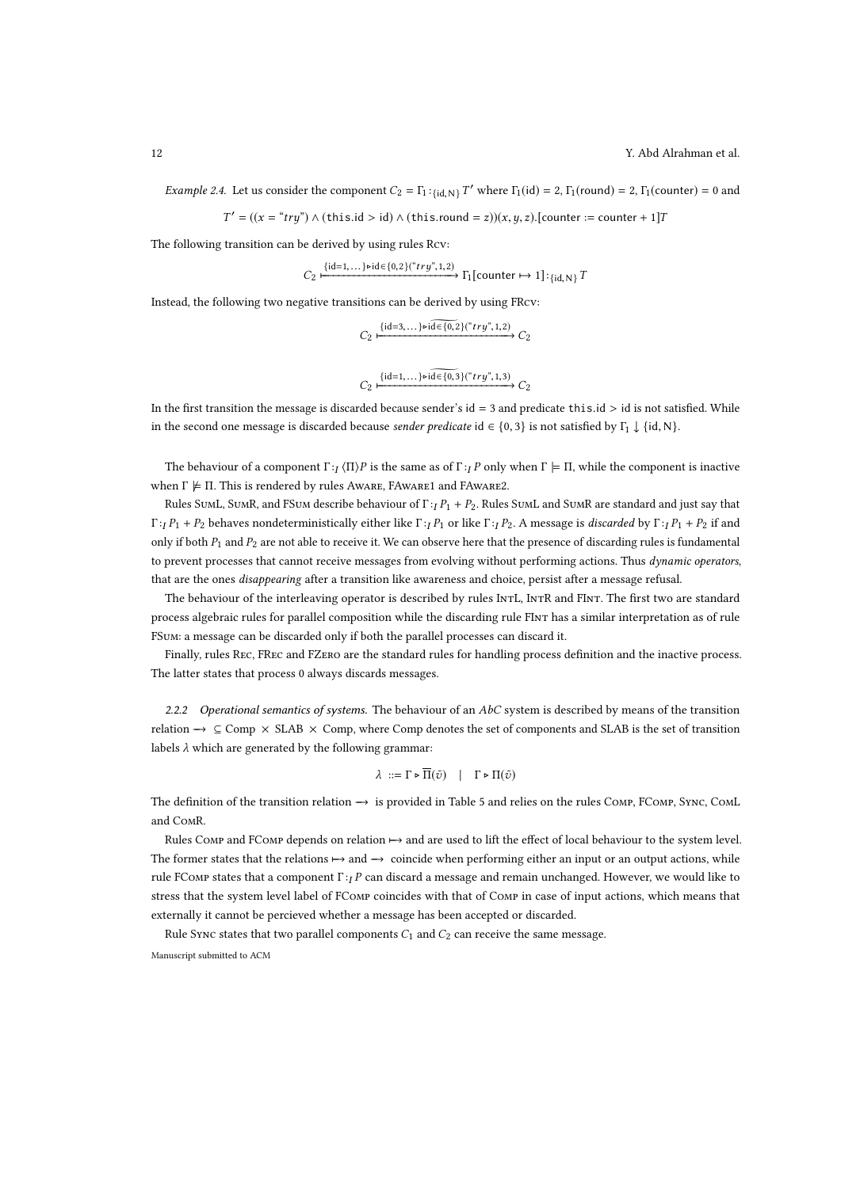*Example 2.4.* Let us consider the component $C_2 = \Gamma_1 :_{\{\mathsf{id},\mathsf{N}\}} T'$ where $\Gamma_1(\mathsf{id}) = 2$, $\Gamma_1(\mathsf{round}) = 2$, $\Gamma_1(\mathsf{counter}) = 0$ and

$$T' = ((x = \text{"}try\text{"}) \wedge (\mathtt{this}.\mathsf{id} > \mathsf{id}) \wedge (\mathtt{this}.\mathsf{round} = z))(x, y, z).[\mathsf{counter} := \mathsf{counter} + 1]T$$

The following transition can be derived by using rules Rcv:

$$C_2 \xmapsto{\{\mathsf{id}=1,\dots\} \triangleright \mathsf{id} \in \{0,2\}(\text{"}try\text{"},1,2)} \Gamma_1[\mathsf{counter} \mapsto 1] :_{\{\mathsf{id},\mathsf{N}\}} T$$

Instead, the following two negative transitions can be derived by using FRcv:

$$C_2 \xmapsto{\{\mathsf{id}=3,\dots\} \triangleright \widetilde{\mathsf{id} \in \{0,2\}}(\text{"}try\text{"},1,2)} C_2$$

$$C_2 \xmapsto{\{\mathsf{id}=1,\dots\} \triangleright \widetilde{\mathsf{id} \in \{0,3\}}(\text{"}try\text{"},1,3)} C_2$$

In the first transition the message is discarded because sender's id = 3 and predicate $\mathtt{this}.\mathsf{id} > \mathsf{id}$ is not satisfied. While in the second one message is discarded because *sender predicate* $\mathsf{id} \in \{0, 3\}$ is not satisfied by $\Gamma_1 \downarrow \{\mathsf{id}, \mathsf{N}\}$.

The behaviour of a component $\Gamma :_I \langle\Pi\rangle P$ is the same as of $\Gamma :_I P$ only when $\Gamma \models \Pi$, while the component is inactive when $\Gamma \not\models \Pi$. This is rendered by rules Aware, FAware1 and FAware2.

Rules SumL, SumR, and FSum describe behaviour of $\Gamma :_I P_1 + P_2$. Rules SumL and SumR are standard and just say that $\Gamma :_I P_1 + P_2$ behaves nondeterministically either like $\Gamma :_I P_1$ or like $\Gamma :_I P_2$. A message is *discarded* by $\Gamma :_I P_1 + P_2$ if and only if both $P_1$ and $P_2$ are not able to receive it. We can observe here that the presence of discarding rules is fundamental to prevent processes that cannot receive messages from evolving without performing actions. Thus *dynamic operators*, that are the ones *disappearing* after a transition like awareness and choice, persist after a message refusal.

The behaviour of the interleaving operator is described by rules IntL, IntR and FInt. The first two are standard process algebraic rules for parallel composition while the discarding rule FInt has a similar interpretation as of rule FSum: a message can be discarded only if both the parallel processes can discard it.

Finally, rules Rec, FRec and FZero are the standard rules for handling process definition and the inactive process. The latter states that process 0 always discards messages.

#### 2.2.2 Operational semantics of systems.

The behaviour of an *AbC* system is described by means of the transition relation $\longrightarrow\ \subseteq \text{Comp} \times \text{SLAB} \times \text{Comp}$, where Comp denotes the set of components and SLAB is the set of transition labels $\lambda$ which are generated by the following grammar:

$$\lambda ::= \Gamma \triangleright \overline{\Pi}(\tilde{v}) \quad | \quad \Gamma \triangleright \Pi(\tilde{v})$$

The definition of the transition relation $\longrightarrow$ is provided in Table 5 and relies on the rules Comp, FComp, Sync, ComL and ComR.

Rules Comp and FComp depends on relation $\mapsto$ and are used to lift the effect of local behaviour to the system level. The former states that the relations $\mapsto$ and $\longrightarrow$ coincide when performing either an input or an output actions, while rule FComp states that a component $\Gamma :_I P$ can discard a message and remain unchanged. However, we would like to stress that the system level label of FComp coincides with that of Comp in case of input actions, which means that externally it cannot be percieved whether a message has been accepted or discarded.

Rule Sync states that two parallel components $C_1$ and $C_2$ can receive the same message.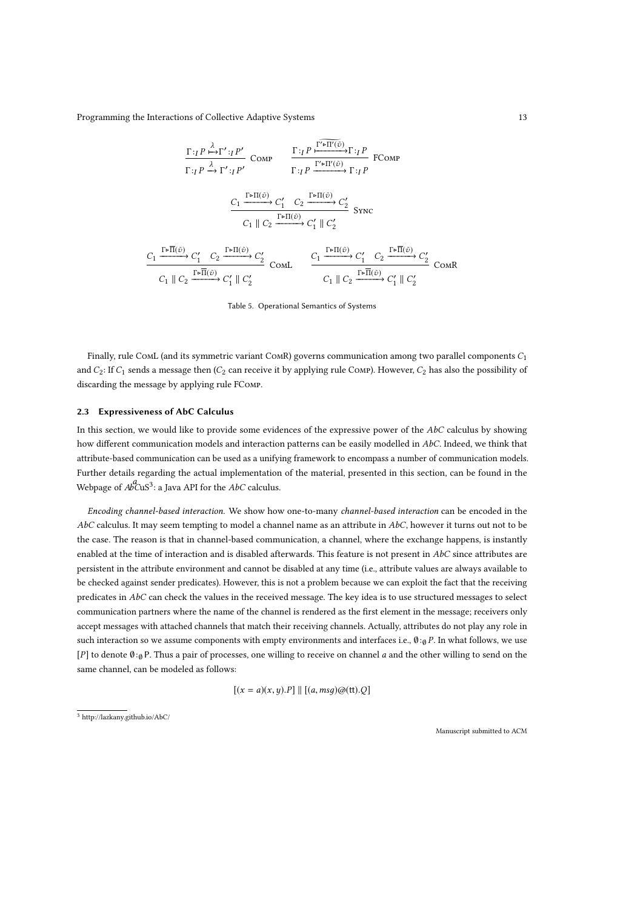$$\frac{\Gamma :_I P \overset{\lambda}{\longmapsto} \Gamma' :_I P'}{\Gamma :_I P \xrightarrow{\lambda} \Gamma' :_I P'} \ \textsc{Comp} \qquad \frac{\Gamma :_I P \overset{\widetilde{\Gamma' \triangleright \overline{\Pi'}(\tilde{v})}}{\longmapsto} \Gamma :_I P}{\Gamma :_I P \xrightarrow{\Gamma' \triangleright \Pi'(\tilde{v})} \Gamma :_I P} \ \textsc{FComp}$$

$$\frac{C_1 \xrightarrow{\Gamma \triangleright \Pi(\tilde{v})} C_1' \quad C_2 \xrightarrow{\Gamma \triangleright \Pi(\tilde{v})} C_2'}{C_1 \parallel C_2 \xrightarrow{\Gamma \triangleright \Pi(\tilde{v})} C_1' \parallel C_2'} \ \textsc{Sync}$$

$$\frac{C_1 \xrightarrow{\Gamma \triangleright \overline{\Pi}(\tilde{v})} C_1' \quad C_2 \xrightarrow{\Gamma \triangleright \Pi(\tilde{v})} C_2'}{C_1 \parallel C_2 \xrightarrow{\Gamma \triangleright \overline{\Pi}(\tilde{v})} C_1' \parallel C_2'} \ \textsc{ComL} \qquad \frac{C_1 \xrightarrow{\Gamma \triangleright \Pi(\tilde{v})} C_1' \quad C_2 \xrightarrow{\Gamma \triangleright \overline{\Pi}(\tilde{v})} C_2'}{C_1 \parallel C_2 \xrightarrow{\Gamma \triangleright \overline{\Pi}(\tilde{v})} C_1' \parallel C_2'} \ \textsc{ComR}$$

Table 5. Operational Semantics of Systems

Finally, rule ComL (and its symmetric variant ComR) governs communication among two parallel components $C_1$ and $C_2$: If $C_1$ sends a message then ($C_2$ can receive it by applying rule Comp). However, $C_2$ has also the possibility of discarding the message by applying rule FComp.

### 2.3 Expressiveness of AbC Calculus

In this section, we would like to provide some evidences of the expressive power of the *AbC* calculus by showing how different communication models and interaction patterns can be easily modelled in *AbC*. Indeed, we think that attribute-based communication can be used as a unifying framework to encompass a number of communication models. Further details regarding the actual implementation of the material, presented in this section, can be found in the Webpage of $Ab^aCuS$[3]: a Java API for the *AbC* calculus.

*Encoding channel-based interaction.* We show how one-to-many *channel-based interaction* can be encoded in the *AbC* calculus. It may seem tempting to model a channel name as an attribute in *AbC*, however it turns out not to be the case. The reason is that in channel-based communication, a channel, where the exchange happens, is instantly enabled at the time of interaction and is disabled afterwards. This feature is not present in *AbC* since attributes are persistent in the attribute environment and cannot be disabled at any time (i.e., attribute values are always available to be checked against sender predicates). However, this is not a problem because we can exploit the fact that the receiving predicates in *AbC* can check the values in the received message. The key idea is to use structured messages to select communication partners where the name of the channel is rendered as the first element in the message; receivers only accept messages with attached channels that match their receiving channels. Actually, attributes do not play any role in such interaction so we assume components with empty environments and interfaces i.e., $\emptyset :_\emptyset P$. In what follows, we use $[P]$ to denote $\emptyset :_\emptyset P$. Thus a pair of processes, one willing to receive on channel $a$ and the other willing to send on the same channel, can be modeled as follows:

$$[(x = a)(x, y).P] \parallel [(a, msg)@(\text{tt}).Q]$$

[3] http://lazkany.github.io/AbC/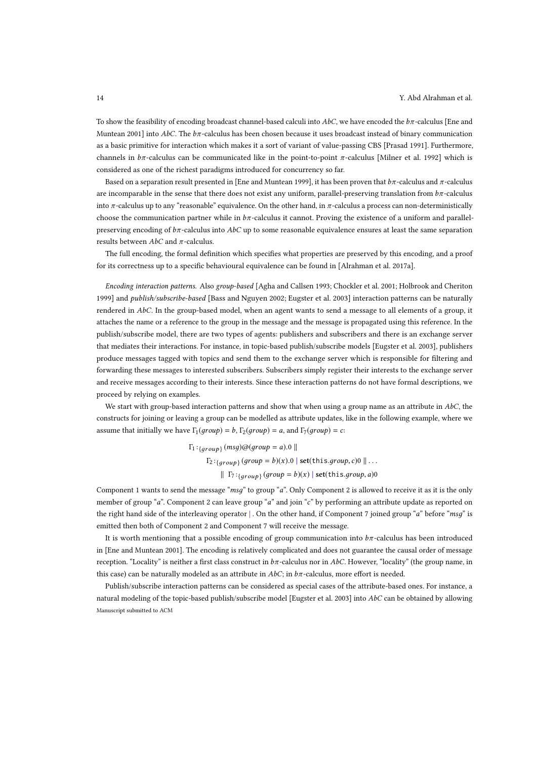To show the feasibility of encoding broadcast channel-based calculi into *AbC*, we have encoded the $b\pi$-calculus [Ene and Muntean 2001] into *AbC*. The $b\pi$-calculus has been chosen because it uses broadcast instead of binary communication as a basic primitive for interaction which makes it a sort of variant of value-passing CBS [Prasad 1991]. Furthermore, channels in $b\pi$-calculus can be communicated like in the point-to-point $\pi$-calculus [Milner et al. 1992] which is considered as one of the richest paradigms introduced for concurrency so far.

Based on a separation result presented in [Ene and Muntean 1999], it has been proven that $b\pi$-calculus and $\pi$-calculus are incomparable in the sense that there does not exist any uniform, parallel-preserving translation from $b\pi$-calculus into $\pi$-calculus up to any "reasonable" equivalence. On the other hand, in $\pi$-calculus a process can non-deterministically choose the communication partner while in $b\pi$-calculus it cannot. Proving the existence of a uniform and parallel-preserving encoding of $b\pi$-calculus into *AbC* up to some reasonable equivalence ensures at least the same separation results between *AbC* and $\pi$-calculus.

The full encoding, the formal definition which specifies what properties are preserved by this encoding, and a proof for its correctness up to a specific behavioural equivalence can be found in [Alrahman et al. 2017a].

*Encoding interaction patterns.* Also *group-based* [Agha and Callsen 1993; Chockler et al. 2001; Holbrook and Cheriton 1999] and *publish/subscribe-based* [Bass and Nguyen 2002; Eugster et al. 2003] interaction patterns can be naturally rendered in *AbC*. In the group-based model, when an agent wants to send a message to all elements of a group, it attaches the name or a reference to the group in the message and the message is propagated using this reference. In the publish/subscribe model, there are two types of agents: publishers and subscribers and there is an exchange server that mediates their interactions. For instance, in topic-based publish/subscribe models [Eugster et al. 2003], publishers produce messages tagged with topics and send them to the exchange server which is responsible for filtering and forwarding these messages to interested subscribers. Subscribers simply register their interests to the exchange server and receive messages according to their interests. Since these interaction patterns do not have formal descriptions, we proceed by relying on examples.

We start with group-based interaction patterns and show that when using a group name as an attribute in *AbC*, the constructs for joining or leaving a group can be modelled as attribute updates, like in the following example, where we assume that initially we have $\Gamma_1(group) = b$, $\Gamma_2(group) = a$, and $\Gamma_7(group) = c$:

$$
\begin{aligned}
&\Gamma_1 :_{\{group\}} (msg)@(group = a).0 \parallel \\
&\quad \Gamma_2 :_{\{group\}} (group = b)(x).0 \mid \mathbf{set}(\mathtt{this}.group, c)0 \parallel \ldots \\
&\quad\quad \parallel \ \Gamma_7 :_{\{group\}} (group = b)(x) \mid \mathbf{set}(\mathtt{this}.group, a)0
\end{aligned}
$$

Component 1 wants to send the message "$msg$" to group "$a$". Only Component 2 is allowed to receive it as it is the only member of group "$a$". Component 2 can leave group "$a$" and join "$c$" by performing an attribute update as reported on the right hand side of the interleaving operator $|$ . On the other hand, if Component 7 joined group "$a$" before "$msg$" is emitted then both of Component 2 and Component 7 will receive the message.

It is worth mentioning that a possible encoding of group communication into $b\pi$-calculus has been introduced in [Ene and Muntean 2001]. The encoding is relatively complicated and does not guarantee the causal order of message reception. "Locality" is neither a first class construct in $b\pi$-calculus nor in *AbC*. However, "locality" (the group name, in this case) can be naturally modeled as an attribute in *AbC*; in $b\pi$-calculus, more effort is needed.

Publish/subscribe interaction patterns can be considered as special cases of the attribute-based ones. For instance, a natural modeling of the topic-based publish/subscribe model [Eugster et al. 2003] into *AbC* can be obtained by allowing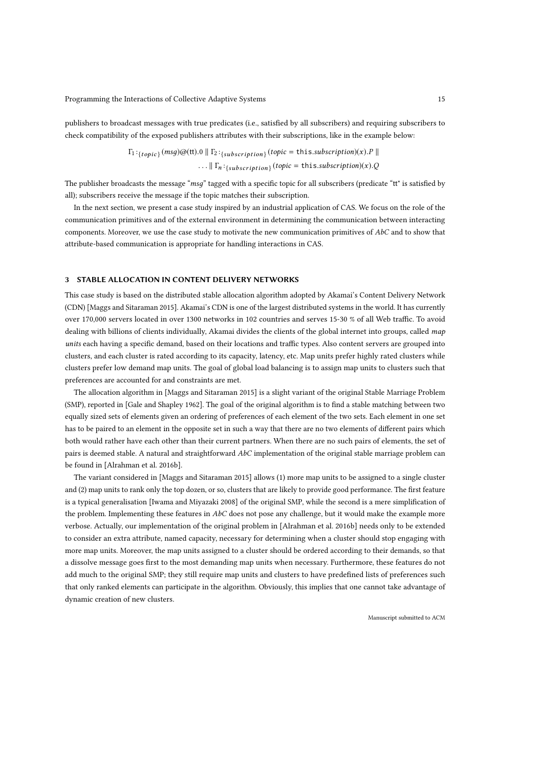publishers to broadcast messages with true predicates (i.e., satisfied by all subscribers) and requiring subscribers to check compatibility of the exposed publishers attributes with their subscriptions, like in the example below:

$$\Gamma_1 :_{\{topic\}} (msg)@(\mathsf{tt}).0 \parallel \Gamma_2 :_{\{subscription\}} (topic = \mathsf{this}.subscription)(x).P \parallel$$
$$\ldots \parallel \Gamma_n :_{\{subscription\}} (topic = \mathsf{this}.subscription)(x).Q$$

The publisher broadcasts the message "*msg*" tagged with a specific topic for all subscribers (predicate "tt" is satisfied by all); subscribers receive the message if the topic matches their subscription.

In the next section, we present a case study inspired by an industrial application of CAS. We focus on the role of the communication primitives and of the external environment in determining the communication between interacting components. Moreover, we use the case study to motivate the new communication primitives of *AbC* and to show that attribute-based communication is appropriate for handling interactions in CAS.

# 3 STABLE ALLOCATION IN CONTENT DELIVERY NETWORKS

This case study is based on the distributed stable allocation algorithm adopted by Akamai's Content Delivery Network (CDN) [Maggs and Sitaraman 2015]. Akamai's CDN is one of the largest distributed systems in the world. It has currently over 170,000 servers located in over 1300 networks in 102 countries and serves 15-30 % of all Web traffic. To avoid dealing with billions of clients individually, Akamai divides the clients of the global internet into groups, called *map units* each having a specific demand, based on their locations and traffic types. Also content servers are grouped into clusters, and each cluster is rated according to its capacity, latency, etc. Map units prefer highly rated clusters while clusters prefer low demand map units. The goal of global load balancing is to assign map units to clusters such that preferences are accounted for and constraints are met.

The allocation algorithm in [Maggs and Sitaraman 2015] is a slight variant of the original Stable Marriage Problem (SMP), reported in [Gale and Shapley 1962]. The goal of the original algorithm is to find a stable matching between two equally sized sets of elements given an ordering of preferences of each element of the two sets. Each element in one set has to be paired to an element in the opposite set in such a way that there are no two elements of different pairs which both would rather have each other than their current partners. When there are no such pairs of elements, the set of pairs is deemed stable. A natural and straightforward *AbC* implementation of the original stable marriage problem can be found in [Alrahman et al. 2016b].

The variant considered in [Maggs and Sitaraman 2015] allows (1) more map units to be assigned to a single cluster and (2) map units to rank only the top dozen, or so, clusters that are likely to provide good performance. The first feature is a typical generalisation [Iwama and Miyazaki 2008] of the original SMP, while the second is a mere simplification of the problem. Implementing these features in *AbC* does not pose any challenge, but it would make the example more verbose. Actually, our implementation of the original problem in [Alrahman et al. 2016b] needs only to be extended to consider an extra attribute, named capacity, necessary for determining when a cluster should stop engaging with more map units. Moreover, the map units assigned to a cluster should be ordered according to their demands, so that a dissolve message goes first to the most demanding map units when necessary. Furthermore, these features do not add much to the original SMP; they still require map units and clusters to have predefined lists of preferences such that only ranked elements can participate in the algorithm. Obviously, this implies that one cannot take advantage of dynamic creation of new clusters.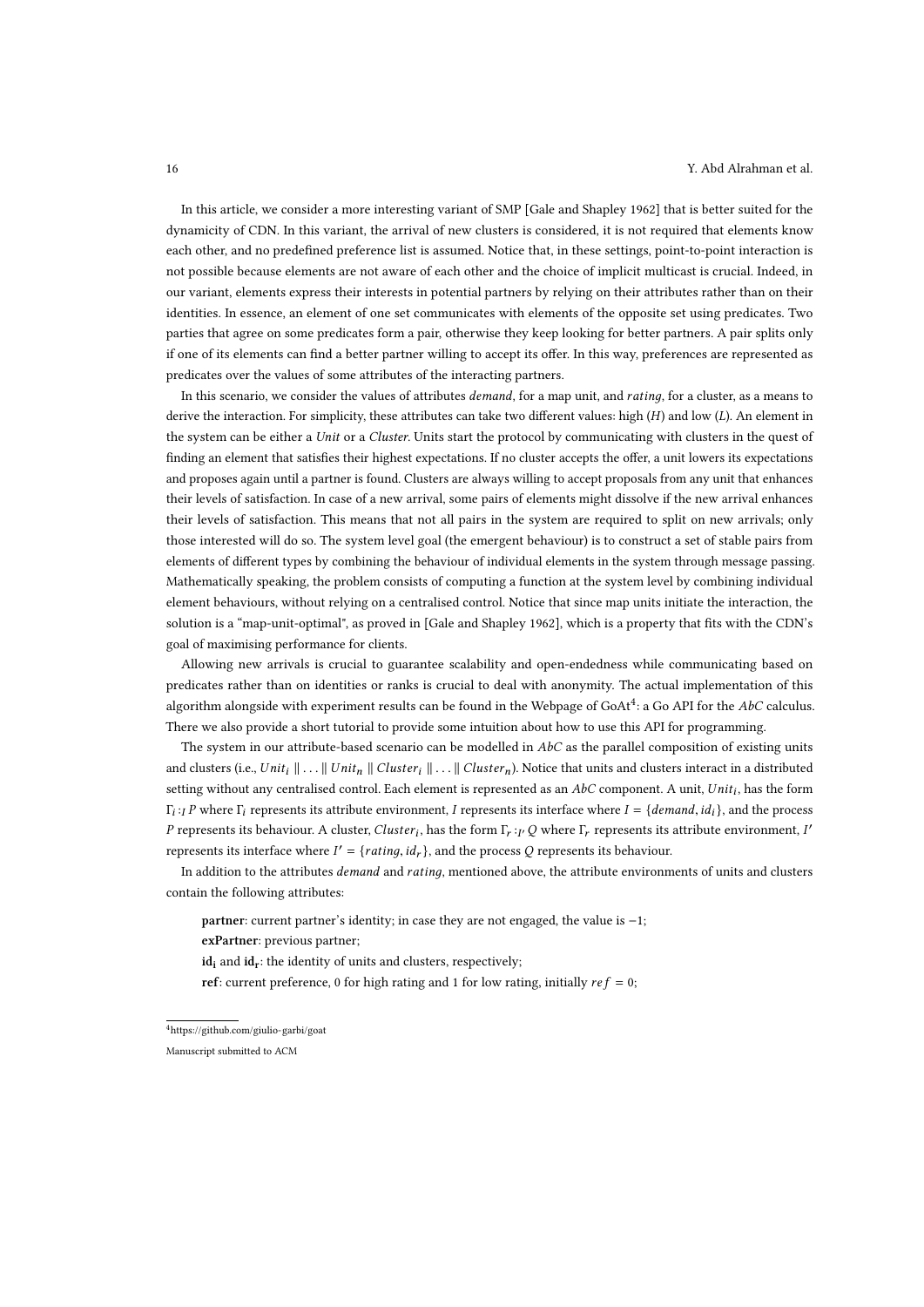In this article, we consider a more interesting variant of SMP [Gale and Shapley 1962] that is better suited for the dynamicity of CDN. In this variant, the arrival of new clusters is considered, it is not required that elements know each other, and no predefined preference list is assumed. Notice that, in these settings, point-to-point interaction is not possible because elements are not aware of each other and the choice of implicit multicast is crucial. Indeed, in our variant, elements express their interests in potential partners by relying on their attributes rather than on their identities. In essence, an element of one set communicates with elements of the opposite set using predicates. Two parties that agree on some predicates form a pair, otherwise they keep looking for better partners. A pair splits only if one of its elements can find a better partner willing to accept its offer. In this way, preferences are represented as predicates over the values of some attributes of the interacting partners.

In this scenario, we consider the values of attributes *demand*, for a map unit, and *rating*, for a cluster, as a means to derive the interaction. For simplicity, these attributes can take two different values: high (*H*) and low (*L*). An element in the system can be either a *Unit* or a *Cluster*. Units start the protocol by communicating with clusters in the quest of finding an element that satisfies their highest expectations. If no cluster accepts the offer, a unit lowers its expectations and proposes again until a partner is found. Clusters are always willing to accept proposals from any unit that enhances their levels of satisfaction. In case of a new arrival, some pairs of elements might dissolve if the new arrival enhances their levels of satisfaction. This means that not all pairs in the system are required to split on new arrivals; only those interested will do so. The system level goal (the emergent behaviour) is to construct a set of stable pairs from elements of different types by combining the behaviour of individual elements in the system through message passing. Mathematically speaking, the problem consists of computing a function at the system level by combining individual element behaviours, without relying on a centralised control. Notice that since map units initiate the interaction, the solution is a "map-unit-optimal", as proved in [Gale and Shapley 1962], which is a property that fits with the CDN's goal of maximising performance for clients.

Allowing new arrivals is crucial to guarantee scalability and open-endedness while communicating based on predicates rather than on identities or ranks is crucial to deal with anonymity. The actual implementation of this algorithm alongside with experiment results can be found in the Webpage of GoAt[4]: a Go API for the *AbC* calculus. There we also provide a short tutorial to provide some intuition about how to use this API for programming.

The system in our attribute-based scenario can be modelled in *AbC* as the parallel composition of existing units and clusters (i.e., $Unit_i \parallel \ldots \parallel Unit_n \parallel Cluster_i \parallel \ldots \parallel Cluster_n$). Notice that units and clusters interact in a distributed setting without any centralised control. Each element is represented as an *AbC* component. A unit, $Unit_i$, has the form $\Gamma_i :_I P$ where $\Gamma_i$ represents its attribute environment, $I$ represents its interface where $I = \{demand, id_i\}$, and the process $P$ represents its behaviour. A cluster, $Cluster_i$, has the form $\Gamma_r :_{I'} Q$ where $\Gamma_r$ represents its attribute environment, $I'$ represents its interface where $I' = \{rating, id_r\}$, and the process $Q$ represents its behaviour.

In addition to the attributes *demand* and *rating*, mentioned above, the attribute environments of units and clusters contain the following attributes:

**partner**: current partner's identity; in case they are not engaged, the value is $-1$;

**exPartner**: previous partner;

$\mathbf{id_i}$ and $\mathbf{id_r}$: the identity of units and clusters, respectively;

**ref**: current preference, 0 for high rating and 1 for low rating, initially $ref = 0$;

[4] https://github.com/giulio-garbi/goat

Manuscript submitted to ACM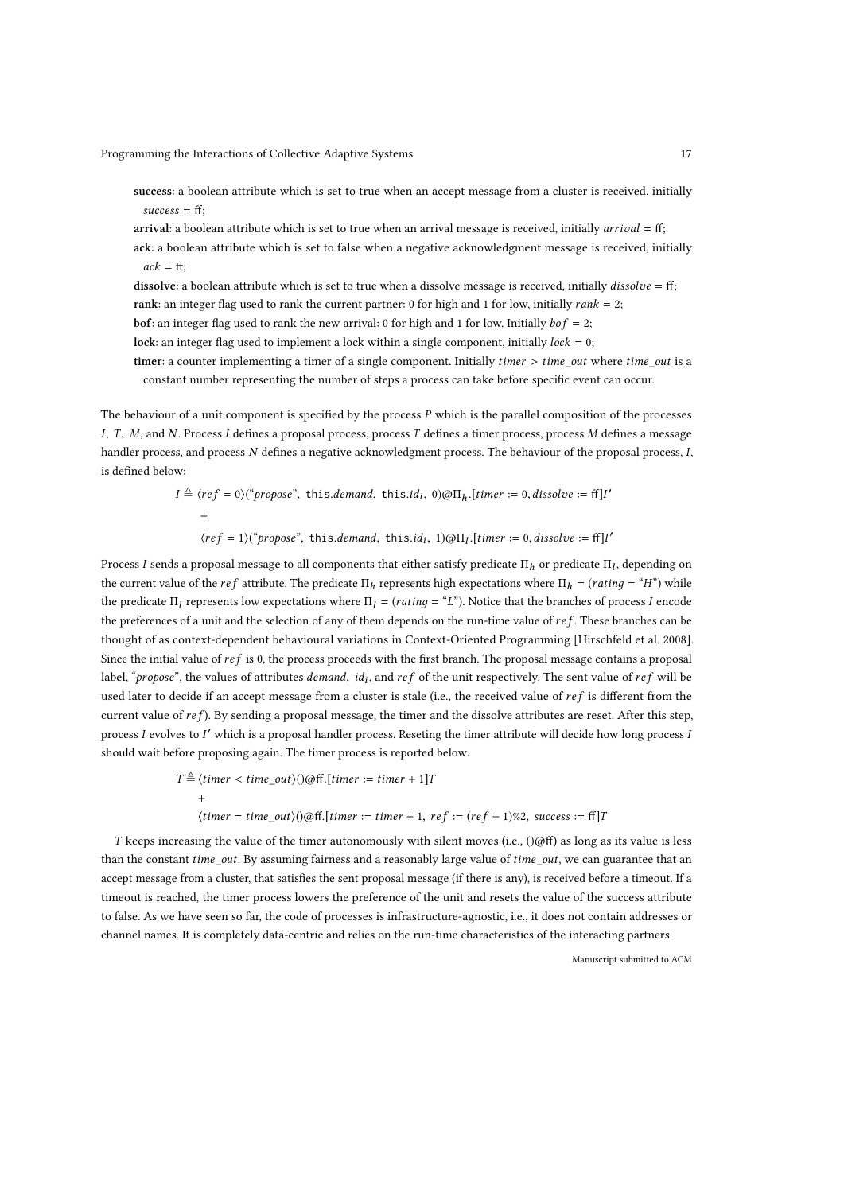**success**: a boolean attribute which is set to true when an accept message from a cluster is received, initially $success = \mathsf{ff}$;

**arrival**: a boolean attribute which is set to true when an arrival message is received, initially $arrival = \mathsf{ff}$;

**ack**: a boolean attribute which is set to false when a negative acknowledgment message is received, initially $ack = \mathsf{tt}$;

**dissolve**: a boolean attribute which is set to true when a dissolve message is received, initially $dissolve = \mathsf{ff}$;

**rank**: an integer flag used to rank the current partner: 0 for high and 1 for low, initially $rank = 2$;

**bof**: an integer flag used to rank the new arrival: 0 for high and 1 for low. Initially $bof = 2$;

**lock**: an integer flag used to implement a lock within a single component, initially $lock = 0$;

**timer**: a counter implementing a timer of a single component. Initially $timer > time\_out$ where $time\_out$ is a constant number representing the number of steps a process can take before specific event can occur.

The behaviour of a unit component is specified by the process $P$ which is the parallel composition of the processes $I$, $T$, $M$, and $N$. Process $I$ defines a proposal process, process $T$ defines a timer process, process $M$ defines a message handler process, and process $N$ defines a negative acknowledgment process. The behaviour of the proposal process, $I$, is defined below:

$$
\begin{aligned}
I \triangleq\ & \langle ref = 0 \rangle (\text{“}propose\text{”},\ \mathtt{this}.demand,\ \mathtt{this}.id_i,\ 0)@\Pi_h.[timer := 0, dissolve := \mathsf{ff}]I' \\
& + \\
& \langle ref = 1 \rangle (\text{“}propose\text{”},\ \mathtt{this}.demand,\ \mathtt{this}.id_i,\ 1)@\Pi_l.[timer := 0, dissolve := \mathsf{ff}]I'
\end{aligned}
$$

Process $I$ sends a proposal message to all components that either satisfy predicate $\Pi_h$ or predicate $\Pi_l$, depending on the current value of the $ref$ attribute. The predicate $\Pi_h$ represents high expectations where $\Pi_h = (rating = \text{“}H\text{”})$ while the predicate $\Pi_l$ represents low expectations where $\Pi_l = (rating = \text{“}L\text{”})$. Notice that the branches of process $I$ encode the preferences of a unit and the selection of any of them depends on the run-time value of $ref$. These branches can be thought of as context-dependent behavioural variations in Context-Oriented Programming [Hirschfeld et al. 2008]. Since the initial value of $ref$ is 0, the process proceeds with the first branch. The proposal message contains a proposal label, “*propose*”, the values of attributes $demand$, $id_i$, and $ref$ of the unit respectively. The sent value of $ref$ will be used later to decide if an accept message from a cluster is stale (i.e., the received value of $ref$ is different from the current value of $ref$). By sending a proposal message, the timer and the dissolve attributes are reset. After this step, process $I$ evolves to $I'$ which is a proposal handler process. Reseting the timer attribute will decide how long process $I$ should wait before proposing again. The timer process is reported below:

$$
\begin{aligned}
T \triangleq\ & \langle timer < time\_out \rangle ()@\mathsf{ff}.[timer := timer + 1]T \\
& + \\
& \langle timer = time\_out \rangle ()@\mathsf{ff}.[timer := timer + 1,\ ref := (ref + 1)\%2,\ success := \mathsf{ff}]T
\end{aligned}
$$

$T$ keeps increasing the value of the timer autonomously with silent moves (i.e., $()@\mathsf{ff}$) as long as its value is less than the constant $time\_out$. By assuming fairness and a reasonably large value of $time\_out$, we can guarantee that an accept message from a cluster, that satisfies the sent proposal message (if there is any), is received before a timeout. If a timeout is reached, the timer process lowers the preference of the unit and resets the value of the success attribute to false. As we have seen so far, the code of processes is infrastructure-agnostic, i.e., it does not contain addresses or channel names. It is completely data-centric and relies on the run-time characteristics of the interacting partners.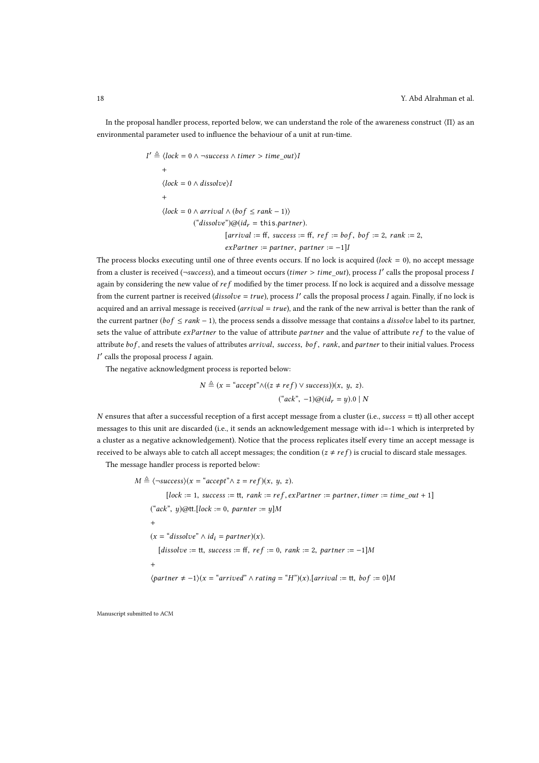In the proposal handler process, reported below, we can understand the role of the awareness construct $\langle\Pi\rangle$ as an environmental parameter used to influence the behaviour of a unit at run-time.

$$
\begin{aligned}
I' \triangleq\ & \langle lock = 0 \wedge \neg success \wedge timer > time\_out\rangle I \\
& + \\
& \langle lock = 0 \wedge dissolve\rangle I \\
& + \\
& \langle lock = 0 \wedge arrival \wedge (bof \leq rank - 1)\rangle \\
& \qquad (\text{“}dissolve\text{”})@(id_r = \texttt{this}.partner). \\
& \qquad\qquad [arrival := \text{ff},\ success := \text{ff},\ ref := bof,\ bof := 2,\ rank := 2, \\
& \qquad\qquad exPartner := partner,\ partner := -1]I
\end{aligned}
$$

The process blocks executing until one of three events occurs. If no lock is acquired ($lock = 0$), no accept message from a cluster is received ($\neg success$), and a timeout occurs ($timer > time\_out$), process $I'$ calls the proposal process $I$ again by considering the new value of $ref$ modified by the timer process. If no lock is acquired and a dissolve message from the current partner is received ($dissolve = true$), process $I'$ calls the proposal process $I$ again. Finally, if no lock is acquired and an arrival message is received ($arrival = true$), and the rank of the new arrival is better than the rank of the current partner ($bof \leq rank - 1$), the process sends a dissolve message that contains a *dissolve* label to its partner, sets the value of attribute *exPartner* to the value of attribute *partner* and the value of attribute *ref* to the value of attribute *bof*, and resets the values of attributes *arrival*, *success*, *bof*, *rank*, and *partner* to their initial values. Process $I'$ calls the proposal process $I$ again.

The negative acknowledgment process is reported below:

$$
\begin{aligned}
N \triangleq (x = \text{“}accept\text{”} \wedge ((z \neq ref) \vee success))(x,\ y,\ z). \\
(\text{“}ack\text{”},\ -1)@(id_r = y).0 \mid N
\end{aligned}
$$

$N$ ensures that after a successful reception of a first accept message from a cluster (i.e., $success = \text{tt}$) all other accept messages to this unit are discarded (i.e., it sends an acknowledgement message with id=-1 which is interpreted by a cluster as a negative acknowledgement). Notice that the process replicates itself every time an accept message is received to be always able to catch all accept messages; the condition $(z \neq ref)$ is crucial to discard stale messages.

The message handler process is reported below:

$$
\begin{aligned}
M \triangleq\ & \langle\neg success\rangle(x = \text{“}accept\text{”} \wedge z = ref)(x,\ y,\ z). \\
& \qquad [lock := 1,\ success := \text{tt},\ rank := ref, exPartner := partner, timer := time\_out + 1] \\
& (\text{“}ack\text{”},\ y)@\text{tt}.[lock := 0,\ parnter := y]M \\
& + \\
& (x = \text{“}dissolve\text{”} \wedge id_i = partner)(x). \\
& \quad [dissolve := \text{tt},\ success := \text{ff},\ ref := 0,\ rank := 2,\ partner := -1]M \\
& + \\
& \langle partner \neq -1\rangle(x = \text{“}arrived\text{”} \wedge rating = \text{“}H\text{”})(x).[arrival := \text{tt},\ bof := 0]M
\end{aligned}
$$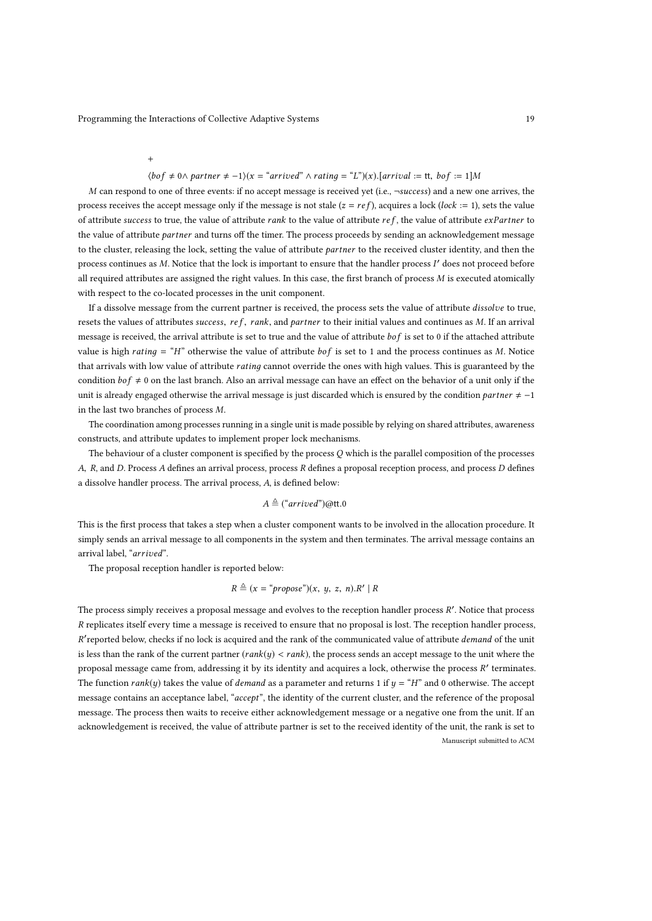$$+$$

$$\langle bof \neq 0 \wedge partner \neq -1 \rangle (x = \text{“}arrived\text{”} \wedge rating = \text{“}L\text{”})(x).[arrival := \mathsf{tt},\ bof := 1]M$$

$M$ can respond to one of three events: if no accept message is received yet (i.e., $\neg success$) and a new one arrives, the process receives the accept message only if the message is not stale ($z = ref$), acquires a lock ($lock := 1$), sets the value of attribute $success$ to true, the value of attribute $rank$ to the value of attribute $ref$, the value of attribute $exPartner$ to the value of attribute $partner$ and turns off the timer. The process proceeds by sending an acknowledgement message to the cluster, releasing the lock, setting the value of attribute $partner$ to the received cluster identity, and then the process continues as $M$. Notice that the lock is important to ensure that the handler process $I'$ does not proceed before all required attributes are assigned the right values. In this case, the first branch of process $M$ is executed atomically with respect to the co-located processes in the unit component.

If a dissolve message from the current partner is received, the process sets the value of attribute $dissolve$ to true, resets the values of attributes $success$, $ref$, $rank$, and $partner$ to their initial values and continues as $M$. If an arrival message is received, the arrival attribute is set to true and the value of attribute $bof$ is set to 0 if the attached attribute value is high $rating = \text{“}H\text{”}$ otherwise the value of attribute $bof$ is set to 1 and the process continues as $M$. Notice that arrivals with low value of attribute $rating$ cannot override the ones with high values. This is guaranteed by the condition $bof \neq 0$ on the last branch. Also an arrival message can have an effect on the behavior of a unit only if the unit is already engaged otherwise the arrival message is just discarded which is ensured by the condition $partner \neq -1$ in the last two branches of process $M$.

The coordination among processes running in a single unit is made possible by relying on shared attributes, awareness constructs, and attribute updates to implement proper lock mechanisms.

The behaviour of a cluster component is specified by the process $Q$ which is the parallel composition of the processes $A$, $R$, and $D$. Process $A$ defines an arrival process, process $R$ defines a proposal reception process, and process $D$ defines a dissolve handler process. The arrival process, $A$, is defined below:

$$A \triangleq (\text{“}arrived\text{”})@\mathsf{tt}.0$$

This is the first process that takes a step when a cluster component wants to be involved in the allocation procedure. It simply sends an arrival message to all components in the system and then terminates. The arrival message contains an arrival label, “$arrived$”.

The proposal reception handler is reported below:

$$R \triangleq (x = \text{“}propose\text{”})(x,\ y,\ z,\ n).R' \mid R$$

The process simply receives a proposal message and evolves to the reception handler process $R'$. Notice that process $R$ replicates itself every time a message is received to ensure that no proposal is lost. The reception handler process, $R'$reported below, checks if no lock is acquired and the rank of the communicated value of attribute $demand$ of the unit is less than the rank of the current partner ($rank(y) < rank$), the process sends an accept message to the unit where the proposal message came from, addressing it by its identity and acquires a lock, otherwise the process $R'$ terminates. The function $rank(y)$ takes the value of $demand$ as a parameter and returns 1 if $y = \text{“}H\text{”}$ and 0 otherwise. The accept message contains an acceptance label, “$accept$”, the identity of the current cluster, and the reference of the proposal message. The process then waits to receive either acknowledgement message or a negative one from the unit. If an acknowledgement is received, the value of attribute partner is set to the received identity of the unit, the rank is set to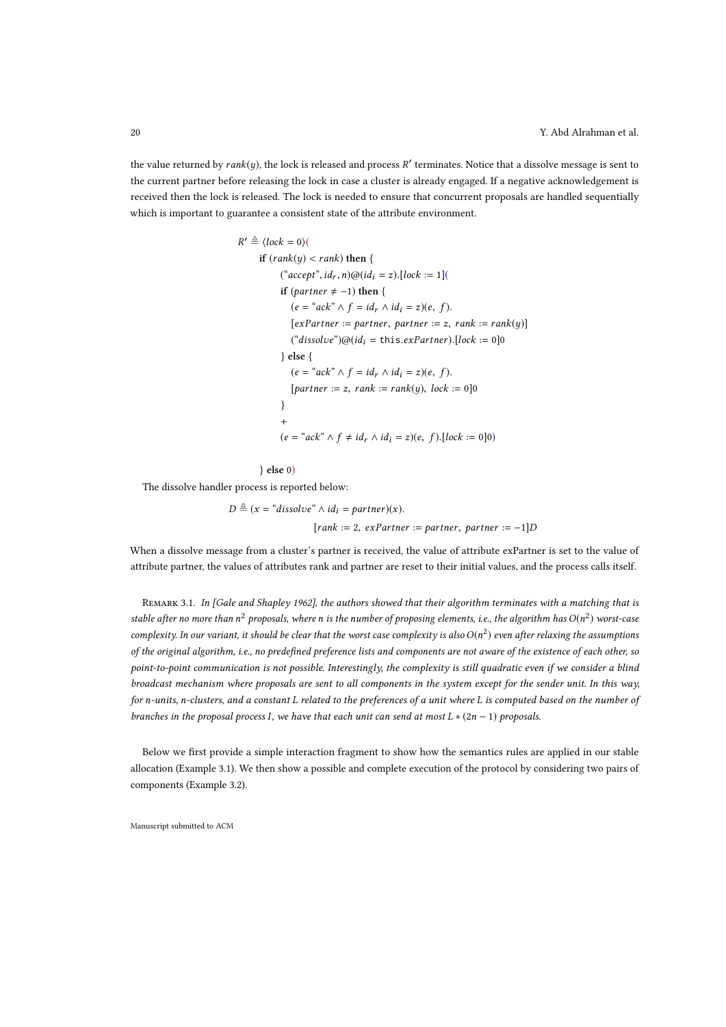the value returned by $rank(y)$, the lock is released and process $R'$ terminates. Notice that a dissolve message is sent to the current partner before releasing the lock in case a cluster is already engaged. If a negative acknowledgement is received then the lock is released. The lock is needed to ensure that concurrent proposals are handled sequentially which is important to guarantee a consistent state of the attribute environment.

$$
\begin{aligned}
R' \triangleq\ & \langle lock = 0\rangle(\\
& \quad \textbf{if } (rank(y) < rank) \textbf{ then } \{\\
& \quad\quad (\text{“}accept\text{”}, id_r, n)@(id_i = z).[lock := 1](\\
& \quad\quad \textbf{if } (partner \neq -1) \textbf{ then } \{\\
& \quad\quad\quad (e = \text{“}ack\text{”} \wedge f = id_r \wedge id_i = z)(e,\ f).\\
& \quad\quad\quad [exPartner := partner,\ partner := z,\ rank := rank(y)]\\
& \quad\quad\quad (\text{“}dissolve\text{”})@(id_i = \texttt{this}.exPartner).[lock := 0]0\\
& \quad\quad \} \textbf{ else } \{\\
& \quad\quad\quad (e = \text{“}ack\text{”} \wedge f = id_r \wedge id_i = z)(e,\ f).\\
& \quad\quad\quad [partner := z,\ rank := rank(y),\ lock := 0]0\\
& \quad\quad \}\\
& \quad\quad +\\
& \quad\quad (e = \text{“}ack\text{”} \wedge f \neq id_r \wedge id_i = z)(e,\ f).[lock := 0]0)\\
& \\
& \quad \} \textbf{ else } 0)
\end{aligned}
$$

The dissolve handler process is reported below:

$$
\begin{aligned}
D \triangleq\ & (x = \text{“}dissolve\text{”} \wedge id_i = partner)(x).\\
& \quad\quad\quad [rank := 2,\ exPartner := partner,\ partner := -1]D
\end{aligned}
$$

When a dissolve message from a cluster's partner is received, the value of attribute exPartner is set to the value of attribute partner, the values of attributes rank and partner are reset to their initial values, and the process calls itself.

Remark 3.1. *In [Gale and Shapley 1962], the authors showed that their algorithm terminates with a matching that is stable after no more than $n^2$ proposals, where $n$ is the number of proposing elements, i.e., the algorithm has $O(n^2)$ worst-case complexity. In our variant, it should be clear that the worst case complexity is also $O(n^2)$ even after relaxing the assumptions of the original algorithm, i.e., no predefined preference lists and components are not aware of the existence of each other, so point-to-point communication is not possible. Interestingly, the complexity is still quadratic even if we consider a blind broadcast mechanism where proposals are sent to all components in the system except for the sender unit. In this way, for n-units, n-clusters, and a constant $L$ related to the preferences of a unit where $L$ is computed based on the number of branches in the proposal process $I$, we have that each unit can send at most $L * (2n - 1)$ proposals.*

Below we first provide a simple interaction fragment to show how the semantics rules are applied in our stable allocation (Example 3.1). We then show a possible and complete execution of the protocol by considering two pairs of components (Example 3.2).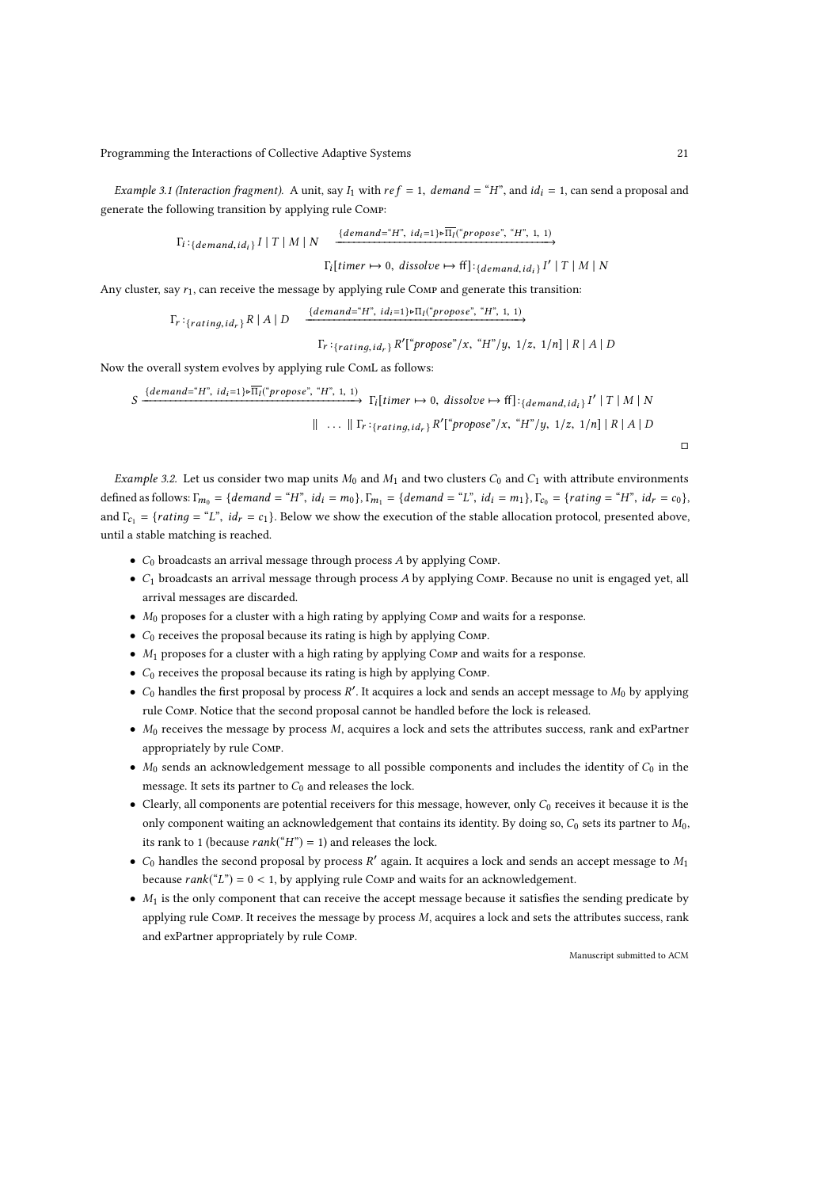*Example 3.1 (Interaction fragment).* A unit, say $I_1$ with $ref = 1$, $demand = \text{“}H\text{”}$, and $id_i = 1$, can send a proposal and generate the following transition by applying rule Comp:

$$\Gamma_i :_{\{demand, id_i\}} I \mid T \mid M \mid N \xrightarrow{\{demand=\text{“}H\text{”},\ id_i=1\} \triangleright \overline{\Pi_I}(\text{“}propose\text{”},\ \text{“}H\text{”},\ 1,\ 1)}$$

$$\Gamma_i[timer \mapsto 0,\ dissolve \mapsto \mathrm{ff}] :_{\{demand, id_i\}} I' \mid T \mid M \mid N$$

Any cluster, say $r_1$, can receive the message by applying rule Comp and generate this transition:

$$\Gamma_r :_{\{rating, id_r\}} R \mid A \mid D \xrightarrow{\{demand=\text{“}H\text{”},\ id_i=1\} \triangleright \Pi_I(\text{“}propose\text{”},\ \text{“}H\text{”},\ 1,\ 1)}$$

$$\Gamma_r :_{\{rating, id_r\}} R'[\text{“}propose\text{”}/x,\ \text{“}H\text{”}/y,\ 1/z,\ 1/n] \mid R \mid A \mid D$$

Now the overall system evolves by applying rule ComL as follows:

$$S \xrightarrow{\{demand=\text{“}H\text{”},\ id_i=1\} \triangleright \overline{\Pi_I}(\text{“}propose\text{”},\ \text{“}H\text{”},\ 1,\ 1)} \Gamma_i[timer \mapsto 0,\ dissolve \mapsto \mathrm{ff}] :_{\{demand, id_i\}} I' \mid T \mid M \mid N$$

$$\parallel \ \ldots \ \parallel \Gamma_r :_{\{rating, id_r\}} R'[\text{“}propose\text{”}/x,\ \text{“}H\text{”}/y,\ 1/z,\ 1/n] \mid R \mid A \mid D$$

□

*Example 3.2.* Let us consider two map units $M_0$ and $M_1$ and two clusters $C_0$ and $C_1$ with attribute environments defined as follows: $\Gamma_{m_0} = \{demand = \text{“}H\text{”},\ id_i = m_0\}$, $\Gamma_{m_1} = \{demand = \text{“}L\text{”},\ id_i = m_1\}$, $\Gamma_{c_0} = \{rating = \text{“}H\text{”},\ id_r = c_0\}$, and $\Gamma_{c_1} = \{rating = \text{“}L\text{”},\ id_r = c_1\}$. Below we show the execution of the stable allocation protocol, presented above, until a stable matching is reached.

- $C_0$ broadcasts an arrival message through process $A$ by applying Comp.
- $C_1$ broadcasts an arrival message through process $A$ by applying Comp. Because no unit is engaged yet, all arrival messages are discarded.
- $M_0$ proposes for a cluster with a high rating by applying Comp and waits for a response.
- $C_0$ receives the proposal because its rating is high by applying Comp.
- $M_1$ proposes for a cluster with a high rating by applying Comp and waits for a response.
- $C_0$ receives the proposal because its rating is high by applying Comp.
- $C_0$ handles the first proposal by process $R'$. It acquires a lock and sends an accept message to $M_0$ by applying rule Comp. Notice that the second proposal cannot be handled before the lock is released.
- $M_0$ receives the message by process $M$, acquires a lock and sets the attributes success, rank and exPartner appropriately by rule Comp.
- $M_0$ sends an acknowledgement message to all possible components and includes the identity of $C_0$ in the message. It sets its partner to $C_0$ and releases the lock.
- Clearly, all components are potential receivers for this message, however, only $C_0$ receives it because it is the only component waiting an acknowledgement that contains its identity. By doing so, $C_0$ sets its partner to $M_0$, its rank to 1 (because $rank(\text{“}H\text{”}) = 1$) and releases the lock.
- $C_0$ handles the second proposal by process $R'$ again. It acquires a lock and sends an accept message to $M_1$ because $rank(\text{“}L\text{”}) = 0 < 1$, by applying rule Comp and waits for an acknowledgement.
- $M_1$ is the only component that can receive the accept message because it satisfies the sending predicate by applying rule Comp. It receives the message by process $M$, acquires a lock and sets the attributes success, rank and exPartner appropriately by rule Comp.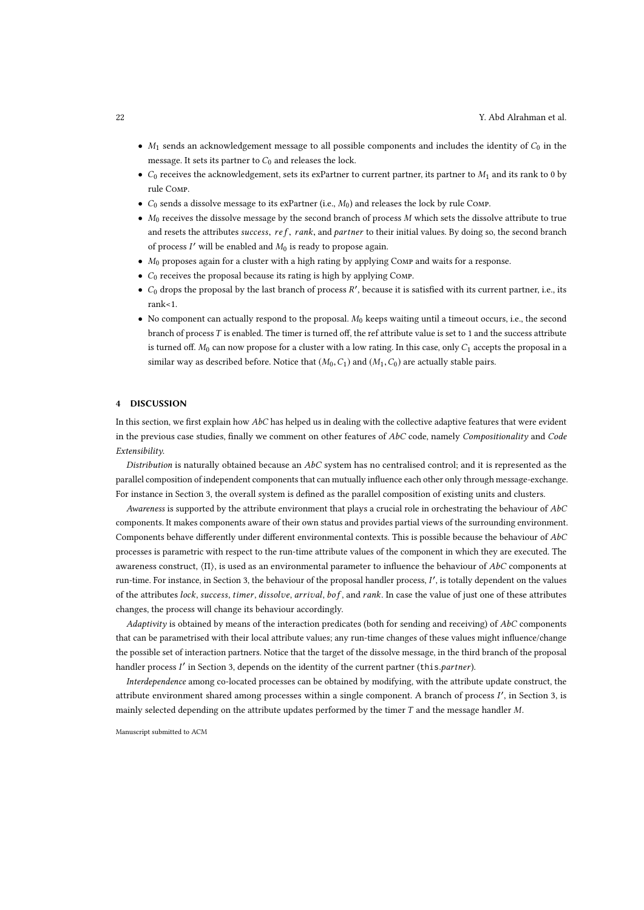- $M_1$ sends an acknowledgement message to all possible components and includes the identity of $C_0$ in the message. It sets its partner to $C_0$ and releases the lock.
- $C_0$ receives the acknowledgement, sets its exPartner to current partner, its partner to $M_1$ and its rank to 0 by rule Comp.
- $C_0$ sends a dissolve message to its exPartner (i.e., $M_0$) and releases the lock by rule Comp.
- $M_0$ receives the dissolve message by the second branch of process $M$ which sets the dissolve attribute to true and resets the attributes *success*, *ref*, *rank*, and *partner* to their initial values. By doing so, the second branch of process $I'$ will be enabled and $M_0$ is ready to propose again.
- $M_0$ proposes again for a cluster with a high rating by applying Comp and waits for a response.
- $C_0$ receives the proposal because its rating is high by applying Comp.
- $C_0$ drops the proposal by the last branch of process $R'$, because it is satisfied with its current partner, i.e., its rank<1.
- No component can actually respond to the proposal. $M_0$ keeps waiting until a timeout occurs, i.e., the second branch of process $T$ is enabled. The timer is turned off, the ref attribute value is set to 1 and the success attribute is turned off. $M_0$ can now propose for a cluster with a low rating. In this case, only $C_1$ accepts the proposal in a similar way as described before. Notice that $(M_0, C_1)$ and $(M_1, C_0)$ are actually stable pairs.

## 4 DISCUSSION

In this section, we first explain how *AbC* has helped us in dealing with the collective adaptive features that were evident in the previous case studies, finally we comment on other features of *AbC* code, namely *Compositionality* and *Code Extensibility*.

*Distribution* is naturally obtained because an *AbC* system has no centralised control; and it is represented as the parallel composition of independent components that can mutually influence each other only through message-exchange. For instance in Section 3, the overall system is defined as the parallel composition of existing units and clusters.

*Awareness* is supported by the attribute environment that plays a crucial role in orchestrating the behaviour of *AbC* components. It makes components aware of their own status and provides partial views of the surrounding environment. Components behave differently under different environmental contexts. This is possible because the behaviour of *AbC* processes is parametric with respect to the run-time attribute values of the component in which they are executed. The awareness construct, $\langle\Pi\rangle$, is used as an environmental parameter to influence the behaviour of *AbC* components at run-time. For instance, in Section 3, the behaviour of the proposal handler process, $I'$, is totally dependent on the values of the attributes *lock*, *success*, *timer*, *dissolve*, *arrival*, *bof*, and *rank*. In case the value of just one of these attributes changes, the process will change its behaviour accordingly.

*Adaptivity* is obtained by means of the interaction predicates (both for sending and receiving) of *AbC* components that can be parametrised with their local attribute values; any run-time changes of these values might influence/change the possible set of interaction partners. Notice that the target of the dissolve message, in the third branch of the proposal handler process $I'$ in Section 3, depends on the identity of the current partner (this.*partner*).

*Interdependence* among co-located processes can be obtained by modifying, with the attribute update construct, the attribute environment shared among processes within a single component. A branch of process $I'$, in Section 3, is mainly selected depending on the attribute updates performed by the timer $T$ and the message handler $M$.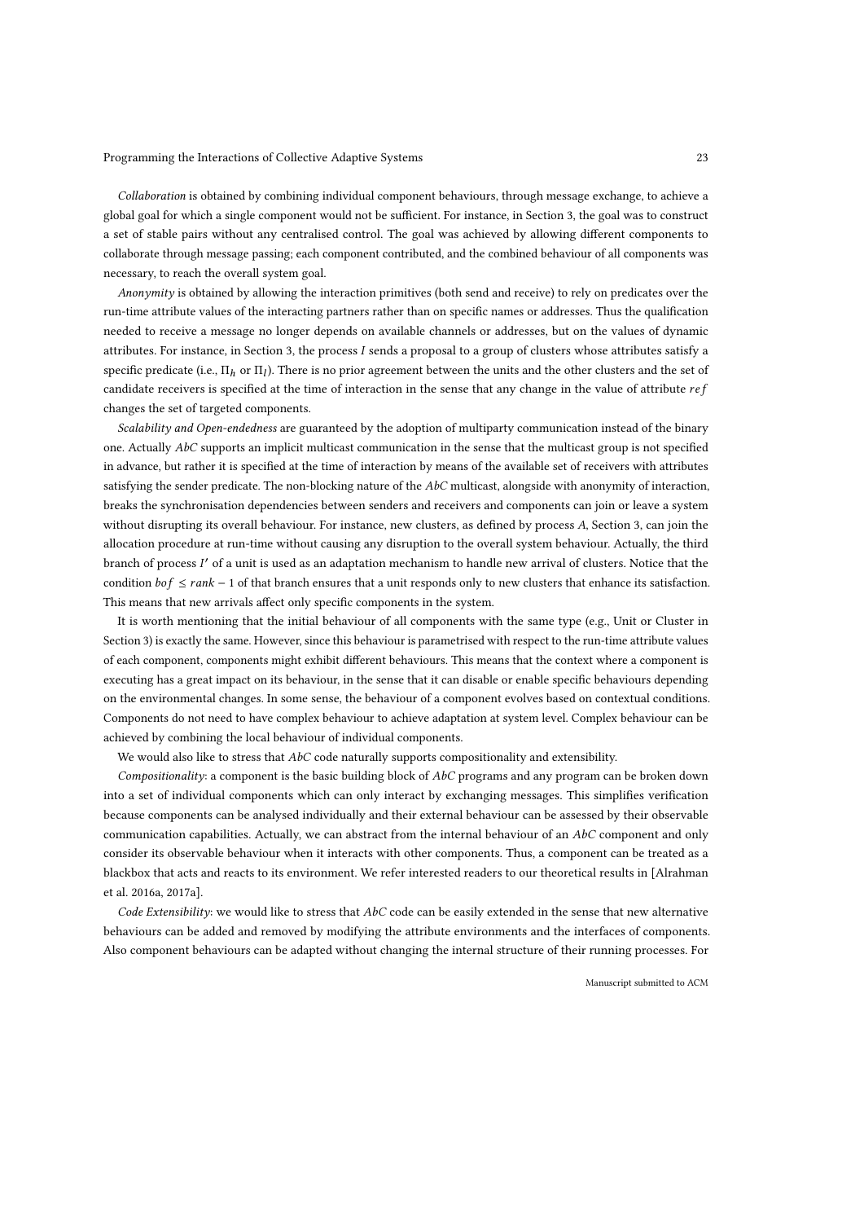*Collaboration* is obtained by combining individual component behaviours, through message exchange, to achieve a global goal for which a single component would not be sufficient. For instance, in Section 3, the goal was to construct a set of stable pairs without any centralised control. The goal was achieved by allowing different components to collaborate through message passing; each component contributed, and the combined behaviour of all components was necessary, to reach the overall system goal.

*Anonymity* is obtained by allowing the interaction primitives (both send and receive) to rely on predicates over the run-time attribute values of the interacting partners rather than on specific names or addresses. Thus the qualification needed to receive a message no longer depends on available channels or addresses, but on the values of dynamic attributes. For instance, in Section 3, the process $I$ sends a proposal to a group of clusters whose attributes satisfy a specific predicate (i.e., $\Pi_h$ or $\Pi_l$). There is no prior agreement between the units and the other clusters and the set of candidate receivers is specified at the time of interaction in the sense that any change in the value of attribute $ref$ changes the set of targeted components.

*Scalability and Open-endedness* are guaranteed by the adoption of multiparty communication instead of the binary one. Actually *AbC* supports an implicit multicast communication in the sense that the multicast group is not specified in advance, but rather it is specified at the time of interaction by means of the available set of receivers with attributes satisfying the sender predicate. The non-blocking nature of the *AbC* multicast, alongside with anonymity of interaction, breaks the synchronisation dependencies between senders and receivers and components can join or leave a system without disrupting its overall behaviour. For instance, new clusters, as defined by process $A$, Section 3, can join the allocation procedure at run-time without causing any disruption to the overall system behaviour. Actually, the third branch of process $I'$ of a unit is used as an adaptation mechanism to handle new arrival of clusters. Notice that the condition $bof \leq rank - 1$ of that branch ensures that a unit responds only to new clusters that enhance its satisfaction. This means that new arrivals affect only specific components in the system.

It is worth mentioning that the initial behaviour of all components with the same type (e.g., Unit or Cluster in Section 3) is exactly the same. However, since this behaviour is parametrised with respect to the run-time attribute values of each component, components might exhibit different behaviours. This means that the context where a component is executing has a great impact on its behaviour, in the sense that it can disable or enable specific behaviours depending on the environmental changes. In some sense, the behaviour of a component evolves based on contextual conditions. Components do not need to have complex behaviour to achieve adaptation at system level. Complex behaviour can be achieved by combining the local behaviour of individual components.

We would also like to stress that *AbC* code naturally supports compositionality and extensibility.

*Compositionality*: a component is the basic building block of *AbC* programs and any program can be broken down into a set of individual components which can only interact by exchanging messages. This simplifies verification because components can be analysed individually and their external behaviour can be assessed by their observable communication capabilities. Actually, we can abstract from the internal behaviour of an *AbC* component and only consider its observable behaviour when it interacts with other components. Thus, a component can be treated as a blackbox that acts and reacts to its environment. We refer interested readers to our theoretical results in [Alrahman et al. 2016a, 2017a].

*Code Extensibility*: we would like to stress that *AbC* code can be easily extended in the sense that new alternative behaviours can be added and removed by modifying the attribute environments and the interfaces of components. Also component behaviours can be adapted without changing the internal structure of their running processes. For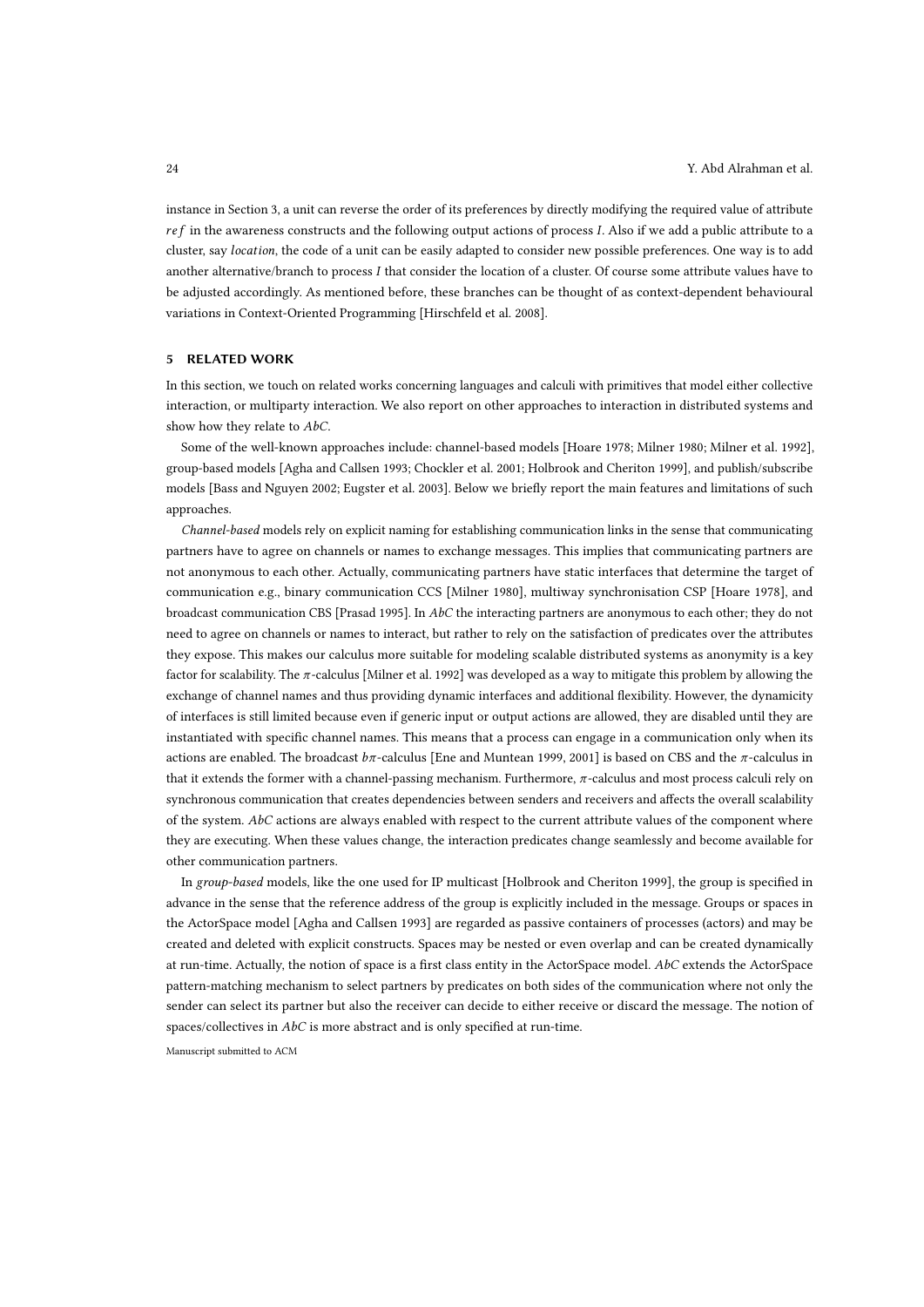instance in Section 3, a unit can reverse the order of its preferences by directly modifying the required value of attribute $ref$ in the awareness constructs and the following output actions of process $I$. Also if we add a public attribute to a cluster, say *location*, the code of a unit can be easily adapted to consider new possible preferences. One way is to add another alternative/branch to process $I$ that consider the location of a cluster. Of course some attribute values have to be adjusted accordingly. As mentioned before, these branches can be thought of as context-dependent behavioural variations in Context-Oriented Programming [Hirschfeld et al. 2008].

## 5 RELATED WORK

In this section, we touch on related works concerning languages and calculi with primitives that model either collective interaction, or multiparty interaction. We also report on other approaches to interaction in distributed systems and show how they relate to *AbC*.

Some of the well-known approaches include: channel-based models [Hoare 1978; Milner 1980; Milner et al. 1992], group-based models [Agha and Callsen 1993; Chockler et al. 2001; Holbrook and Cheriton 1999], and publish/subscribe models [Bass and Nguyen 2002; Eugster et al. 2003]. Below we briefly report the main features and limitations of such approaches.

*Channel-based* models rely on explicit naming for establishing communication links in the sense that communicating partners have to agree on channels or names to exchange messages. This implies that communicating partners are not anonymous to each other. Actually, communicating partners have static interfaces that determine the target of communication e.g., binary communication CCS [Milner 1980], multiway synchronisation CSP [Hoare 1978], and broadcast communication CBS [Prasad 1995]. In *AbC* the interacting partners are anonymous to each other; they do not need to agree on channels or names to interact, but rather to rely on the satisfaction of predicates over the attributes they expose. This makes our calculus more suitable for modeling scalable distributed systems as anonymity is a key factor for scalability. The $\pi$-calculus [Milner et al. 1992] was developed as a way to mitigate this problem by allowing the exchange of channel names and thus providing dynamic interfaces and additional flexibility. However, the dynamicity of interfaces is still limited because even if generic input or output actions are allowed, they are disabled until they are instantiated with specific channel names. This means that a process can engage in a communication only when its actions are enabled. The broadcast $b\pi$-calculus [Ene and Muntean 1999, 2001] is based on CBS and the $\pi$-calculus in that it extends the former with a channel-passing mechanism. Furthermore, $\pi$-calculus and most process calculi rely on synchronous communication that creates dependencies between senders and receivers and affects the overall scalability of the system. *AbC* actions are always enabled with respect to the current attribute values of the component where they are executing. When these values change, the interaction predicates change seamlessly and become available for other communication partners.

In *group-based* models, like the one used for IP multicast [Holbrook and Cheriton 1999], the group is specified in advance in the sense that the reference address of the group is explicitly included in the message. Groups or spaces in the ActorSpace model [Agha and Callsen 1993] are regarded as passive containers of processes (actors) and may be created and deleted with explicit constructs. Spaces may be nested or even overlap and can be created dynamically at run-time. Actually, the notion of space is a first class entity in the ActorSpace model. *AbC* extends the ActorSpace pattern-matching mechanism to select partners by predicates on both sides of the communication where not only the sender can select its partner but also the receiver can decide to either receive or discard the message. The notion of spaces/collectives in *AbC* is more abstract and is only specified at run-time.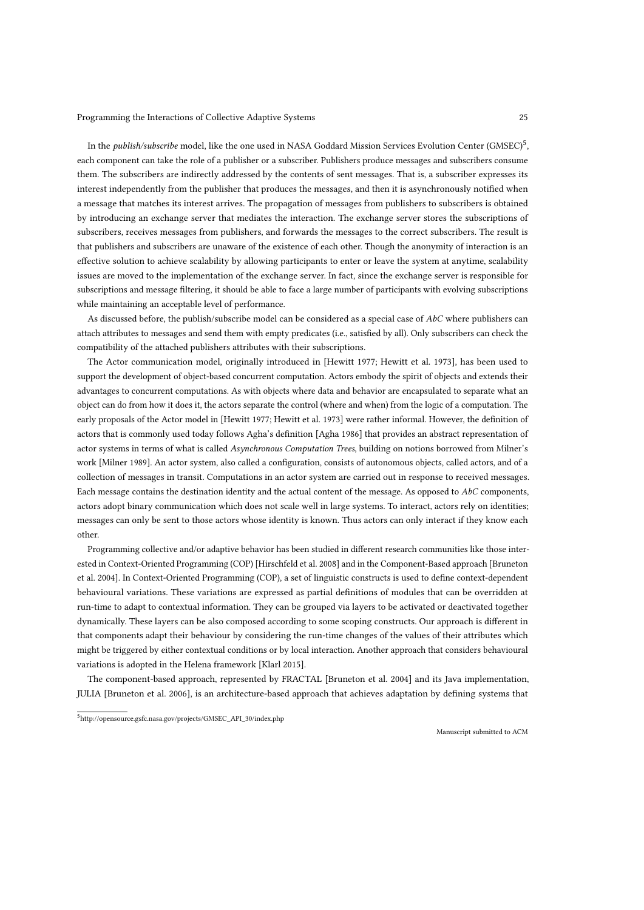In the *publish/subscribe* model, like the one used in NASA Goddard Mission Services Evolution Center (GMSEC)[5], each component can take the role of a publisher or a subscriber. Publishers produce messages and subscribers consume them. The subscribers are indirectly addressed by the contents of sent messages. That is, a subscriber expresses its interest independently from the publisher that produces the messages, and then it is asynchronously notified when a message that matches its interest arrives. The propagation of messages from publishers to subscribers is obtained by introducing an exchange server that mediates the interaction. The exchange server stores the subscriptions of subscribers, receives messages from publishers, and forwards the messages to the correct subscribers. The result is that publishers and subscribers are unaware of the existence of each other. Though the anonymity of interaction is an effective solution to achieve scalability by allowing participants to enter or leave the system at anytime, scalability issues are moved to the implementation of the exchange server. In fact, since the exchange server is responsible for subscriptions and message filtering, it should be able to face a large number of participants with evolving subscriptions while maintaining an acceptable level of performance.

As discussed before, the publish/subscribe model can be considered as a special case of *AbC* where publishers can attach attributes to messages and send them with empty predicates (i.e., satisfied by all). Only subscribers can check the compatibility of the attached publishers attributes with their subscriptions.

The Actor communication model, originally introduced in [Hewitt 1977; Hewitt et al. 1973], has been used to support the development of object-based concurrent computation. Actors embody the spirit of objects and extends their advantages to concurrent computations. As with objects where data and behavior are encapsulated to separate what an object can do from how it does it, the actors separate the control (where and when) from the logic of a computation. The early proposals of the Actor model in [Hewitt 1977; Hewitt et al. 1973] were rather informal. However, the definition of actors that is commonly used today follows Agha's definition [Agha 1986] that provides an abstract representation of actor systems in terms of what is called *Asynchronous Computation Trees*, building on notions borrowed from Milner's work [Milner 1989]. An actor system, also called a configuration, consists of autonomous objects, called actors, and of a collection of messages in transit. Computations in an actor system are carried out in response to received messages. Each message contains the destination identity and the actual content of the message. As opposed to *AbC* components, actors adopt binary communication which does not scale well in large systems. To interact, actors rely on identities; messages can only be sent to those actors whose identity is known. Thus actors can only interact if they know each other.

Programming collective and/or adaptive behavior has been studied in different research communities like those interested in Context-Oriented Programming (COP) [Hirschfeld et al. 2008] and in the Component-Based approach [Bruneton et al. 2004]. In Context-Oriented Programming (COP), a set of linguistic constructs is used to define context-dependent behavioural variations. These variations are expressed as partial definitions of modules that can be overridden at run-time to adapt to contextual information. They can be grouped via layers to be activated or deactivated together dynamically. These layers can be also composed according to some scoping constructs. Our approach is different in that components adapt their behaviour by considering the run-time changes of the values of their attributes which might be triggered by either contextual conditions or by local interaction. Another approach that considers behavioural variations is adopted in the Helena framework [Klarl 2015].

The component-based approach, represented by FRACTAL [Bruneton et al. 2004] and its Java implementation, JULIA [Bruneton et al. 2006], is an architecture-based approach that achieves adaptation by defining systems that

[5] http://opensource.gsfc.nasa.gov/projects/GMSEC_API_30/index.php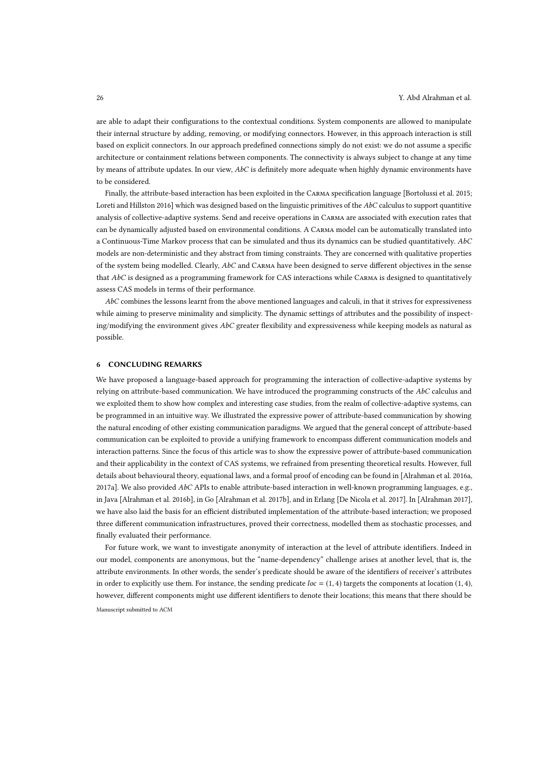are able to adapt their configurations to the contextual conditions. System components are allowed to manipulate their internal structure by adding, removing, or modifying connectors. However, in this approach interaction is still based on explicit connectors. In our approach predefined connections simply do not exist: we do not assume a specific architecture or containment relations between components. The connectivity is always subject to change at any time by means of attribute updates. In our view, *AbC* is definitely more adequate when highly dynamic environments have to be considered.

Finally, the attribute-based interaction has been exploited in the CARMA specification language [Bortolussi et al. 2015; Loreti and Hillston 2016] which was designed based on the linguistic primitives of the *AbC* calculus to support quantitive analysis of collective-adaptive systems. Send and receive operations in CARMA are associated with execution rates that can be dynamically adjusted based on environmental conditions. A CARMA model can be automatically translated into a Continuous-Time Markov process that can be simulated and thus its dynamics can be studied quantitatively. *AbC* models are non-deterministic and they abstract from timing constraints. They are concerned with qualitative properties of the system being modelled. Clearly, *AbC* and CARMA have been designed to serve different objectives in the sense that *AbC* is designed as a programming framework for CAS interactions while CARMA is designed to quantitatively assess CAS models in terms of their performance.

*AbC* combines the lessons learnt from the above mentioned languages and calculi, in that it strives for expressiveness while aiming to preserve minimality and simplicity. The dynamic settings of attributes and the possibility of inspecting/modifying the environment gives *AbC* greater flexibility and expressiveness while keeping models as natural as possible.

## 6 CONCLUDING REMARKS

We have proposed a language-based approach for programming the interaction of collective-adaptive systems by relying on attribute-based communication. We have introduced the programming constructs of the *AbC* calculus and we exploited them to show how complex and interesting case studies, from the realm of collective-adaptive systems, can be programmed in an intuitive way. We illustrated the expressive power of attribute-based communication by showing the natural encoding of other existing communication paradigms. We argued that the general concept of attribute-based communication can be exploited to provide a unifying framework to encompass different communication models and interaction patterns. Since the focus of this article was to show the expressive power of attribute-based communication and their applicability in the context of CAS systems, we refrained from presenting theoretical results. However, full details about behavioural theory, equational laws, and a formal proof of encoding can be found in [Alrahman et al. 2016a, 2017a]. We also provided *AbC* APIs to enable attribute-based interaction in well-known programming languages, e.g., in Java [Alrahman et al. 2016b], in Go [Alrahman et al. 2017b], and in Erlang [De Nicola et al. 2017]. In [Alrahman 2017], we have also laid the basis for an efficient distributed implementation of the attribute-based interaction; we proposed three different communication infrastructures, proved their correctness, modelled them as stochastic processes, and finally evaluated their performance.

For future work, we want to investigate anonymity of interaction at the level of attribute identifiers. Indeed in our model, components are anonymous, but the "name-dependency" challenge arises at another level, that is, the attribute environments. In other words, the sender's predicate should be aware of the identifiers of receiver's attributes in order to explicitly use them. For instance, the sending predicate $loc = (1, 4)$ targets the components at location $(1, 4)$, however, different components might use different identifiers to denote their locations; this means that there should be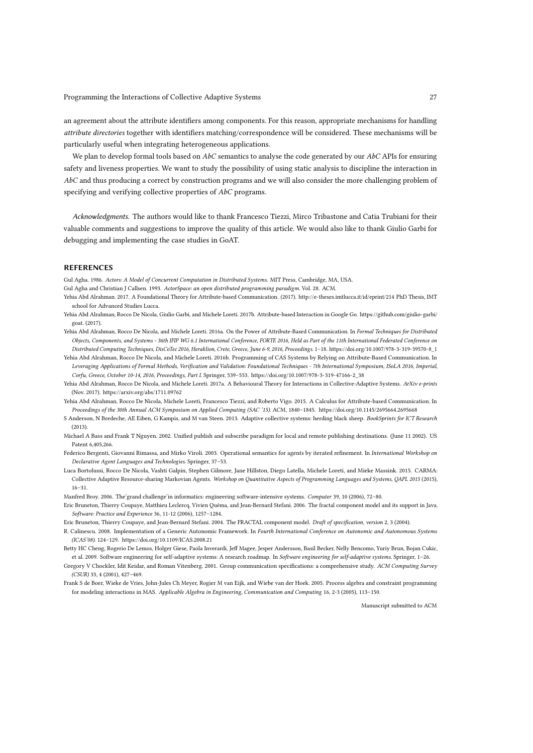an agreement about the attribute identifiers among components. For this reason, appropriate mechanisms for handling *attribute directories* together with identifiers matching/correspondence will be considered. These mechanisms will be particularly useful when integrating heterogeneous applications.

We plan to develop formal tools based on *AbC* semantics to analyse the code generated by our *AbC* APIs for ensuring safety and liveness properties. We want to study the possibility of using static analysis to discipline the interaction in *AbC* and thus producing a correct by construction programs and we will also consider the more challenging problem of specifying and verifying collective properties of *AbC* programs.

*Acknowledgments.* The authors would like to thank Francesco Tiezzi, Mirco Tribastone and Catia Trubiani for their valuable comments and suggestions to improve the quality of this article. We would also like to thank Giulio Garbi for debugging and implementing the case studies in GoAT.

## REFERENCES

Gul Agha. 1986. *Actors: A Model of Concurrent Computation in Distributed Systems.* MIT Press, Cambridge, MA, USA.

Gul Agha and Christian J Callsen. 1993. *ActorSpace: an open distributed programming paradigm.* Vol. 28. ACM.

Yehia Abd Alrahman. 2017. A Foundational Theory for Attribute-based Communication. (2017). http://e-theses.imtlucca.it/id/eprint/214 PhD Thesis, IMT school for Advanced Studies Lucca.

Yehia Abd Alrahman, Rocco De Nicola, Giulio Garbi, and Michele Loreti. 2017b. Attribute-based Interaction in Google Go. https://github.com/giulio-garbi/goat. (2017).

Yehia Abd Alrahman, Rocco De Nicola, and Michele Loreti. 2016a. On the Power of Attribute-Based Communication. In *Formal Techniques for Distributed Objects, Components, and Systems - 36th IFIP WG 6.1 International Conference, FORTE 2016, Held as Part of the 11th International Federated Conference on Distributed Computing Techniques, DisCoTec 2016, Heraklion, Crete, Greece, June 6-9, 2016, Proceedings.* 1–18. https://doi.org/10.1007/978-3-319-39570-8_1

Yehia Abd Alrahman, Rocco De Nicola, and Michele Loreti. 2016b. Programming of CAS Systems by Relying on Attribute-Based Communication. In *Leveraging Applications of Formal Methods, Verification and Validation: Foundational Techniques - 7th International Symposium, ISoLA 2016, Imperial, Corfu, Greece, October 10-14, 2016, Proceedings, Part I.* Springer, 539–553. https://doi.org/10.1007/978-3-319-47166-2_38

Yehia Abd Alrahman, Rocco De Nicola, and Michele Loreti. 2017a. A Behavioural Theory for Interactions in Collective-Adaptive Systems. *ArXiv e-prints* (Nov. 2017). https://arxiv.org/abs/1711.09762

Yehia Abd Alrahman, Rocco De Nicola, Michele Loreti, Francesco Tiezzi, and Roberto Vigo. 2015. A Calculus for Attribute-based Communication. In *Proceedings of the 30th Annual ACM Symposium on Applied Computing (SAC '15).* ACM, 1840–1845. https://doi.org/10.1145/2695664.2695668

S Anderson, N Bredeche, AE Eiben, G Kampis, and M van Steen. 2013. Adaptive collective systems: herding black sheep. *BookSprints for ICT Research* (2013).

Michael A Bass and Frank T Nguyen. 2002. Unified publish and subscribe paradigm for local and remote publishing destinations. (June 11 2002). US Patent 6,405,266.

Federico Bergenti, Giovanni Rimassa, and Mirko Viroli. 2003. Operational semantics for agents by iterated refinement. In *International Workshop on Declarative Agent Languages and Technologies.* Springer, 37–53.

Luca Bortolussi, Rocco De Nicola, Vashti Galpin, Stephen Gilmore, Jane Hillston, Diego Latella, Michele Loreti, and Mieke Massink. 2015. CARMA: Collective Adaptive Resource-sharing Markovian Agents. *Workshop on Quantitative Aspects of Programming Languages and Systems, QAPL 2015* (2015), 16–31.

Manfred Broy. 2006. The'grand challenge'in informatics: engineering software-intensive systems. *Computer* 39, 10 (2006), 72–80.

Eric Bruneton, Thierry Coupaye, Matthieu Leclercq, Vivien Quéma, and Jean-Bernard Stefani. 2006. The fractal component model and its support in Java. *Software: Practice and Experience* 36, 11-12 (2006), 1257–1284.

Eric Bruneton, Thierry Coupaye, and Jean-Bernard Stefani. 2004. The FRACTAL component model. *Draft of specification, version* 2, 3 (2004).

R. Calinescu. 2008. Implementation of a Generic Autonomic Framework. In *Fourth International Conference on Autonomic and Autonomous Systems (ICAS'08).* 124–129. https://doi.org/10.1109/ICAS.2008.21

Betty HC Cheng, Rogerio De Lemos, Holger Giese, Paola Inverardi, Jeff Magee, Jesper Andersson, Basil Becker, Nelly Bencomo, Yuriy Brun, Bojan Cukic, et al. 2009. Software engineering for self-adaptive systems: A research roadmap. In *Software engineering for self-adaptive systems.* Springer, 1–26.

Gregory V Chockler, Idit Keidar, and Roman Vitenberg. 2001. Group communication specifications: a comprehensive study. *ACM Computing Survey (CSUR)* 33, 4 (2001), 427–469.

Frank S de Boer, Wieke de Vries, John-Jules Ch Meyer, Rogier M van Eijk, and Wiebe van der Hoek. 2005. Process algebra and constraint programming for modeling interactions in MAS. *Applicable Algebra in Engineering, Communication and Computing* 16, 2-3 (2005), 113–150.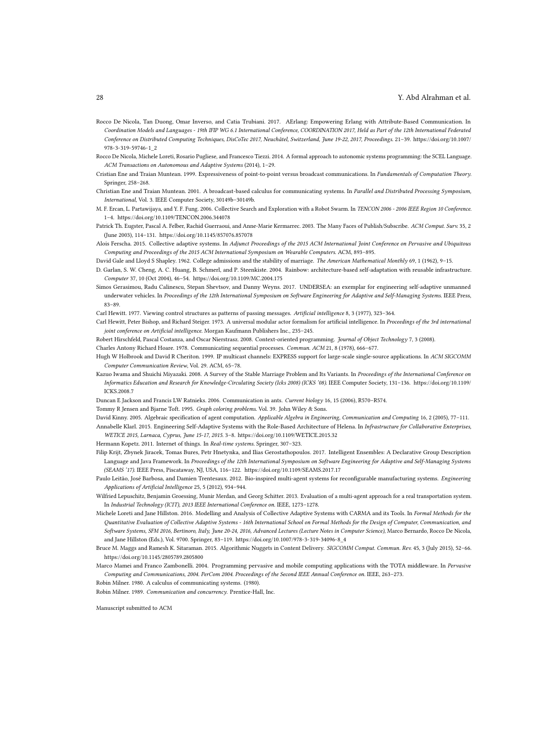Rocco De Nicola, Tan Duong, Omar Inverso, and Catia Trubiani. 2017. AErlang: Empowering Erlang with Attribute-Based Communication. In *Coordination Models and Languages - 19th IFIP WG 6.1 International Conference, COORDINATION 2017, Held as Part of the 12th International Federated Conference on Distributed Computing Techniques, DisCoTec 2017, Neuchâtel, Switzerland, June 19-22, 2017, Proceedings*. 21–39. https://doi.org/10.1007/978-3-319-59746-1_2

Rocco De Nicola, Michele Loreti, Rosario Pugliese, and Francesco Tiezzi. 2014. A formal approach to autonomic systems programming: the SCEL Language. *ACM Transactions on Autonomous and Adaptive Systems* (2014), 1–29.

Cristian Ene and Traian Muntean. 1999. Expressiveness of point-to-point versus broadcast communications. In *Fundamentals of Computation Theory*. Springer, 258–268.

Christian Ene and Traian Muntean. 2001. A broadcast-based calculus for communicating systems. In *Parallel and Distributed Processing Symposium, International*, Vol. 3. IEEE Computer Society, 30149b–30149b.

M. F. Ercan, L. Partawijaya, and Y. F. Fung. 2006. Collective Search and Exploration with a Robot Swarm. In *TENCON 2006 - 2006 IEEE Region 10 Conference*. 1–4. https://doi.org/10.1109/TENCON.2006.344078

Patrick Th. Eugster, Pascal A. Felber, Rachid Guerraoui, and Anne-Marie Kermarrec. 2003. The Many Faces of Publish/Subscribe. *ACM Comput. Surv.* 35, 2 (June 2003), 114–131. https://doi.org/10.1145/857076.857078

Alois Ferscha. 2015. Collective adaptive systems. In *Adjunct Proceedings of the 2015 ACM International Joint Conference on Pervasive and Ubiquitous Computing and Proceedings of the 2015 ACM International Symposium on Wearable Computers*. ACM, 893–895.

David Gale and Lloyd S Shapley. 1962. College admissions and the stability of marriage. *The American Mathematical Monthly* 69, 1 (1962), 9–15.

D. Garlan, S. W. Cheng, A. C. Huang, B. Schmerl, and P. Steenkiste. 2004. Rainbow: architecture-based self-adaptation with reusable infrastructure. *Computer* 37, 10 (Oct 2004), 46–54. https://doi.org/10.1109/MC.2004.175

Simos Gerasimou, Radu Calinescu, Stepan Shevtsov, and Danny Weyns. 2017. UNDERSEA: an exemplar for engineering self-adaptive unmanned underwater vehicles. In *Proceedings of the 12th International Symposium on Software Engineering for Adaptive and Self-Managing Systems*. IEEE Press, 83–89.

Carl Hewitt. 1977. Viewing control structures as patterns of passing messages. *Artificial intelligence* 8, 3 (1977), 323–364.

Carl Hewitt, Peter Bishop, and Richard Steiger. 1973. A universal modular actor formalism for artificial intelligence. In *Proceedings of the 3rd international joint conference on Artificial intelligence*. Morgan Kaufmann Publishers Inc., 235–245.

Robert Hirschfeld, Pascal Costanza, and Oscar Nierstrasz. 2008. Context-oriented programming. *Journal of Object Technology* 7, 3 (2008).

Charles Antony Richard Hoare. 1978. Communicating sequential processes. *Commun. ACM* 21, 8 (1978), 666–677.

Hugh W Holbrook and David R Cheriton. 1999. IP multicast channels: EXPRESS support for large-scale single-source applications. In *ACM SIGCOMM Computer Communication Review*, Vol. 29. ACM, 65–78.

Kazuo Iwama and Shuichi Miyazaki. 2008. A Survey of the Stable Marriage Problem and Its Variants. In *Proceedings of the International Conference on Informatics Education and Research for Knowledge-Circulating Society (Icks 2008) (ICKS '08)*. IEEE Computer Society, 131–136. https://doi.org/10.1109/ICKS.2008.7

Duncan E Jackson and Francis LW Ratnieks. 2006. Communication in ants. *Current biology* 16, 15 (2006), R570–R574.

Tommy R Jensen and Bjarne Toft. 1995. *Graph coloring problems*. Vol. 39. John Wiley & Sons.

David Kinny. 2005. Algebraic specification of agent computation. *Applicable Algebra in Engineering, Communication and Computing* 16, 2 (2005), 77–111.

Annabelle Klarl. 2015. Engineering Self-Adaptive Systems with the Role-Based Architecture of Helena. In *Infrastructure for Collaborative Enterprises, WETICE 2015, Larnaca, Cyprus, June 15-17, 2015*. 3–8. https://doi.org/10.1109/WETICE.2015.32

Hermann Kopetz. 2011. Internet of things. In *Real-time systems*. Springer, 307–323.

Filip Krijt, Zbynek Jiracek, Tomas Bures, Petr Hnetynka, and Ilias Gerostathopoulos. 2017. Intelligent Ensembles: A Declarative Group Description Language and Java Framework. In *Proceedings of the 12th International Symposium on Software Engineering for Adaptive and Self-Managing Systems (SEAMS '17)*. IEEE Press, Piscataway, NJ, USA, 116–122. https://doi.org/10.1109/SEAMS.2017.17

Paulo Leitão, José Barbosa, and Damien Trentesaux. 2012. Bio-inspired multi-agent systems for reconfigurable manufacturing systems. *Engineering Applications of Artificial Intelligence* 25, 5 (2012), 934–944.

Wilfried Lepuschitz, Benjamin Groessing, Munir Merdan, and Georg Schitter. 2013. Evaluation of a multi-agent approach for a real transportation system. In *Industrial Technology (ICIT), 2013 IEEE International Conference on*. IEEE, 1273–1278.

Michele Loreti and Jane Hillston. 2016. Modelling and Analysis of Collective Adaptive Systems with CARMA and its Tools. In *Formal Methods for the Quantitative Evaluation of Collective Adaptive Systems - 16th International School on Formal Methods for the Design of Computer, Communication, and Software Systems, SFM 2016, Bertinoro, Italy, June 20-24, 2016, Advanced Lectures (Lecture Notes in Computer Science)*, Marco Bernardo, Rocco De Nicola, and Jane Hillston (Eds.), Vol. 9700. Springer, 83–119. https://doi.org/10.1007/978-3-319-34096-8_4

Bruce M. Maggs and Ramesh K. Sitaraman. 2015. Algorithmic Nuggets in Content Delivery. *SIGCOMM Comput. Commun. Rev.* 45, 3 (July 2015), 52–66. https://doi.org/10.1145/2805789.2805800

Marco Mamei and Franco Zambonelli. 2004. Programming pervasive and mobile computing applications with the TOTA middleware. In *Pervasive Computing and Communications, 2004. PerCom 2004. Proceedings of the Second IEEE Annual Conference on*. IEEE, 263–273.

Robin Milner. 1980. A calculus of communicating systems. (1980).

Robin Milner. 1989. *Communication and concurrency*. Prentice-Hall, Inc.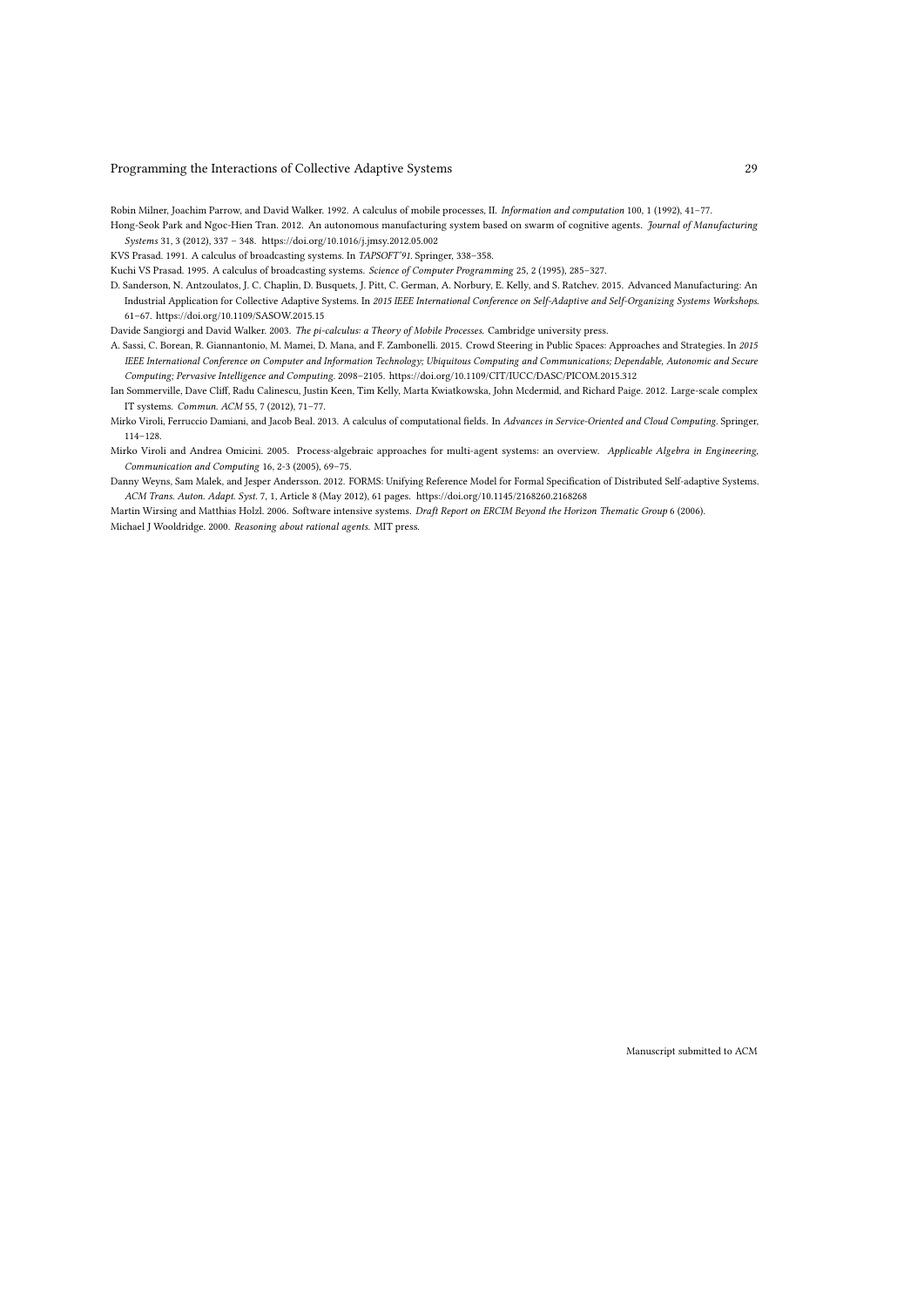Robin Milner, Joachim Parrow, and David Walker. 1992. A calculus of mobile processes, II. *Information and computation* 100, 1 (1992), 41–77.

Hong-Seok Park and Ngoc-Hien Tran. 2012. An autonomous manufacturing system based on swarm of cognitive agents. *Journal of Manufacturing Systems* 31, 3 (2012), 337 – 348. https://doi.org/10.1016/j.jmsy.2012.05.002

KVS Prasad. 1991. A calculus of broadcasting systems. In *TAPSOFT'91*. Springer, 338–358.

Kuchi VS Prasad. 1995. A calculus of broadcasting systems. *Science of Computer Programming* 25, 2 (1995), 285–327.

D. Sanderson, N. Antzoulatos, J. C. Chaplin, D. Busquets, J. Pitt, C. German, A. Norbury, E. Kelly, and S. Ratchev. 2015. Advanced Manufacturing: An Industrial Application for Collective Adaptive Systems. In *2015 IEEE International Conference on Self-Adaptive and Self-Organizing Systems Workshops*. 61–67. https://doi.org/10.1109/SASOW.2015.15

Davide Sangiorgi and David Walker. 2003. *The pi-calculus: a Theory of Mobile Processes*. Cambridge university press.

A. Sassi, C. Borean, R. Giannantonio, M. Mamei, D. Mana, and F. Zambonelli. 2015. Crowd Steering in Public Spaces: Approaches and Strategies. In *2015 IEEE International Conference on Computer and Information Technology; Ubiquitous Computing and Communications; Dependable, Autonomic and Secure Computing; Pervasive Intelligence and Computing*. 2098–2105. https://doi.org/10.1109/CIT/IUCC/DASC/PICOM.2015.312

Ian Sommerville, Dave Cliff, Radu Calinescu, Justin Keen, Tim Kelly, Marta Kwiatkowska, John Mcdermid, and Richard Paige. 2012. Large-scale complex IT systems. *Commun. ACM* 55, 7 (2012), 71–77.

Mirko Viroli, Ferruccio Damiani, and Jacob Beal. 2013. A calculus of computational fields. In *Advances in Service-Oriented and Cloud Computing*. Springer, 114–128.

Mirko Viroli and Andrea Omicini. 2005. Process-algebraic approaches for multi-agent systems: an overview. *Applicable Algebra in Engineering, Communication and Computing* 16, 2-3 (2005), 69–75.

Danny Weyns, Sam Malek, and Jesper Andersson. 2012. FORMS: Unifying Reference Model for Formal Specification of Distributed Self-adaptive Systems. *ACM Trans. Auton. Adapt. Syst.* 7, 1, Article 8 (May 2012), 61 pages. https://doi.org/10.1145/2168260.2168268

Martin Wirsing and Matthias Holzl. 2006. Software intensive systems. *Draft Report on ERCIM Beyond the Horizon Thematic Group* 6 (2006).

Michael J Wooldridge. 2000. *Reasoning about rational agents*. MIT press.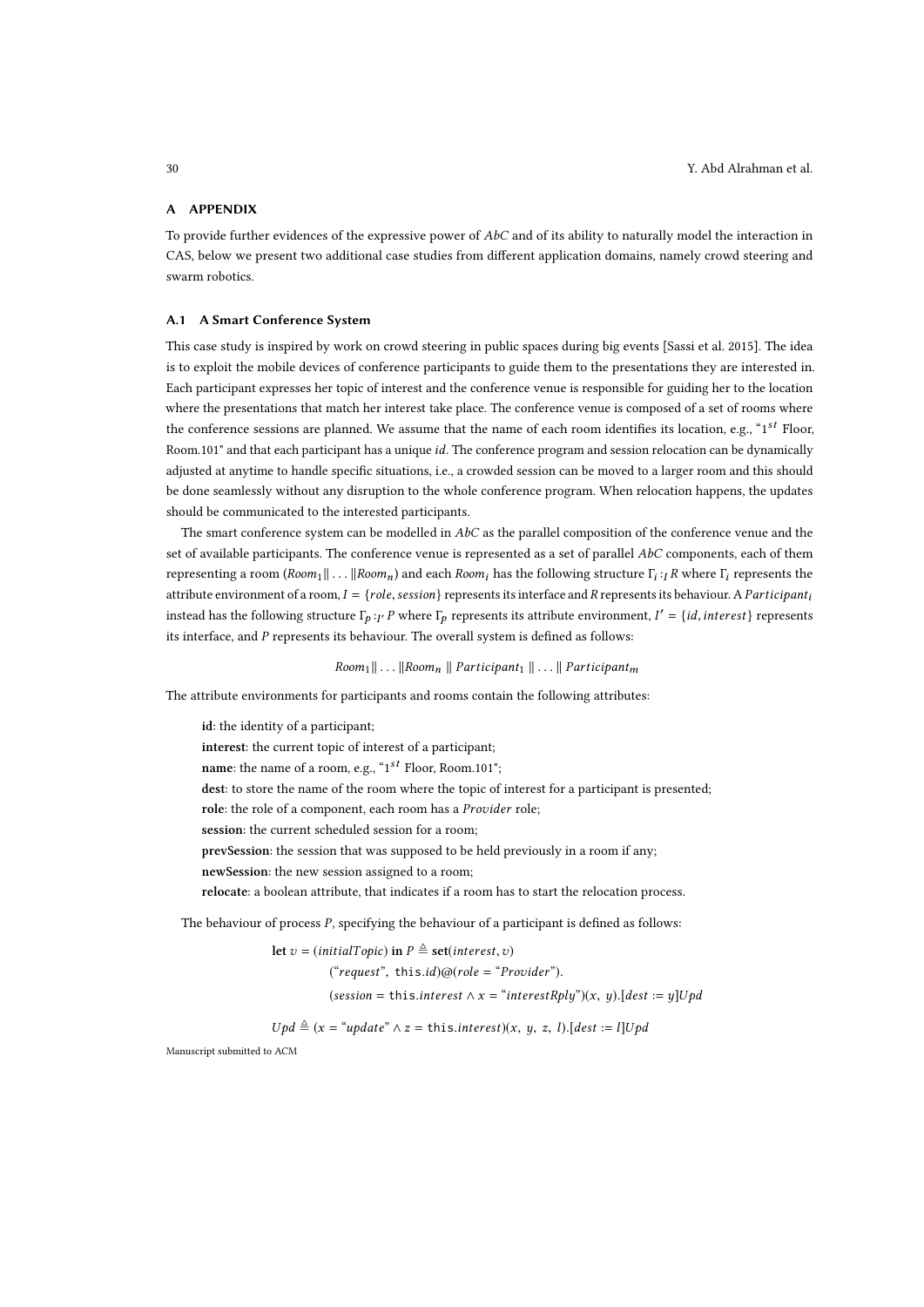# A APPENDIX

To provide further evidences of the expressive power of *AbC* and of its ability to naturally model the interaction in CAS, below we present two additional case studies from different application domains, namely crowd steering and swarm robotics.

## A.1 A Smart Conference System

This case study is inspired by work on crowd steering in public spaces during big events [Sassi et al. 2015]. The idea is to exploit the mobile devices of conference participants to guide them to the presentations they are interested in. Each participant expresses her topic of interest and the conference venue is responsible for guiding her to the location where the presentations that match her interest take place. The conference venue is composed of a set of rooms where the conference sessions are planned. We assume that the name of each room identifies its location, e.g., "$1^{st}$ Floor, Room.101" and that each participant has a unique *id*. The conference program and session relocation can be dynamically adjusted at anytime to handle specific situations, i.e., a crowded session can be moved to a larger room and this should be done seamlessly without any disruption to the whole conference program. When relocation happens, the updates should be communicated to the interested participants.

The smart conference system can be modelled in *AbC* as the parallel composition of the conference venue and the set of available participants. The conference venue is represented as a set of parallel *AbC* components, each of them representing a room ($Room_1 \| \dots \| Room_n$) and each $Room_i$ has the following structure $\Gamma_i :_I R$ where $\Gamma_i$ represents the attribute environment of a room, $I = \{role, session\}$ represents its interface and $R$ represents its behaviour. A $Participant_i$ instead has the following structure $\Gamma_p :_{I'} P$ where $\Gamma_p$ represents its attribute environment, $I' = \{id, interest\}$ represents its interface, and $P$ represents its behaviour. The overall system is defined as follows:

$$Room_1 \| \dots \| Room_n \;\|\; Participant_1 \;\|\; \dots \;\|\; Participant_m$$

The attribute environments for participants and rooms contain the following attributes:

- **id**: the identity of a participant;
- **interest**: the current topic of interest of a participant;
- **name**: the name of a room, e.g., "$1^{st}$ Floor, Room.101";
- **dest**: to store the name of the room where the topic of interest for a participant is presented;
- **role**: the role of a component, each room has a *Provider* role;
- **session**: the current scheduled session for a room;
- **prevSession**: the session that was supposed to be held previously in a room if any;
- **newSession**: the new session assigned to a room;
- **relocate**: a boolean attribute, that indicates if a room has to start the relocation process.

The behaviour of process $P$, specifying the behaviour of a participant is defined as follows:

$$
\begin{aligned}
\textbf{let } v = (initialTopic) \textbf{ in } P \triangleq\ & \textbf{set}(interest, v) \\
& (\text{"}request\text{"},\ \mathtt{this}.id)@(role = \text{"}Provider\text{"}). \\
& (session = \mathtt{this}.interest \land x = \text{"}interestRply\text{"})(x,\ y).[dest := y]Upd
\end{aligned}
$$

$$Upd \triangleq (x = \text{"}update\text{"} \land z = \mathtt{this}.interest)(x,\ y,\ z,\ l).[dest := l]Upd$$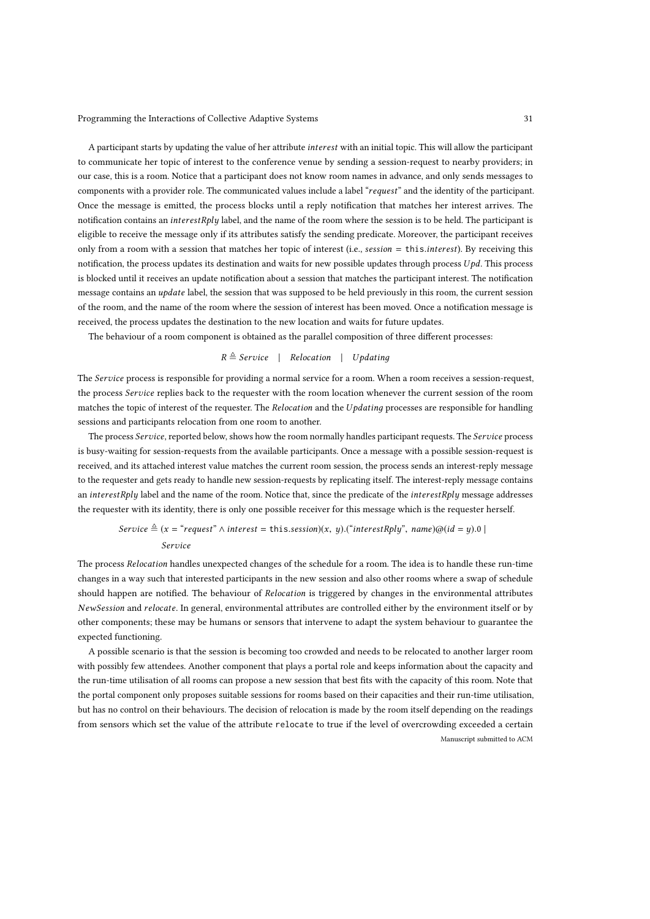A participant starts by updating the value of her attribute *interest* with an initial topic. This will allow the participant to communicate her topic of interest to the conference venue by sending a session-request to nearby providers; in our case, this is a room. Notice that a participant does not know room names in advance, and only sends messages to components with a provider role. The communicated values include a label "*request*" and the identity of the participant. Once the message is emitted, the process blocks until a reply notification that matches her interest arrives. The notification contains an *interestRply* label, and the name of the room where the session is to be held. The participant is eligible to receive the message only if its attributes satisfy the sending predicate. Moreover, the participant receives only from a room with a session that matches her topic of interest (i.e., $session = \mathtt{this}.interest$). By receiving this notification, the process updates its destination and waits for new possible updates through process *Upd*. This process is blocked until it receives an update notification about a session that matches the participant interest. The notification message contains an *update* label, the session that was supposed to be held previously in this room, the current session of the room, and the name of the room where the session of interest has been moved. Once a notification message is received, the process updates the destination to the new location and waits for future updates.

The behaviour of a room component is obtained as the parallel composition of three different processes:

$$R \triangleq Service \quad | \quad Relocation \quad | \quad Updating$$

The *Service* process is responsible for providing a normal service for a room. When a room receives a session-request, the process *Service* replies back to the requester with the room location whenever the current session of the room matches the topic of interest of the requester. The *Relocation* and the *Updating* processes are responsible for handling sessions and participants relocation from one room to another.

The process *Service*, reported below, shows how the room normally handles participant requests. The *Service* process is busy-waiting for session-requests from the available participants. Once a message with a possible session-request is received, and its attached interest value matches the current room session, the process sends an interest-reply message to the requester and gets ready to handle new session-requests by replicating itself. The interest-reply message contains an *interestRply* label and the name of the room. Notice that, since the predicate of the *interestRply* message addresses the requester with its identity, there is only one possible receiver for this message which is the requester herself.

$$\begin{aligned} Service \triangleq\ & (x = \text{“}request\text{”} \land interest = \mathtt{this}.session)(x,\ y).(\text{“}interestRply\text{”},\ name)@(id = y).0 \ | \\ & Service \end{aligned}$$

The process *Relocation* handles unexpected changes of the schedule for a room. The idea is to handle these run-time changes in a way such that interested participants in the new session and also other rooms where a swap of schedule should happen are notified. The behaviour of *Relocation* is triggered by changes in the environmental attributes *NewSession* and *relocate*. In general, environmental attributes are controlled either by the environment itself or by other components; these may be humans or sensors that intervene to adapt the system behaviour to guarantee the expected functioning.

A possible scenario is that the session is becoming too crowded and needs to be relocated to another larger room with possibly few attendees. Another component that plays a portal role and keeps information about the capacity and the run-time utilisation of all rooms can propose a new session that best fits with the capacity of this room. Note that the portal component only proposes suitable sessions for rooms based on their capacities and their run-time utilisation, but has no control on their behaviours. The decision of relocation is made by the room itself depending on the readings from sensors which set the value of the attribute `relocate` to true if the level of overcrowding exceeded a certain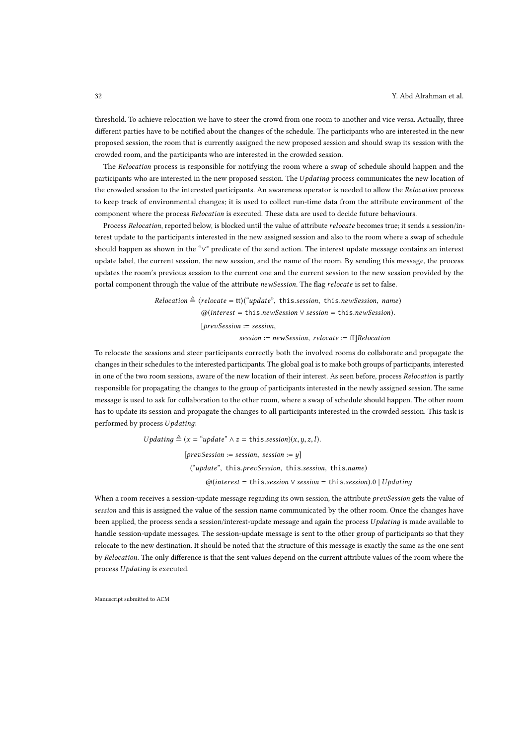threshold. To achieve relocation we have to steer the crowd from one room to another and vice versa. Actually, three different parties have to be notified about the changes of the schedule. The participants who are interested in the new proposed session, the room that is currently assigned the new proposed session and should swap its session with the crowded room, and the participants who are interested in the crowded session.

The *Relocation* process is responsible for notifying the room where a swap of schedule should happen and the participants who are interested in the new proposed session. The *Updating* process communicates the new location of the crowded session to the interested participants. An awareness operator is needed to allow the *Relocation* process to keep track of environmental changes; it is used to collect run-time data from the attribute environment of the component where the process *Relocation* is executed. These data are used to decide future behaviours.

Process *Relocation*, reported below, is blocked until the value of attribute *relocate* becomes true; it sends a session/interest update to the participants interested in the new assigned session and also to the room where a swap of schedule should happen as shown in the "∨" predicate of the send action. The interest update message contains an interest update label, the current session, the new session, and the name of the room. By sending this message, the process updates the room's previous session to the current one and the current session to the new session provided by the portal component through the value of the attribute *newSession*. The flag *relocate* is set to false.

$$
\begin{aligned}
Relocation \triangleq\ & \langle relocate = \mathsf{tt} \rangle (\text{“}update\text{”},\ \mathtt{this}.session,\ \mathtt{this}.newSession,\ name) \\
& @(interest = \mathtt{this}.newSession \lor session = \mathtt{this}.newSession). \\
& [prevSession := session, \\
& \qquad\qquad session := newSession,\ relocate := \mathsf{ff}]Relocation
\end{aligned}
$$

To relocate the sessions and steer participants correctly both the involved rooms do collaborate and propagate the changes in their schedules to the interested participants. The global goal is to make both groups of participants, interested in one of the two room sessions, aware of the new location of their interest. As seen before, process *Relocation* is partly responsible for propagating the changes to the group of participants interested in the newly assigned session. The same message is used to ask for collaboration to the other room, where a swap of schedule should happen. The other room has to update its session and propagate the changes to all participants interested in the crowded session. This task is performed by process *Updating*:

$$
\begin{aligned}
Updating \triangleq\ & (x = \text{“}update\text{”} \land z = \mathtt{this}.session)(x, y, z, l). \\
& [prevSession := session,\ session := y] \\
& \quad (\text{“}update\text{”},\ \mathtt{this}.prevSession,\ \mathtt{this}.session,\ \mathtt{this}.name) \\
& \qquad @(interest = \mathtt{this}.session \lor session = \mathtt{this}.session).0 \mid Updating
\end{aligned}
$$

When a room receives a session-update message regarding its own session, the attribute *prevSession* gets the value of *session* and this is assigned the value of the session name communicated by the other room. Once the changes have been applied, the process sends a session/interest-update message and again the process *Updating* is made available to handle session-update messages. The session-update message is sent to the other group of participants so that they relocate to the new destination. It should be noted that the structure of this message is exactly the same as the one sent by *Relocation*. The only difference is that the sent values depend on the current attribute values of the room where the process *Updating* is executed.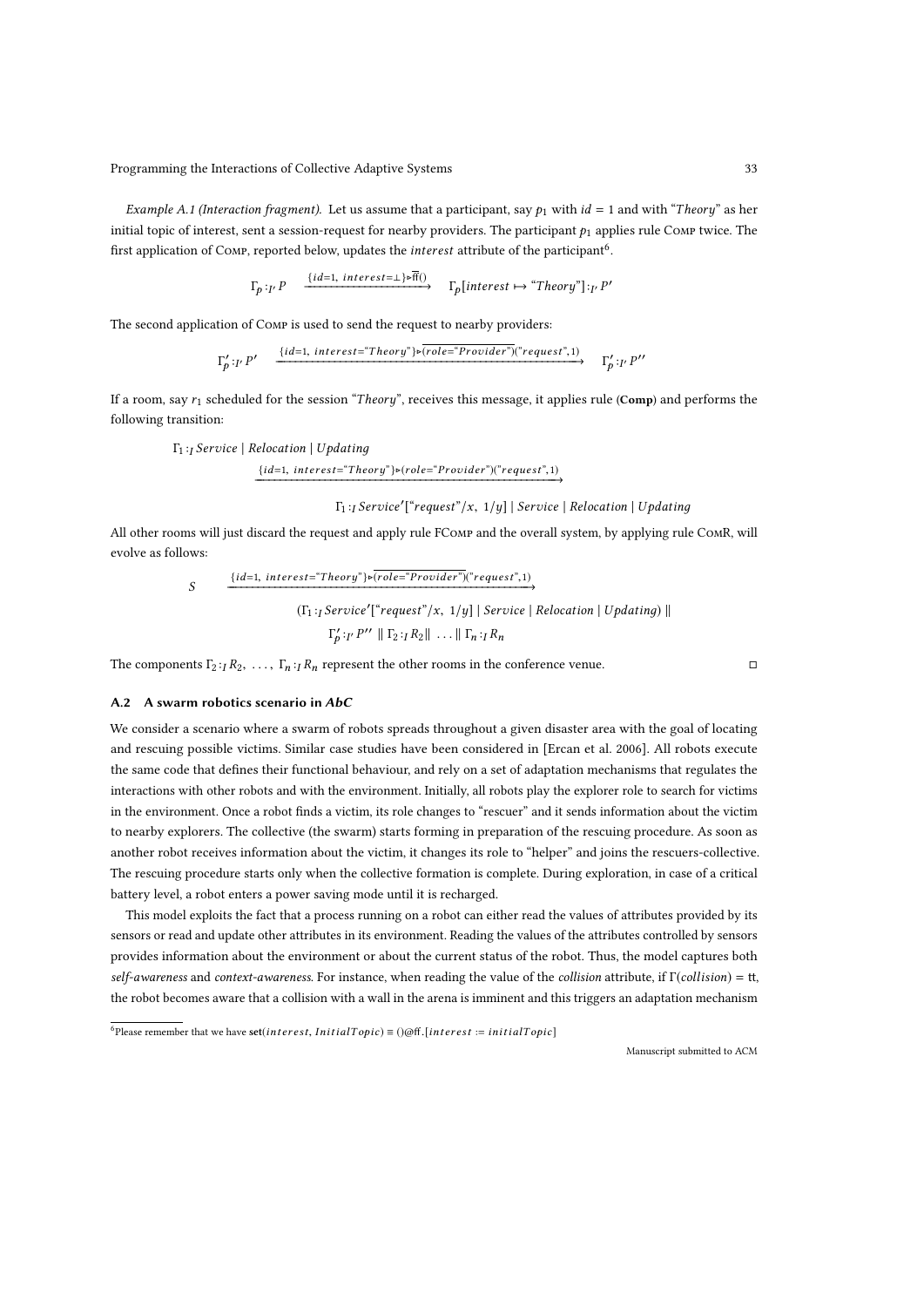*Example A.1 (Interaction fragment).* Let us assume that a participant, say $p_1$ with $id = 1$ and with "*Theory*" as her initial topic of interest, sent a session-request for nearby providers. The participant $p_1$ applies rule Comp twice. The first application of Comp, reported below, updates the *interest* attribute of the participant[6].

$$\Gamma_p :_{I'} P \xrightarrow{\{id=1,\ interest=\perp\}\triangleright\overline{\text{ff}}()} \Gamma_p[interest \mapsto \text{"}Theory\text{"}] :_{I'} P'$$

The second application of Comp is used to send the request to nearby providers:

$$\Gamma'_p :_{I'} P' \xrightarrow{\{id=1,\ interest=\text{"}Theory\text{"}\}\triangleright\overline{(role=\text{"}Provider\text{"})}(\text{"}request\text{"},1)} \Gamma'_p :_{I'} P''$$

If a room, say $r_1$ scheduled for the session "*Theory*", receives this message, it applies rule (**Comp**) and performs the following transition:

$$\Gamma_1 :_I Service \mid Relocation \mid Updating$$

$$\xrightarrow{\{id=1,\ interest=\text{"}Theory\text{"}\}\triangleright(role=\text{"}Provider\text{"})(\text{"}request\text{"},1)}$$

$$\Gamma_1 :_I Service'[\text{"}request\text{"}/x,\ 1/y] \mid Service \mid Relocation \mid Updating$$

All other rooms will just discard the request and apply rule FComp and the overall system, by applying rule ComR, will evolve as follows:

$$S \xrightarrow{\{id=1,\ interest=\text{"}Theory\text{"}\}\triangleright\overline{(role=\text{"}Provider\text{"})}(\text{"}request\text{"},1)}$$

$$(\Gamma_1 :_I Service'[\text{"}request\text{"}/x,\ 1/y] \mid Service \mid Relocation \mid Updating) \parallel$$

$$\Gamma'_p :_{I'} P'' \parallel \Gamma_2 :_I R_2 \parallel \ \ldots \parallel \Gamma_n :_I R_n$$

The components $\Gamma_2 :_I R_2,\ \ldots,\ \Gamma_n :_I R_n$ represent the other rooms in the conference venue. □

### A.2 A swarm robotics scenario in *AbC*

We consider a scenario where a swarm of robots spreads throughout a given disaster area with the goal of locating and rescuing possible victims. Similar case studies have been considered in [Ercan et al. 2006]. All robots execute the same code that defines their functional behaviour, and rely on a set of adaptation mechanisms that regulates the interactions with other robots and with the environment. Initially, all robots play the explorer role to search for victims in the environment. Once a robot finds a victim, its role changes to "rescuer" and it sends information about the victim to nearby explorers. The collective (the swarm) starts forming in preparation of the rescuing procedure. As soon as another robot receives information about the victim, it changes its role to "helper" and joins the rescuers-collective. The rescuing procedure starts only when the collective formation is complete. During exploration, in case of a critical battery level, a robot enters a power saving mode until it is recharged.

This model exploits the fact that a process running on a robot can either read the values of attributes provided by its sensors or read and update other attributes in its environment. Reading the values of the attributes controlled by sensors provides information about the environment or about the current status of the robot. Thus, the model captures both *self-awareness* and *context-awareness*. For instance, when reading the value of the *collision* attribute, if $\Gamma(collision) = \text{tt}$, the robot becomes aware that a collision with a wall in the arena is imminent and this triggers an adaptation mechanism

[6] Please remember that we have $\textbf{set}(interest, InitialTopic) \equiv ()@\text{ff}.[interest := initialTopic]$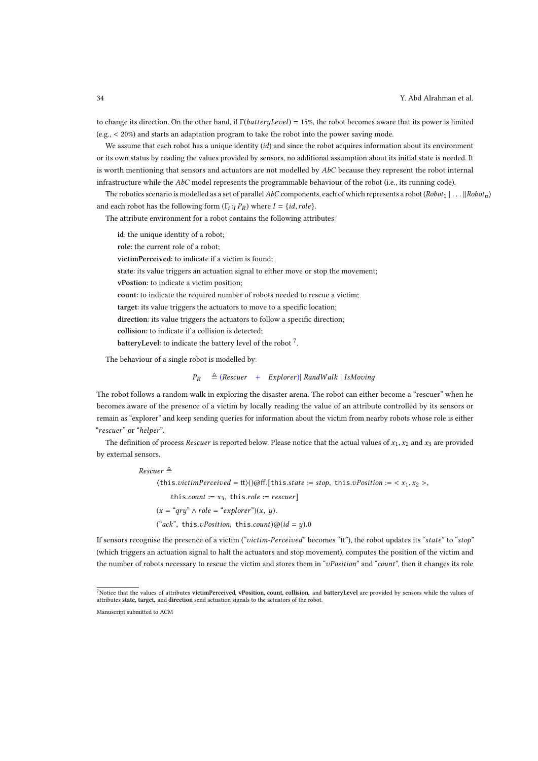to change its direction. On the other hand, if $\Gamma(batteryLevel) = 15\%$, the robot becomes aware that its power is limited (e.g., $< 20\%$) and starts an adaptation program to take the robot into the power saving mode.

We assume that each robot has a unique identity ($id$) and since the robot acquires information about its environment or its own status by reading the values provided by sensors, no additional assumption about its initial state is needed. It is worth mentioning that sensors and actuators are not modelled by *AbC* because they represent the robot internal infrastructure while the *AbC* model represents the programmable behaviour of the robot (i.e., its running code).

The robotics scenario is modelled as a set of parallel *AbC* components, each of which represents a robot ($Robot_1 \| \ldots \| Robot_n$) and each robot has the following form ($\Gamma_i :_I P_R$) where $I = \{id, role\}$.

The attribute environment for a robot contains the following attributes:

**id**: the unique identity of a robot;
**role**: the current role of a robot;
**victimPerceived**: to indicate if a victim is found;
**state**: its value triggers an actuation signal to either move or stop the movement;
**vPostion**: to indicate a victim position;
**count**: to indicate the required number of robots needed to rescue a victim;
**target**: its value triggers the actuators to move to a specific location;
**direction**: its value triggers the actuators to follow a specific direction;
**collision**: to indicate if a collision is detected;
**batteryLevel**: to indicate the battery level of the robot [7].

The behaviour of a single robot is modelled by:

$$P_R \quad \triangleq (Rescuer \quad + \quad Explorer) |\ RandWalk\ |\ IsMoving$$

The robot follows a random walk in exploring the disaster arena. The robot can either become a "rescuer" when he becomes aware of the presence of a victim by locally reading the value of an attribute controlled by its sensors or remain as "explorer" and keep sending queries for information about the victim from nearby robots whose role is either "*rescuer*" or "*helper*".

The definition of process *Rescuer* is reported below. Please notice that the actual values of $x_1, x_2$ and $x_3$ are provided by external sensors.

$$
\begin{aligned}
& Rescuer \triangleq \\
& \quad \langle \mathsf{this}.victimPerceived = \mathsf{tt}\rangle()@\mathsf{ff}.[\mathsf{this}.state := stop,\ \mathsf{this}.vPosition := <x_1, x_2>, \\
& \quad\quad \mathsf{this}.count := x_3,\ \mathsf{this}.role := rescuer] \\
& \quad (x = \text{"}qry\text{"} \wedge role = \text{"}explorer\text{"})(x,\ y). \\
& \quad (\text{"}ack\text{"},\ \mathsf{this}.vPosition,\ \mathsf{this}.count)@(id = y).0
\end{aligned}
$$

If sensors recognise the presence of a victim ("*victim-Perceived*" becomes "tt"), the robot updates its "*state*" to "*stop*" (which triggers an actuation signal to halt the actuators and stop movement), computes the position of the victim and the number of robots necessary to rescue the victim and stores them in "*vPosition*" and "*count*", then it changes its role

[7] Notice that the values of attributes **victimPerceived, vPosition, count, collision,** and **batteryLevel** are provided by sensors while the values of attributes **state, target,** and **direction** send actuation signals to the actuators of the robot.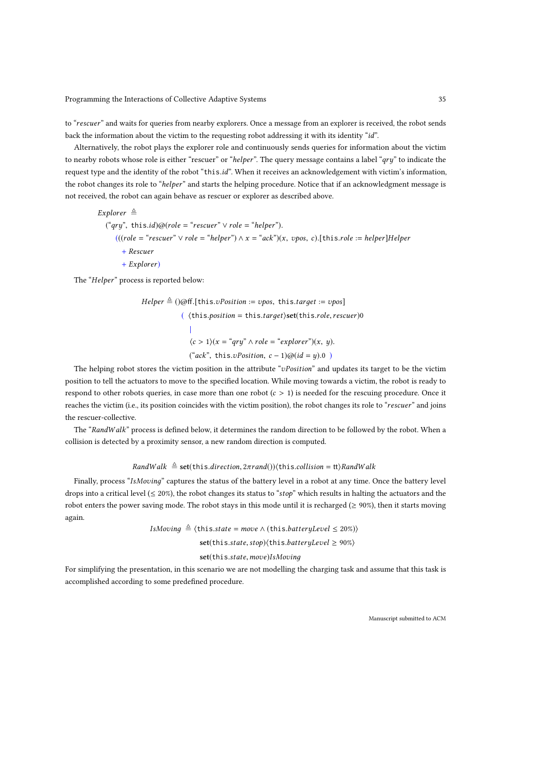to "*rescuer*" and waits for queries from nearby explorers. Once a message from an explorer is received, the robot sends back the information about the victim to the requesting robot addressing it with its identity "*id*".

Alternatively, the robot plays the explorer role and continuously sends queries for information about the victim to nearby robots whose role is either "rescuer" or "*helper*". The query message contains a label "*qry*" to indicate the request type and the identity of the robot "$\texttt{this}.id$". When it receives an acknowledgement with victim's information, the robot changes its role to "*helper*" and starts the helping procedure. Notice that if an acknowledgment message is not received, the robot can again behave as rescuer or explorer as described above.

$$
\begin{aligned}
&\mathit{Explorer} \triangleq \\
&\quad (\text{“}qry\text{”},\ \texttt{this}.id)@(role = \text{“}rescuer\text{”} \lor role = \text{“}helper\text{”}).\\
&\qquad (((role = \text{“}rescuer\text{”} \lor role = \text{“}helper\text{”}) \land x = \text{“}ack\text{”})(x,\ vpos,\ c).[\texttt{this}.role := helper]\mathit{Helper}\\
&\qquad\quad + \mathit{Rescuer}\\
&\qquad\quad + \mathit{Explorer})
\end{aligned}
$$

The "*Helper*" process is reported below:

$$
\begin{aligned}
\mathit{Helper} \triangleq\ & ()@\mathrm{ff}.[\texttt{this}.vPosition := vpos,\ \texttt{this}.target := vpos]\\
& (\ \langle \texttt{this}.position = \texttt{this}.target\rangle \mathbf{set}(\texttt{this}.role, rescuer)0\\
& \quad |\\
& \quad \langle c > 1\rangle(x = \text{“}qry\text{”} \land role = \text{“}explorer\text{”})(x,\ y).\\
& \quad (\text{“}ack\text{”},\ \texttt{this}.vPosition,\ c-1)@(id = y).0\ )
\end{aligned}
$$

The helping robot stores the victim position in the attribute "*vPosition*" and updates its target to be the victim position to tell the actuators to move to the specified location. While moving towards a victim, the robot is ready to respond to other robots queries, in case more than one robot ($c > 1$) is needed for the rescuing procedure. Once it reaches the victim (i.e., its position coincides with the victim position), the robot changes its role to "*rescuer*" and joins the rescuer-collective.

The "*RandWalk*" process is defined below, it determines the random direction to be followed by the robot. When a collision is detected by a proximity sensor, a new random direction is computed.

$$
\mathit{RandWalk} \triangleq \mathbf{set}(\texttt{this}.direction, 2\pi rand())\langle \texttt{this}.collision = \mathrm{tt}\rangle \mathit{RandWalk}
$$

Finally, process "*IsMoving*" captures the status of the battery level in a robot at any time. Once the battery level drops into a critical level ($\leq 20\%$), the robot changes its status to "*stop*" which results in halting the actuators and the robot enters the power saving mode. The robot stays in this mode until it is recharged ($\geq 90\%$), then it starts moving again.

$$
\begin{aligned}
\mathit{IsMoving} \triangleq\ & \langle \texttt{this}.state = move \land (\texttt{this}.batteryLevel \leq 20\%)\rangle\\
& \mathbf{set}(\texttt{this}.state, stop)\langle \texttt{this}.batteryLevel \geq 90\%\rangle\\
& \mathbf{set}(\texttt{this}.state, move)\mathit{IsMoving}
\end{aligned}
$$

For simplifying the presentation, in this scenario we are not modelling the charging task and assume that this task is accomplished according to some predefined procedure.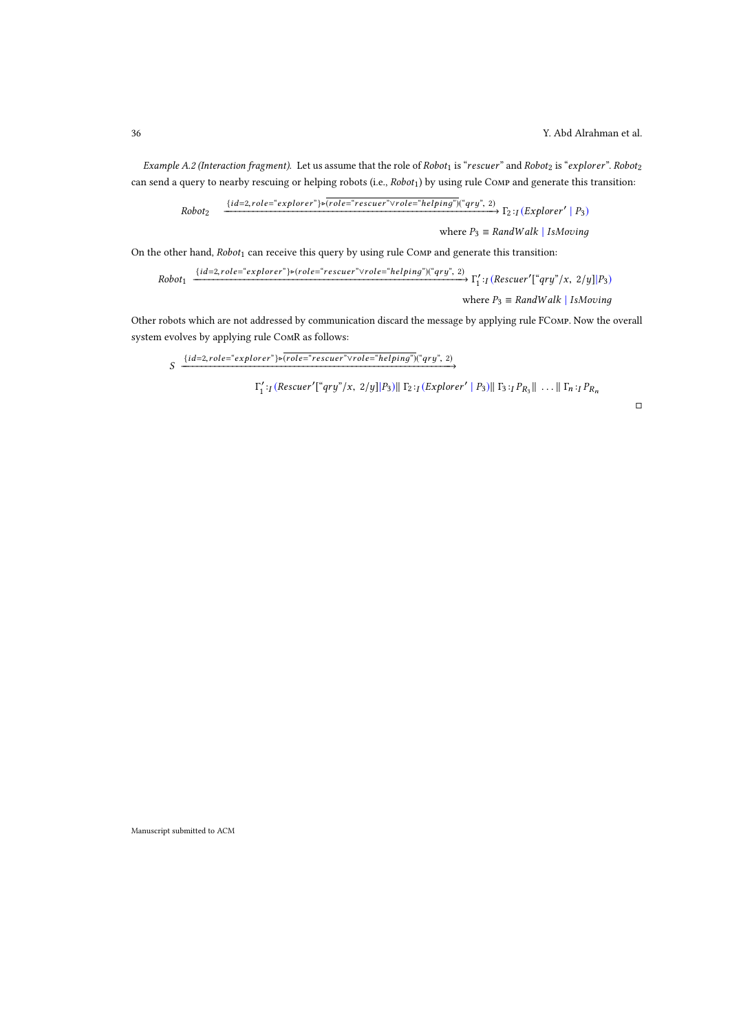*Example A.2 (Interaction fragment).* Let us assume that the role of $Robot_1$ is "*rescuer*" and $Robot_2$ is "*explorer*". $Robot_2$ can send a query to nearby rescuing or helping robots (i.e., $Robot_1$) by using rule Comp and generate this transition:

$$Robot_2 \xrightarrow{\{id=2, role=\text{"}explorer\text{"}\} \triangleright \overline{(role=\text{"}rescuer\text{"} \vee role=\text{"}helping\text{"})}(\text{"}qry\text{"},\ 2)} \Gamma_2 :_I (Explorer' \mid P_3)$$

$$\text{where } P_3 \equiv RandWalk \mid IsMoving$$

On the other hand, $Robot_1$ can receive this query by using rule Comp and generate this transition:

$$Robot_1 \xrightarrow{\{id=2, role=\text{"}explorer\text{"}\} \triangleright (role=\text{"}rescuer\text{"} \vee role=\text{"}helping\text{"})(\text{"}qry\text{"},\ 2)} \Gamma_1' :_I (Rescuer'[\text{"}qry\text{"}/x,\ 2/y] | P_3)$$

$$\text{where } P_3 \equiv RandWalk \mid IsMoving$$

Other robots which are not addressed by communication discard the message by applying rule FComp. Now the overall system evolves by applying rule ComR as follows:

$$S \xrightarrow{\{id=2, role=\text{"}explorer\text{"}\} \triangleright \overline{(role=\text{"}rescuer\text{"} \vee role=\text{"}helping\text{"})}(\text{"}qry\text{"},\ 2)}$$

$$\Gamma_1' :_I (Rescuer'[\text{"}qry\text{"}/x,\ 2/y] | P_3) \| \Gamma_2 :_I (Explorer' \mid P_3) \| \Gamma_3 :_I P_{R_3} \| \ \ldots \| \Gamma_n :_I P_{R_n}$$

□